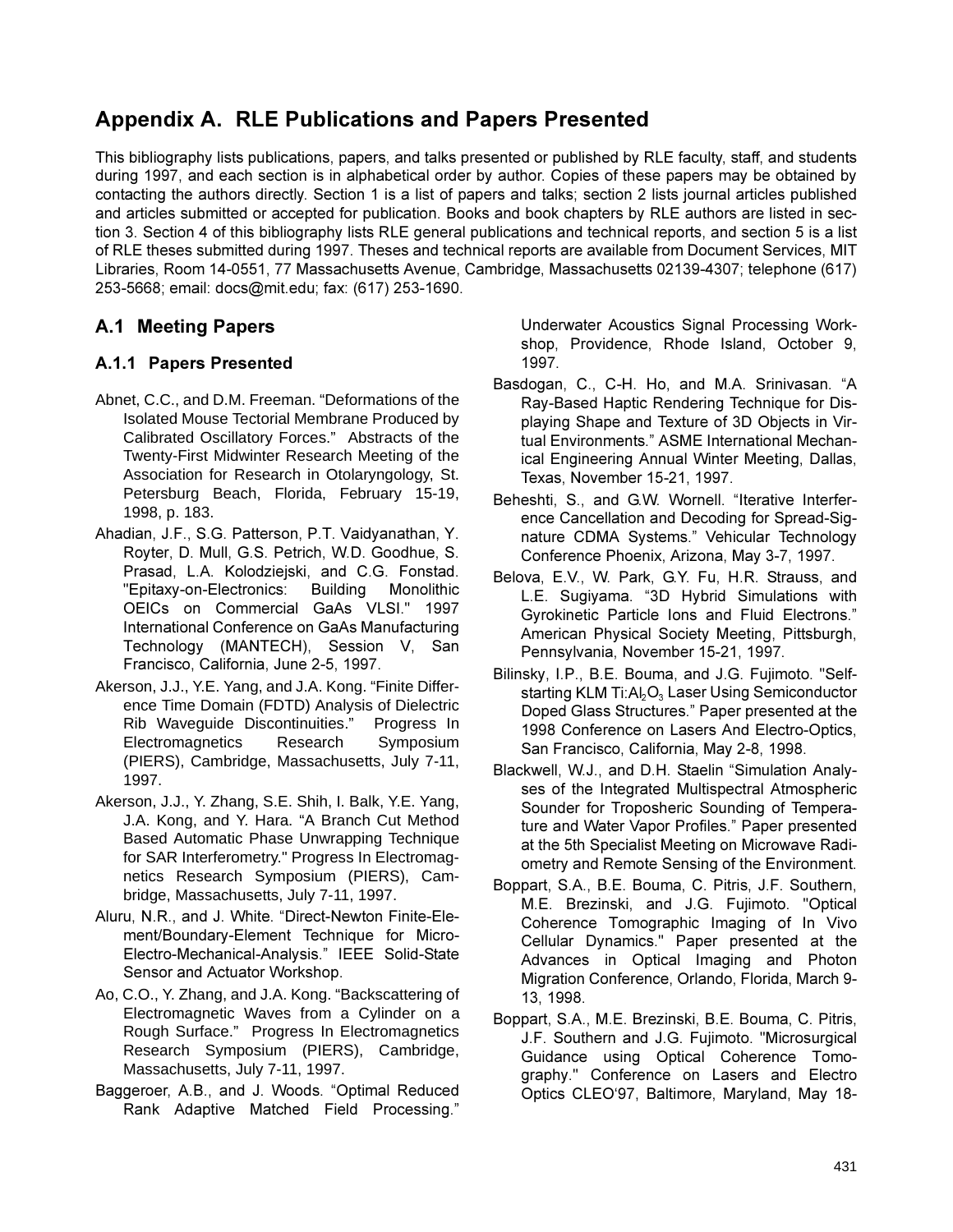# Appendix A. RLE Publications and Papers Presented

This bibliography lists publications, papers, and talks presented or published by RLE faculty, staff, and students during 1997, and each section is in alphabetical order by author. Copies of these papers may be obtained by contacting the authors directly. Section 1 is a list of papers and talks; section 2 lists journal articles published and articles submitted or accepted for publication. Books and book chapters by RLE authors are listed in section 3. Section 4 of this bibliography lists RLE general publications and technical reports, and section 5 is a list of RLE theses submitted during 1997. Theses and technical reports are available from Document Services, MIT Libraries, Room 14-0551, 77 Massachusetts Avenue, Cambridge, Massachusetts 02139-4307; telephone (617) 253-5668; email: docs@mit.edu; fax: (617) 253-1690.

## A.1 Meeting Papers

### A.1.1 Papers Presented

Abnet, C.C., and D.M. Freeman. "Deformations of the Isolated Mouse Tectorial Membrane Produced by Calibrated Oscillatory Forces." Abstracts of the Twenty-First Midwinter Research Meeting of the Association for Research in Otolaryngology, St. Petersburg Beach, Florida, February 15-19, 1998, p. 183.

Ahadian, J.F., S.G. Patterson, P.T. Vaidyanathan, Y. Royter, D. Mull, G.S. Petrich, W.D. Goodhue, S. Prasad, L.A. Kolodziejski, and C.G. Fonstad. "Epitaxy-on-Electronics: Building Monolithic OEICs on Commercial GaAs VLSI." 1997 International Conference on GaAs Manufacturing Technology (MANTECH), Session V, San Francisco, California, June 2-5, 1997.

Akerson, J.J., Y.E. Yang, and J.A. Kong. "Finite Difference Time Domain (FDTD) Analysis of Dielectric Rib Waveguide Discontinuities." Progress In Electromagnetics Research Symposium (PIERS), Cambridge, Massachusetts, July 7-11, 1997.

Akerson, J.J., Y. Zhang, S.E. Shih, I. Balk, Y.E. Yang, J.A. Kong, and Y. Hara. "A Branch Cut Method Based Automatic Phase Unwrapping Technique for SAR Interferometry." Progress In Electromagnetics Research Symposium (PIERS), Cambridge, Massachusetts, July 7-11, 1997.

Aluru, N.R., and J. White. "Direct-Newton Finite-Element/Boundary-Element Technique for Micro-Electro-Mechanical-Analysis." IEEE Solid-State Sensor and Actuator Workshop.

Ao, C.O., Y. Zhang, and J.A. Kong. "Backscattering of Electromagnetic Waves from a Cylinder on a Rough Surface." Progress In Electromagnetics Research Symposium (PIERS), Cambridge, Massachusetts, July 7-11, 1997.

Baggeroer, A.B., and J. Woods. "Optimal Reduced Rank Adaptive Matched Field Processing." Underwater Acoustics Signal Processing Workshop, Providence, Rhode Island, October 9, 1997.

Basdogan, C., C-H. Ho, and M.A. Srinivasan. "A Ray-Based Haptic Rendering Technique for Displaying Shape and Texture of 3D Objects in Virtual Environments." ASME International Mechanical Engineering Annual Winter Meeting, Dallas, Texas, November 15-21, 1997.

Beheshti, S., and G.W. Wornell. "Iterative Interference Cancellation and Decoding for Spread-Signature CDMA Systems." Vehicular Technology Conference Phoenix, Arizona, May 3-7, 1997.

Belova, E.V., W. Park, G.Y. Fu, H.R. Strauss, and L.E. Sugiyama. "3D Hybrid Simulations with Gyrokinetic Particle Ions and Fluid Electrons." American Physical Society Meeting, Pittsburgh, Pennsylvania, November 15-21, 1997.

Bilinsky, I.P., B.E. Bouma, and J.G. Fujimoto. "Self-starting KLM Ti:$Al_2O_3$ Laser Using Semiconductor Doped Glass Structures." Paper presented at the 1998 Conference on Lasers And Electro-Optics, San Francisco, California, May 2-8, 1998.

Blackwell, W.J., and D.H. Staelin "Simulation Analyses of the Integrated Multispectral Atmospheric Sounder for Troposheric Sounding of Temperature and Water Vapor Profiles." Paper presented at the 5th Specialist Meeting on Microwave Radiometry and Remote Sensing of the Environment.

Boppart, S.A., B.E. Bouma, C. Pitris, J.F. Southern, M.E. Brezinski, and J.G. Fujimoto. "Optical Coherence Tomographic Imaging of In Vivo Cellular Dynamics." Paper presented at the Advances in Optical Imaging and Photon Migration Conference, Orlando, Florida, March 9-13, 1998.

Boppart, S.A., M.E. Brezinski, B.E. Bouma, C. Pitris, J.F. Southern and J.G. Fujimoto. "Microsurgical Guidance using Optical Coherence Tomography." Conference on Lasers and Electro Optics CLEO'97, Baltimore, Maryland, May 18-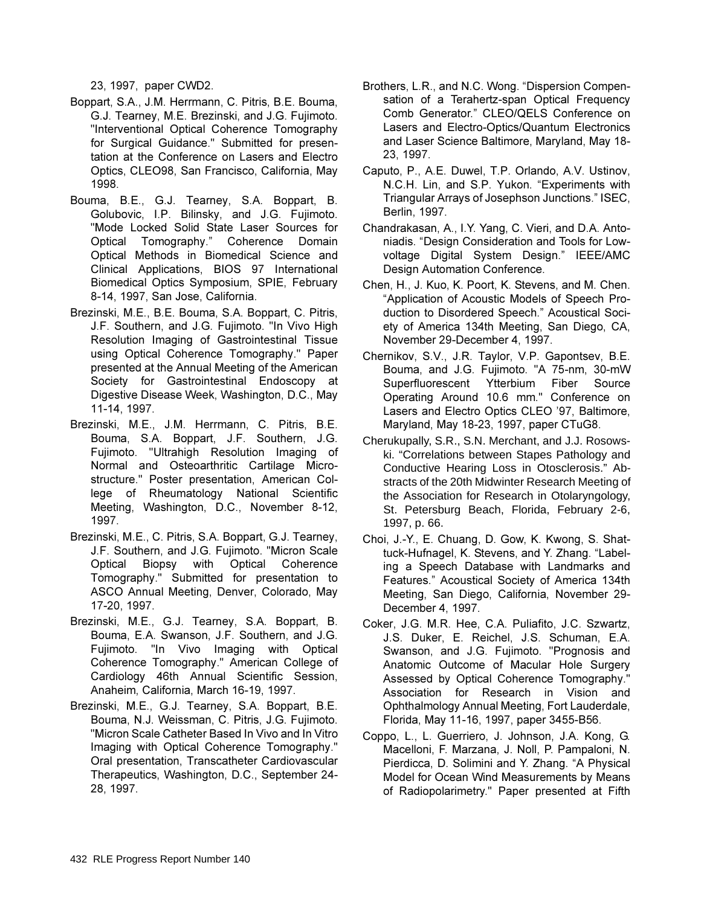23, 1997, paper CWD2.

Boppart, S.A., J.M. Herrmann, C. Pitris, B.E. Bouma, G.J. Tearney, M.E. Brezinski, and J.G. Fujimoto. "Interventional Optical Coherence Tomography for Surgical Guidance." Submitted for presentation at the Conference on Lasers and Electro Optics, CLEO98, San Francisco, California, May 1998.

Bouma, B.E., G.J. Tearney, S.A. Boppart, B. Golubovic, I.P. Bilinsky, and J.G. Fujimoto. "Mode Locked Solid State Laser Sources for Optical Tomography." Coherence Domain Optical Methods in Biomedical Science and Clinical Applications, BIOS 97 International Biomedical Optics Symposium, SPIE, February 8-14, 1997, San Jose, California.

Brezinski, M.E., B.E. Bouma, S.A. Boppart, C. Pitris, J.F. Southern, and J.G. Fujimoto. "In Vivo High Resolution Imaging of Gastrointestinal Tissue using Optical Coherence Tomography." Paper presented at the Annual Meeting of the American Society for Gastrointestinal Endoscopy at Digestive Disease Week, Washington, D.C., May 11-14, 1997.

Brezinski, M.E., J.M. Herrmann, C. Pitris, B.E. Bouma, S.A. Boppart, J.F. Southern, J.G. Fujimoto. "Ultrahigh Resolution Imaging of Normal and Osteoarthritic Cartilage Microstructure." Poster presentation, American College of Rheumatology National Scientific Meeting, Washington, D.C., November 8-12, 1997.

Brezinski, M.E., C. Pitris, S.A. Boppart, G.J. Tearney, J.F. Southern, and J.G. Fujimoto. "Micron Scale Optical Biopsy with Optical Coherence Tomography." Submitted for presentation to ASCO Annual Meeting, Denver, Colorado, May 17-20, 1997.

Brezinski, M.E., G.J. Tearney, S.A. Boppart, B. Bouma, E.A. Swanson, J.F. Southern, and J.G. Fujimoto. "In Vivo Imaging with Optical Coherence Tomography." American College of Cardiology 46th Annual Scientific Session, Anaheim, California, March 16-19, 1997.

Brezinski, M.E., G.J. Tearney, S.A. Boppart, B.E. Bouma, N.J. Weissman, C. Pitris, J.G. Fujimoto. "Micron Scale Catheter Based In Vivo and In Vitro Imaging with Optical Coherence Tomography." Oral presentation, Transcatheter Cardiovascular Therapeutics, Washington, D.C., September 24-28, 1997.

Brothers, L.R., and N.C. Wong. "Dispersion Compensation of a Terahertz-span Optical Frequency Comb Generator." CLEO/QELS Conference on Lasers and Electro-Optics/Quantum Electronics and Laser Science Baltimore, Maryland, May 18-23, 1997.

Caputo, P., A.E. Duwel, T.P. Orlando, A.V. Ustinov, N.C.H. Lin, and S.P. Yukon. "Experiments with Triangular Arrays of Josephson Junctions." ISEC, Berlin, 1997.

Chandrakasan, A., I.Y. Yang, C. Vieri, and D.A. Antoniadis. "Design Consideration and Tools for Low-voltage Digital System Design." IEEE/AMC Design Automation Conference.

Chen, H., J. Kuo, K. Poort, K. Stevens, and M. Chen. "Application of Acoustic Models of Speech Production to Disordered Speech." Acoustical Society of America 134th Meeting, San Diego, CA, November 29-December 4, 1997.

Chernikov, S.V., J.R. Taylor, V.P. Gapontsev, B.E. Bouma, and J.G. Fujimoto. "A 75-nm, 30-mW Superfluorescent Ytterbium Fiber Source Operating Around 10.6 mm." Conference on Lasers and Electro Optics CLEO '97, Baltimore, Maryland, May 18-23, 1997, paper CTuG8.

Cherukupally, S.R., S.N. Merchant, and J.J. Rosowski. "Correlations between Stapes Pathology and Conductive Hearing Loss in Otosclerosis." Abstracts of the 20th Midwinter Research Meeting of the Association for Research in Otolaryngology, St. Petersburg Beach, Florida, February 2-6, 1997, p. 66.

Choi, J.-Y., E. Chuang, D. Gow, K. Kwong, S. Shattuck-Hufnagel, K. Stevens, and Y. Zhang. "Labeling a Speech Database with Landmarks and Features." Acoustical Society of America 134th Meeting, San Diego, California, November 29-December 4, 1997.

Coker, J.G. M.R. Hee, C.A. Puliafito, J.C. Szwartz, J.S. Duker, E. Reichel, J.S. Schuman, E.A. Swanson, and J.G. Fujimoto. "Prognosis and Anatomic Outcome of Macular Hole Surgery Assessed by Optical Coherence Tomography." Association for Research in Vision and Ophthalmology Annual Meeting, Fort Lauderdale, Florida, May 11-16, 1997, paper 3455-B56.

Coppo, L., L. Guerriero, J. Johnson, J.A. Kong, G. Macelloni, F. Marzana, J. Noll, P. Pampaloni, N. Pierdicca, D. Solimini and Y. Zhang. "A Physical Model for Ocean Wind Measurements by Means of Radiopolarimetry." Paper presented at Fifth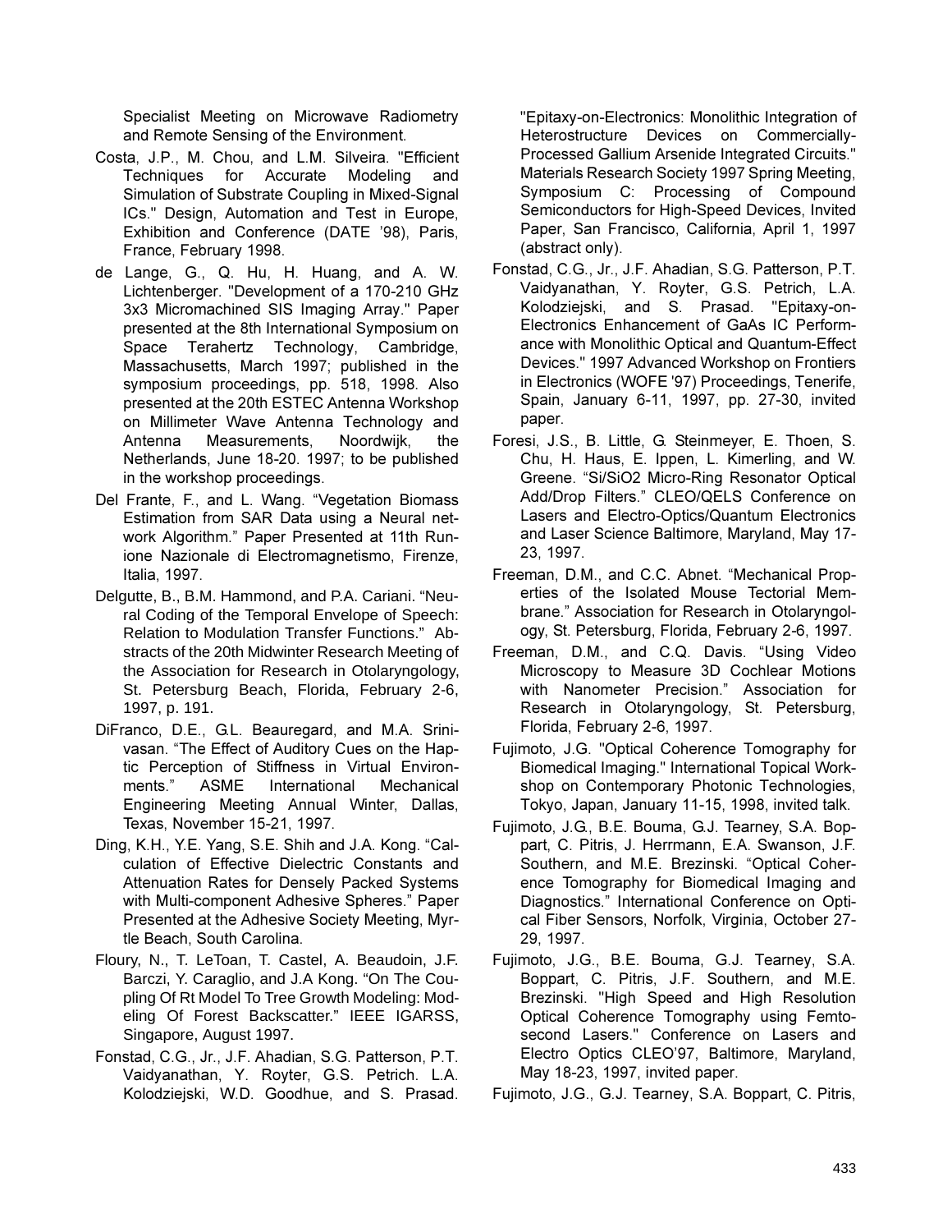Specialist Meeting on Microwave Radiometry and Remote Sensing of the Environment.

Costa, J.P., M. Chou, and L.M. Silveira. "Efficient Techniques for Accurate Modeling and Simulation of Substrate Coupling in Mixed-Signal ICs." Design, Automation and Test in Europe, Exhibition and Conference (DATE '98), Paris, France, February 1998.

de Lange, G., Q. Hu, H. Huang, and A. W. Lichtenberger. "Development of a 170-210 GHz 3x3 Micromachined SIS Imaging Array." Paper presented at the 8th International Symposium on Space Terahertz Technology, Cambridge, Massachusetts, March 1997; published in the symposium proceedings, pp. 518, 1998. Also presented at the 20th ESTEC Antenna Workshop on Millimeter Wave Antenna Technology and Antenna Measurements, Noordwijk, the Netherlands, June 18-20. 1997; to be published in the workshop proceedings.

Del Frante, F., and L. Wang. "Vegetation Biomass Estimation from SAR Data using a Neural network Algorithm." Paper Presented at 11th Runione Nazionale di Electromagnetismo, Firenze, Italia, 1997.

Delgutte, B., B.M. Hammond, and P.A. Cariani. "Neural Coding of the Temporal Envelope of Speech: Relation to Modulation Transfer Functions." Abstracts of the 20th Midwinter Research Meeting of the Association for Research in Otolaryngology, St. Petersburg Beach, Florida, February 2-6, 1997, p. 191.

DiFranco, D.E., G.L. Beauregard, and M.A. Srinivasan. "The Effect of Auditory Cues on the Haptic Perception of Stiffness in Virtual Environments." ASME International Mechanical Engineering Meeting Annual Winter, Dallas, Texas, November 15-21, 1997.

Ding, K.H., Y.E. Yang, S.E. Shih and J.A. Kong. "Calculation of Effective Dielectric Constants and Attenuation Rates for Densely Packed Systems with Multi-component Adhesive Spheres." Paper Presented at the Adhesive Society Meeting, Myrtle Beach, South Carolina.

Floury, N., T. LeToan, T. Castel, A. Beaudoin, J.F. Barczi, Y. Caraglio, and J.A Kong. "On The Coupling Of Rt Model To Tree Growth Modeling: Modeling Of Forest Backscatter." IEEE IGARSS, Singapore, August 1997.

Fonstad, C.G., Jr., J.F. Ahadian, S.G. Patterson, P.T. Vaidyanathan, Y. Royter, G.S. Petrich. L.A. Kolodziejski, W.D. Goodhue, and S. Prasad. "Epitaxy-on-Electronics: Monolithic Integration of Heterostructure Devices on Commercially-Processed Gallium Arsenide Integrated Circuits." Materials Research Society 1997 Spring Meeting, Symposium C: Processing of Compound Semiconductors for High-Speed Devices, Invited Paper, San Francisco, California, April 1, 1997 (abstract only).

Fonstad, C.G., Jr., J.F. Ahadian, S.G. Patterson, P.T. Vaidyanathan, Y. Royter, G.S. Petrich, L.A. Kolodziejski, and S. Prasad. "Epitaxy-on-Electronics Enhancement of GaAs IC Performance with Monolithic Optical and Quantum-Effect Devices." 1997 Advanced Workshop on Frontiers in Electronics (WOFE '97) Proceedings, Tenerife, Spain, January 6-11, 1997, pp. 27-30, invited paper.

Foresi, J.S., B. Little, G. Steinmeyer, E. Thoen, S. Chu, H. Haus, E. Ippen, L. Kimerling, and W. Greene. "Si/SiO2 Micro-Ring Resonator Optical Add/Drop Filters." CLEO/QELS Conference on Lasers and Electro-Optics/Quantum Electronics and Laser Science Baltimore, Maryland, May 17-23, 1997.

Freeman, D.M., and C.C. Abnet. "Mechanical Properties of the Isolated Mouse Tectorial Membrane." Association for Research in Otolaryngology, St. Petersburg, Florida, February 2-6, 1997.

Freeman, D.M., and C.Q. Davis. "Using Video Microscopy to Measure 3D Cochlear Motions with Nanometer Precision." Association for Research in Otolaryngology, St. Petersburg, Florida, February 2-6, 1997.

Fujimoto, J.G. "Optical Coherence Tomography for Biomedical Imaging." International Topical Workshop on Contemporary Photonic Technologies, Tokyo, Japan, January 11-15, 1998, invited talk.

Fujimoto, J.G., B.E. Bouma, G.J. Tearney, S.A. Boppart, C. Pitris, J. Herrmann, E.A. Swanson, J.F. Southern, and M.E. Brezinski. "Optical Coherence Tomography for Biomedical Imaging and Diagnostics." International Conference on Optical Fiber Sensors, Norfolk, Virginia, October 27-29, 1997.

Fujimoto, J.G., B.E. Bouma, G.J. Tearney, S.A. Boppart, C. Pitris, J.F. Southern, and M.E. Brezinski. "High Speed and High Resolution Optical Coherence Tomography using Femtosecond Lasers." Conference on Lasers and Electro Optics CLEO'97, Baltimore, Maryland, May 18-23, 1997, invited paper.

Fujimoto, J.G., G.J. Tearney, S.A. Boppart, C. Pitris,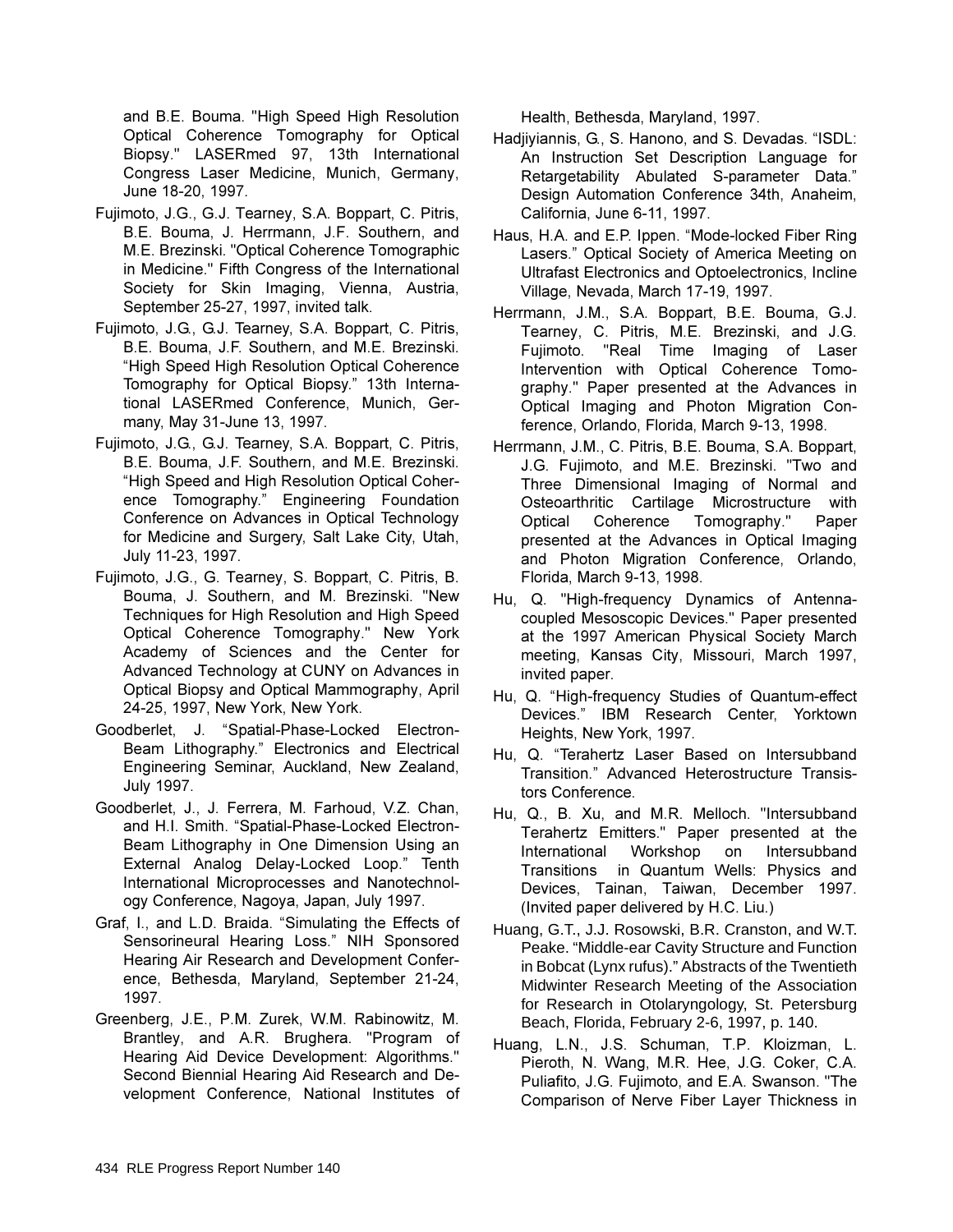and B.E. Bouma. "High Speed High Resolution Optical Coherence Tomography for Optical Biopsy." LASERmed 97, 13th International Congress Laser Medicine, Munich, Germany, June 18-20, 1997.

Fujimoto, J.G., G.J. Tearney, S.A. Boppart, C. Pitris, B.E. Bouma, J. Herrmann, J.F. Southern, and M.E. Brezinski. "Optical Coherence Tomographic in Medicine." Fifth Congress of the International Society for Skin Imaging, Vienna, Austria, September 25-27, 1997, invited talk.

Fujimoto, J.G., G.J. Tearney, S.A. Boppart, C. Pitris, B.E. Bouma, J.F. Southern, and M.E. Brezinski. "High Speed High Resolution Optical Coherence Tomography for Optical Biopsy." 13th International LASERmed Conference, Munich, Germany, May 31-June 13, 1997.

Fujimoto, J.G., G.J. Tearney, S.A. Boppart, C. Pitris, B.E. Bouma, J.F. Southern, and M.E. Brezinski. "High Speed and High Resolution Optical Coherence Tomography." Engineering Foundation Conference on Advances in Optical Technology for Medicine and Surgery, Salt Lake City, Utah, July 11-23, 1997.

Fujimoto, J.G., G. Tearney, S. Boppart, C. Pitris, B. Bouma, J. Southern, and M. Brezinski. "New Techniques for High Resolution and High Speed Optical Coherence Tomography." New York Academy of Sciences and the Center for Advanced Technology at CUNY on Advances in Optical Biopsy and Optical Mammography, April 24-25, 1997, New York, New York.

Goodberlet, J. "Spatial-Phase-Locked Electron-Beam Lithography." Electronics and Electrical Engineering Seminar, Auckland, New Zealand, July 1997.

Goodberlet, J., J. Ferrera, M. Farhoud, V.Z. Chan, and H.I. Smith. "Spatial-Phase-Locked Electron-Beam Lithography in One Dimension Using an External Analog Delay-Locked Loop." Tenth International Microprocesses and Nanotechnology Conference, Nagoya, Japan, July 1997.

Graf, I., and L.D. Braida. "Simulating the Effects of Sensorineural Hearing Loss." NIH Sponsored Hearing Air Research and Development Conference, Bethesda, Maryland, September 21-24, 1997.

Greenberg, J.E., P.M. Zurek, W.M. Rabinowitz, M. Brantley, and A.R. Brughera. "Program of Hearing Aid Device Development: Algorithms." Second Biennial Hearing Aid Research and Development Conference, National Institutes of Health, Bethesda, Maryland, 1997.

Hadjiyiannis, G., S. Hanono, and S. Devadas. "ISDL: An Instruction Set Description Language for Retargetability Abulated S-parameter Data." Design Automation Conference 34th, Anaheim, California, June 6-11, 1997.

Haus, H.A. and E.P. Ippen. "Mode-locked Fiber Ring Lasers." Optical Society of America Meeting on Ultrafast Electronics and Optoelectronics, Incline Village, Nevada, March 17-19, 1997.

Herrmann, J.M., S.A. Boppart, B.E. Bouma, G.J. Tearney, C. Pitris, M.E. Brezinski, and J.G. Fujimoto. "Real Time Imaging of Laser Intervention with Optical Coherence Tomography." Paper presented at the Advances in Optical Imaging and Photon Migration Conference, Orlando, Florida, March 9-13, 1998.

Herrmann, J.M., C. Pitris, B.E. Bouma, S.A. Boppart, J.G. Fujimoto, and M.E. Brezinski. "Two and Three Dimensional Imaging of Normal and Osteoarthritic Cartilage Microstructure with Optical Coherence Tomography." Paper presented at the Advances in Optical Imaging and Photon Migration Conference, Orlando, Florida, March 9-13, 1998.

Hu, Q. "High-frequency Dynamics of Antenna-coupled Mesoscopic Devices." Paper presented at the 1997 American Physical Society March meeting, Kansas City, Missouri, March 1997, invited paper.

Hu, Q. "High-frequency Studies of Quantum-effect Devices." IBM Research Center, Yorktown Heights, New York, 1997.

Hu, Q. "Terahertz Laser Based on Intersubband Transition." Advanced Heterostructure Transistors Conference.

Hu, Q., B. Xu, and M.R. Melloch. "Intersubband Terahertz Emitters." Paper presented at the International Workshop on Intersubband Transitions in Quantum Wells: Physics and Devices, Tainan, Taiwan, December 1997. (Invited paper delivered by H.C. Liu.)

Huang, G.T., J.J. Rosowski, B.R. Cranston, and W.T. Peake. "Middle-ear Cavity Structure and Function in Bobcat (Lynx rufus)." Abstracts of the Twentieth Midwinter Research Meeting of the Association for Research in Otolaryngology, St. Petersburg Beach, Florida, February 2-6, 1997, p. 140.

Huang, L.N., J.S. Schuman, T.P. Kloizman, L. Pieroth, N. Wang, M.R. Hee, J.G. Coker, C.A. Puliafito, J.G. Fujimoto, and E.A. Swanson. "The Comparison of Nerve Fiber Layer Thickness in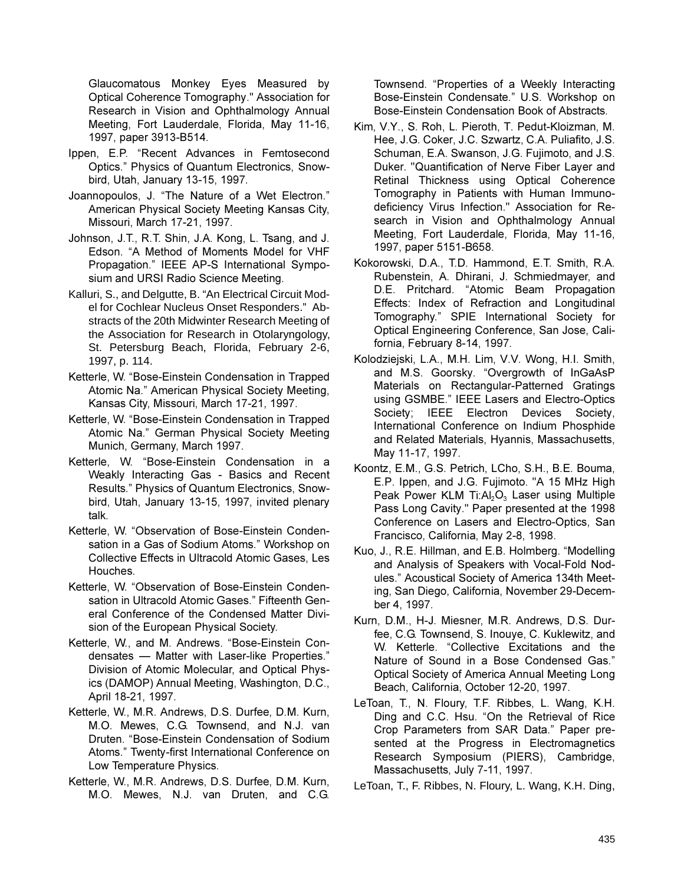Glaucomatous Monkey Eyes Measured by Optical Coherence Tomography." Association for Research in Vision and Ophthalmology Annual Meeting, Fort Lauderdale, Florida, May 11-16, 1997, paper 3913-B514.

Ippen, E.P. "Recent Advances in Femtosecond Optics." Physics of Quantum Electronics, Snowbird, Utah, January 13-15, 1997.

Joannopoulos, J. "The Nature of a Wet Electron." American Physical Society Meeting Kansas City, Missouri, March 17-21, 1997.

Johnson, J.T., R.T. Shin, J.A. Kong, L. Tsang, and J. Edson. "A Method of Moments Model for VHF Propagation." IEEE AP-S International Symposium and URSI Radio Science Meeting.

Kalluri, S., and Delgutte, B. "An Electrical Circuit Model for Cochlear Nucleus Onset Responders." Abstracts of the 20th Midwinter Research Meeting of the Association for Research in Otolaryngology, St. Petersburg Beach, Florida, February 2-6, 1997, p. 114.

Ketterle, W. "Bose-Einstein Condensation in Trapped Atomic Na." American Physical Society Meeting, Kansas City, Missouri, March 17-21, 1997.

Ketterle, W. "Bose-Einstein Condensation in Trapped Atomic Na." German Physical Society Meeting Munich, Germany, March 1997.

Ketterle, W. "Bose-Einstein Condensation in a Weakly Interacting Gas - Basics and Recent Results." Physics of Quantum Electronics, Snowbird, Utah, January 13-15, 1997, invited plenary talk.

Ketterle, W. "Observation of Bose-Einstein Condensation in a Gas of Sodium Atoms." Workshop on Collective Effects in Ultracold Atomic Gases, Les Houches.

Ketterle, W. "Observation of Bose-Einstein Condensation in Ultracold Atomic Gases." Fifteenth General Conference of the Condensed Matter Division of the European Physical Society.

Ketterle, W., and M. Andrews. "Bose-Einstein Condensates — Matter with Laser-like Properties." Division of Atomic Molecular, and Optical Physics (DAMOP) Annual Meeting, Washington, D.C., April 18-21, 1997.

Ketterle, W., M.R. Andrews, D.S. Durfee, D.M. Kurn, M.O. Mewes, C.G. Townsend, and N.J. van Druten. "Bose-Einstein Condensation of Sodium Atoms." Twenty-first International Conference on Low Temperature Physics.

Ketterle, W., M.R. Andrews, D.S. Durfee, D.M. Kurn, M.O. Mewes, N.J. van Druten, and C.G. Townsend. "Properties of a Weekly Interacting Bose-Einstein Condensate." U.S. Workshop on Bose-Einstein Condensation Book of Abstracts.

Kim, V.Y., S. Roh, L. Pieroth, T. Pedut-Kloizman, M. Hee, J.G. Coker, J.C. Szwartz, C.A. Puliafito, J.S. Schuman, E.A. Swanson, J.G. Fujimoto, and J.S. Duker. "Quantification of Nerve Fiber Layer and Retinal Thickness using Optical Coherence Tomography in Patients with Human Immunodeficiency Virus Infection." Association for Research in Vision and Ophthalmology Annual Meeting, Fort Lauderdale, Florida, May 11-16, 1997, paper 5151-B658.

Kokorowski, D.A., T.D. Hammond, E.T. Smith, R.A. Rubenstein, A. Dhirani, J. Schmiedmayer, and D.E. Pritchard. "Atomic Beam Propagation Effects: Index of Refraction and Longitudinal Tomography." SPIE International Society for Optical Engineering Conference, San Jose, California, February 8-14, 1997.

Kolodziejski, L.A., M.H. Lim, V.V. Wong, H.I. Smith, and M.S. Goorsky. "Overgrowth of InGaAsP Materials on Rectangular-Patterned Gratings using GSMBE." IEEE Lasers and Electro-Optics Society; IEEE Electron Devices Society, International Conference on Indium Phosphide and Related Materials, Hyannis, Massachusetts, May 11-17, 1997.

Koontz, E.M., G.S. Petrich, LCho, S.H., B.E. Bouma, E.P. Ippen, and J.G. Fujimoto. "A 15 MHz High Peak Power KLM Ti:$Al_2O_3$ Laser using Multiple Pass Long Cavity." Paper presented at the 1998 Conference on Lasers and Electro-Optics, San Francisco, California, May 2-8, 1998.

Kuo, J., R.E. Hillman, and E.B. Holmberg. "Modelling and Analysis of Speakers with Vocal-Fold Nodules." Acoustical Society of America 134th Meeting, San Diego, California, November 29-December 4, 1997.

Kurn, D.M., H-J. Miesner, M.R. Andrews, D.S. Durfee, C.G. Townsend, S. Inouye, C. Kuklewitz, and W. Ketterle. "Collective Excitations and the Nature of Sound in a Bose Condensed Gas." Optical Society of America Annual Meeting Long Beach, California, October 12-20, 1997.

LeToan, T., N. Floury, T.F. Ribbes, L. Wang, K.H. Ding and C.C. Hsu. "On the Retrieval of Rice Crop Parameters from SAR Data." Paper presented at the Progress in Electromagnetics Research Symposium (PIERS), Cambridge, Massachusetts, July 7-11, 1997.

LeToan, T., F. Ribbes, N. Floury, L. Wang, K.H. Ding,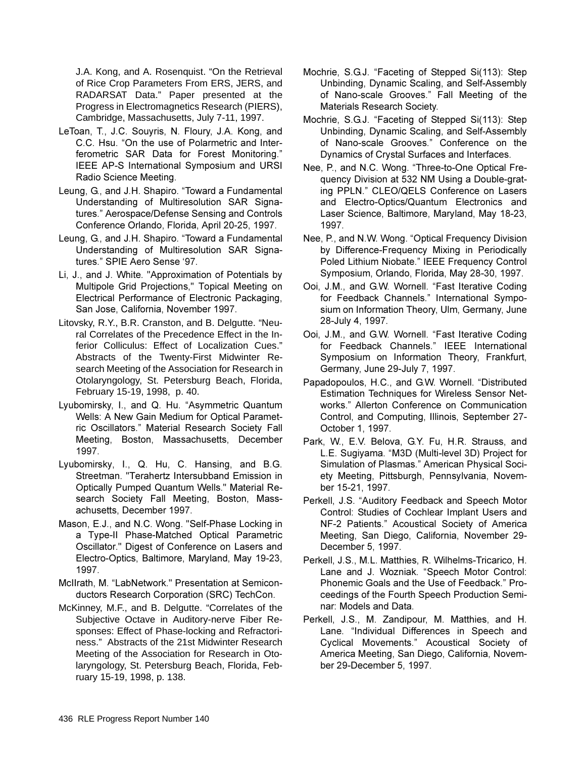J.A. Kong, and A. Rosenquist. “On the Retrieval of Rice Crop Parameters From ERS, JERS, and RADARSAT Data.” Paper presented at the Progress in Electromagnetics Research (PIERS), Cambridge, Massachusetts, July 7-11, 1997.

LeToan, T., J.C. Souyris, N. Floury, J.A. Kong, and C.C. Hsu. “On the use of Polarmetric and Interferometric SAR Data for Forest Monitoring.” IEEE AP-S International Symposium and URSI Radio Science Meeting.

Leung, G., and J.H. Shapiro. “Toward a Fundamental Understanding of Multiresolution SAR Signatures.” Aerospace/Defense Sensing and Controls Conference Orlando, Florida, April 20-25, 1997.

Leung, G., and J.H. Shapiro. “Toward a Fundamental Understanding of Multiresolution SAR Signatures.” SPIE Aero Sense ‘97.

Li, J., and J. White. "Approximation of Potentials by Multipole Grid Projections," Topical Meeting on Electrical Performance of Electronic Packaging, San Jose, California, November 1997.

Litovsky, R.Y., B.R. Cranston, and B. Delgutte. “Neural Correlates of the Precedence Effect in the Inferior Colliculus: Effect of Localization Cues.” Abstracts of the Twenty-First Midwinter Research Meeting of the Association for Research in Otolaryngology, St. Petersburg Beach, Florida, February 15-19, 1998, p. 40.

Lyubomirsky, I., and Q. Hu. “Asymmetric Quantum Wells: A New Gain Medium for Optical Parametric Oscillators.” Material Research Society Fall Meeting, Boston, Massachusetts, December 1997.

Lyubomirsky, I., Q. Hu, C. Hansing, and B.G. Streetman. "Terahertz Intersubband Emission in Optically Pumped Quantum Wells." Material Research Society Fall Meeting, Boston, Massachusetts, December 1997.

Mason, E.J., and N.C. Wong. "Self-Phase Locking in a Type-II Phase-Matched Optical Parametric Oscillator." Digest of Conference on Lasers and Electro-Optics, Baltimore, Maryland, May 19-23, 1997.

McIlrath, M. “LabNetwork." Presentation at Semiconductors Research Corporation (SRC) TechCon.

McKinney, M.F., and B. Delgutte. “Correlates of the Subjective Octave in Auditory-nerve Fiber Responses: Effect of Phase-locking and Refractoriness.” Abstracts of the 21st Midwinter Research Meeting of the Association for Research in Otolaryngology, St. Petersburg Beach, Florida, February 15-19, 1998, p. 138.

Mochrie, S.G.J. “Faceting of Stepped Si(113): Step Unbinding, Dynamic Scaling, and Self-Assembly of Nano-scale Grooves.” Fall Meeting of the Materials Research Society.

Mochrie, S.G.J. “Faceting of Stepped Si(113): Step Unbinding, Dynamic Scaling, and Self-Assembly of Nano-scale Grooves.” Conference on the Dynamics of Crystal Surfaces and Interfaces.

Nee, P., and N.C. Wong. “Three-to-One Optical Frequency Division at 532 NM Using a Double-grating PPLN.” CLEO/QELS Conference on Lasers and Electro-Optics/Quantum Electronics and Laser Science, Baltimore, Maryland, May 18-23, 1997.

Nee, P., and N.W. Wong. “Optical Frequency Division by Difference-Frequency Mixing in Periodically Poled Lithium Niobate.” IEEE Frequency Control Symposium, Orlando, Florida, May 28-30, 1997.

Ooi, J.M., and G.W. Wornell. “Fast Iterative Coding for Feedback Channels.” International Symposium on Information Theory, Ulm, Germany, June 28-July 4, 1997.

Ooi, J.M., and G.W. Wornell. “Fast Iterative Coding for Feedback Channels.” IEEE International Symposium on Information Theory, Frankfurt, Germany, June 29-July 7, 1997.

Papadopoulos, H.C., and G.W. Wornell. “Distributed Estimation Techniques for Wireless Sensor Networks.” Allerton Conference on Communication Control, and Computing, Illinois, September 27-October 1, 1997.

Park, W., E.V. Belova, G.Y. Fu, H.R. Strauss, and L.E. Sugiyama. “M3D (Multi-level 3D) Project for Simulation of Plasmas.” American Physical Society Meeting, Pittsburgh, Pennsylvania, November 15-21, 1997.

Perkell, J.S. “Auditory Feedback and Speech Motor Control: Studies of Cochlear Implant Users and NF-2 Patients.” Acoustical Society of America Meeting, San Diego, California, November 29-December 5, 1997.

Perkell, J.S., M.L. Matthies, R. Wilhelms-Tricarico, H. Lane and J. Wozniak. “Speech Motor Control: Phonemic Goals and the Use of Feedback.” Proceedings of the Fourth Speech Production Seminar: Models and Data.

Perkell, J.S., M. Zandipour, M. Matthies, and H. Lane. “Individual Differences in Speech and Cyclical Movements.” Acoustical Society of America Meeting, San Diego, California, November 29-December 5, 1997.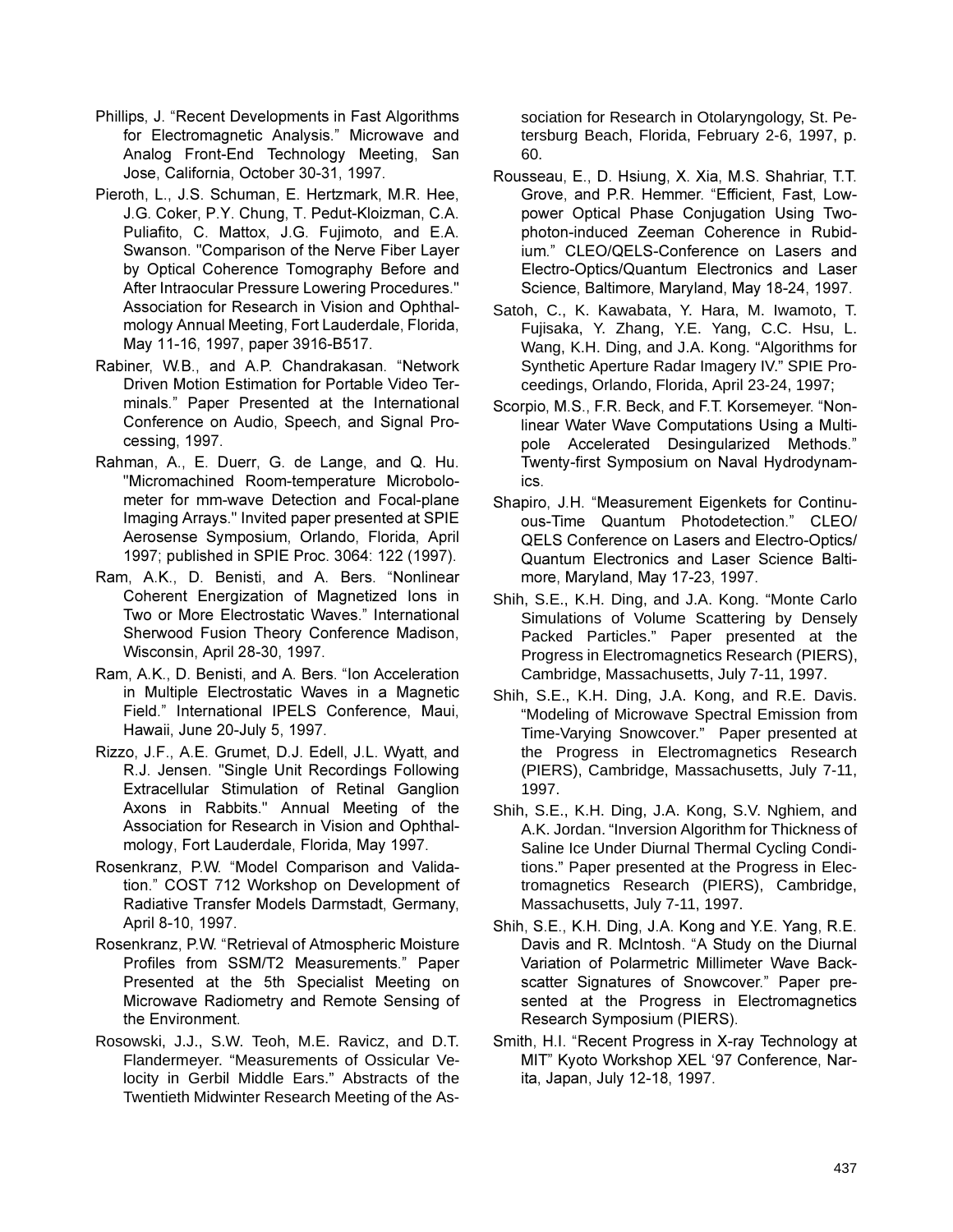Phillips, J. "Recent Developments in Fast Algorithms for Electromagnetic Analysis." Microwave and Analog Front-End Technology Meeting, San Jose, California, October 30-31, 1997.

Pieroth, L., J.S. Schuman, E. Hertzmark, M.R. Hee, J.G. Coker, P.Y. Chung, T. Pedut-Kloizman, C.A. Puliafito, C. Mattox, J.G. Fujimoto, and E.A. Swanson. "Comparison of the Nerve Fiber Layer by Optical Coherence Tomography Before and After Intraocular Pressure Lowering Procedures." Association for Research in Vision and Ophthalmology Annual Meeting, Fort Lauderdale, Florida, May 11-16, 1997, paper 3916-B517.

Rabiner, W.B., and A.P. Chandrakasan. "Network Driven Motion Estimation for Portable Video Terminals." Paper Presented at the International Conference on Audio, Speech, and Signal Processing, 1997.

Rahman, A., E. Duerr, G. de Lange, and Q. Hu. "Micromachined Room-temperature Microbolometer for mm-wave Detection and Focal-plane Imaging Arrays." Invited paper presented at SPIE Aerosense Symposium, Orlando, Florida, April 1997; published in SPIE Proc. 3064: 122 (1997).

Ram, A.K., D. Benisti, and A. Bers. "Nonlinear Coherent Energization of Magnetized Ions in Two or More Electrostatic Waves." International Sherwood Fusion Theory Conference Madison, Wisconsin, April 28-30, 1997.

Ram, A.K., D. Benisti, and A. Bers. "Ion Acceleration in Multiple Electrostatic Waves in a Magnetic Field." International IPELS Conference, Maui, Hawaii, June 20-July 5, 1997.

Rizzo, J.F., A.E. Grumet, D.J. Edell, J.L. Wyatt, and R.J. Jensen. "Single Unit Recordings Following Extracellular Stimulation of Retinal Ganglion Axons in Rabbits." Annual Meeting of the Association for Research in Vision and Ophthalmology, Fort Lauderdale, Florida, May 1997.

Rosenkranz, P.W. "Model Comparison and Validation." COST 712 Workshop on Development of Radiative Transfer Models Darmstadt, Germany, April 8-10, 1997.

Rosenkranz, P.W. "Retrieval of Atmospheric Moisture Profiles from SSM/T2 Measurements." Paper Presented at the 5th Specialist Meeting on Microwave Radiometry and Remote Sensing of the Environment.

Rosowski, J.J., S.W. Teoh, M.E. Ravicz, and D.T. Flandermeyer. "Measurements of Ossicular Velocity in Gerbil Middle Ears." Abstracts of the Twentieth Midwinter Research Meeting of the Association for Research in Otolaryngology, St. Petersburg Beach, Florida, February 2-6, 1997, p. 60.

Rousseau, E., D. Hsiung, X. Xia, M.S. Shahriar, T.T. Grove, and P.R. Hemmer. "Efficient, Fast, Low-power Optical Phase Conjugation Using Two-photon-induced Zeeman Coherence in Rubidium." CLEO/QELS-Conference on Lasers and Electro-Optics/Quantum Electronics and Laser Science, Baltimore, Maryland, May 18-24, 1997.

Satoh, C., K. Kawabata, Y. Hara, M. Iwamoto, T. Fujisaka, Y. Zhang, Y.E. Yang, C.C. Hsu, L. Wang, K.H. Ding, and J.A. Kong. "Algorithms for Synthetic Aperture Radar Imagery IV." SPIE Proceedings, Orlando, Florida, April 23-24, 1997;

Scorpio, M.S., F.R. Beck, and F.T. Korsemeyer. "Nonlinear Water Wave Computations Using a Multipole Accelerated Desingularized Methods." Twenty-first Symposium on Naval Hydrodynamics.

Shapiro, J.H. "Measurement Eigenkets for Continuous-Time Quantum Photodetection." CLEO/QELS Conference on Lasers and Electro-Optics/Quantum Electronics and Laser Science Baltimore, Maryland, May 17-23, 1997.

Shih, S.E., K.H. Ding, and J.A. Kong. "Monte Carlo Simulations of Volume Scattering by Densely Packed Particles." Paper presented at the Progress in Electromagnetics Research (PIERS), Cambridge, Massachusetts, July 7-11, 1997.

Shih, S.E., K.H. Ding, J.A. Kong, and R.E. Davis. "Modeling of Microwave Spectral Emission from Time-Varying Snowcover." Paper presented at the Progress in Electromagnetics Research (PIERS), Cambridge, Massachusetts, July 7-11, 1997.

Shih, S.E., K.H. Ding, J.A. Kong, S.V. Nghiem, and A.K. Jordan. "Inversion Algorithm for Thickness of Saline Ice Under Diurnal Thermal Cycling Conditions." Paper presented at the Progress in Electromagnetics Research (PIERS), Cambridge, Massachusetts, July 7-11, 1997.

Shih, S.E., K.H. Ding, J.A. Kong and Y.E. Yang, R.E. Davis and R. McIntosh. "A Study on the Diurnal Variation of Polarmetric Millimeter Wave Backscatter Signatures of Snowcover." Paper presented at the Progress in Electromagnetics Research Symposium (PIERS).

Smith, H.I. "Recent Progress in X-ray Technology at MIT" Kyoto Workshop XEL '97 Conference, Narita, Japan, July 12-18, 1997.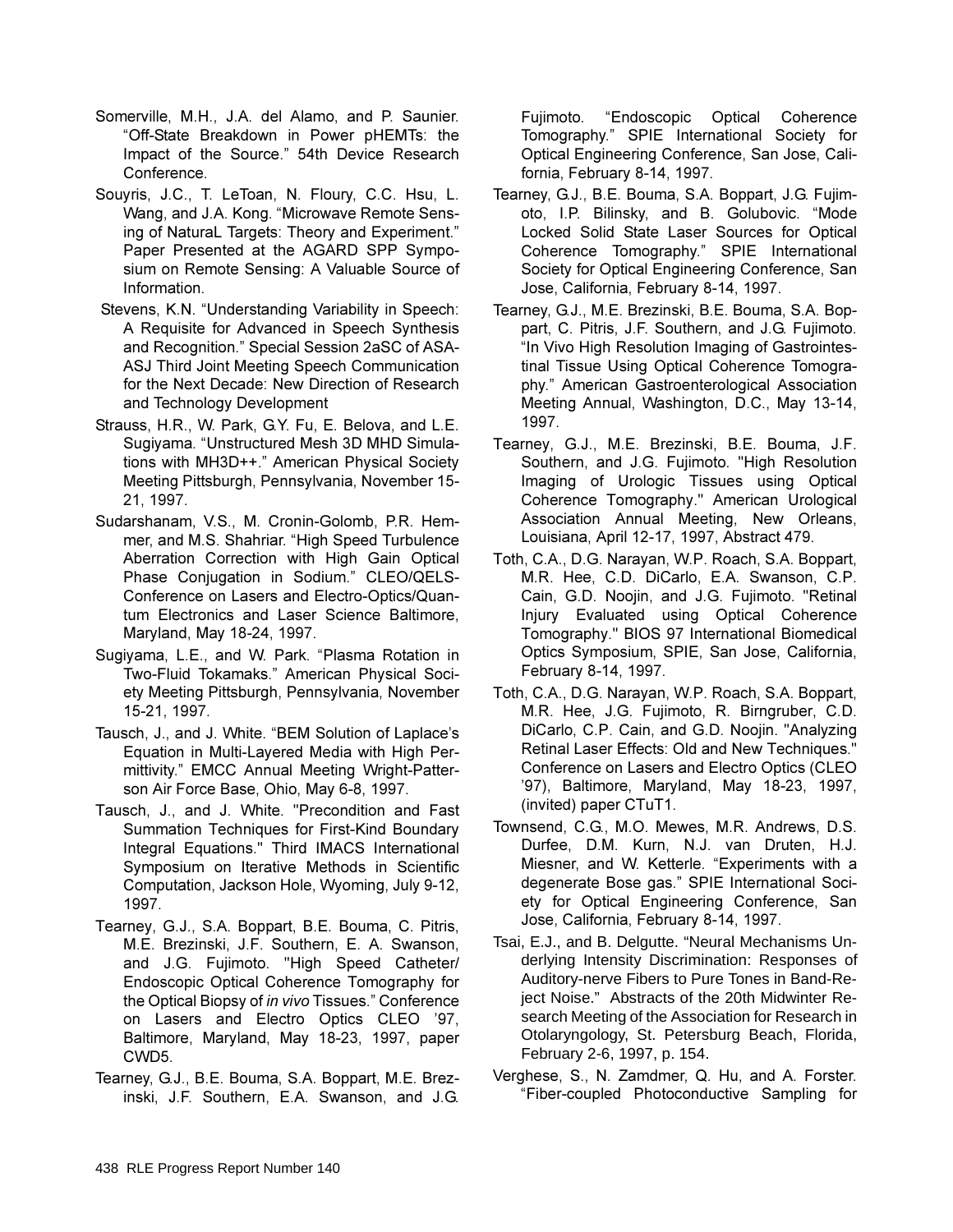Somerville, M.H., J.A. del Alamo, and P. Saunier. "Off-State Breakdown in Power pHEMTs: the Impact of the Source." 54th Device Research Conference.

Souyris, J.C., T. LeToan, N. Floury, C.C. Hsu, L. Wang, and J.A. Kong. "Microwave Remote Sensing of NaturaL Targets: Theory and Experiment." Paper Presented at the AGARD SPP Symposium on Remote Sensing: A Valuable Source of Information.

Stevens, K.N. "Understanding Variability in Speech: A Requisite for Advanced in Speech Synthesis and Recognition." Special Session 2aSC of ASA-ASJ Third Joint Meeting Speech Communication for the Next Decade: New Direction of Research and Technology Development

Strauss, H.R., W. Park, G.Y. Fu, E. Belova, and L.E. Sugiyama. "Unstructured Mesh 3D MHD Simulations with MH3D++." American Physical Society Meeting Pittsburgh, Pennsylvania, November 15-21, 1997.

Sudarshanam, V.S., M. Cronin-Golomb, P.R. Hemmer, and M.S. Shahriar. "High Speed Turbulence Aberration Correction with High Gain Optical Phase Conjugation in Sodium." CLEO/QELS-Conference on Lasers and Electro-Optics/Quantum Electronics and Laser Science Baltimore, Maryland, May 18-24, 1997.

Sugiyama, L.E., and W. Park. "Plasma Rotation in Two-Fluid Tokamaks." American Physical Society Meeting Pittsburgh, Pennsylvania, November 15-21, 1997.

Tausch, J., and J. White. "BEM Solution of Laplace's Equation in Multi-Layered Media with High Permittivity." EMCC Annual Meeting Wright-Patterson Air Force Base, Ohio, May 6-8, 1997.

Tausch, J., and J. White. "Precondition and Fast Summation Techniques for First-Kind Boundary Integral Equations." Third IMACS International Symposium on Iterative Methods in Scientific Computation, Jackson Hole, Wyoming, July 9-12, 1997.

Tearney, G.J., S.A. Boppart, B.E. Bouma, C. Pitris, M.E. Brezinski, J.F. Southern, E. A. Swanson, and J.G. Fujimoto. "High Speed Catheter/Endoscopic Optical Coherence Tomography for the Optical Biopsy of *in vivo* Tissues." Conference on Lasers and Electro Optics CLEO '97, Baltimore, Maryland, May 18-23, 1997, paper CWD5.

Tearney, G.J., B.E. Bouma, S.A. Boppart, M.E. Brezinski, J.F. Southern, E.A. Swanson, and J.G. Fujimoto. "Endoscopic Optical Coherence Tomography." SPIE International Society for Optical Engineering Conference, San Jose, California, February 8-14, 1997.

Tearney, G.J., B.E. Bouma, S.A. Boppart, J.G. Fujimoto, I.P. Bilinsky, and B. Golubovic. "Mode Locked Solid State Laser Sources for Optical Coherence Tomography." SPIE International Society for Optical Engineering Conference, San Jose, California, February 8-14, 1997.

Tearney, G.J., M.E. Brezinski, B.E. Bouma, S.A. Boppart, C. Pitris, J.F. Southern, and J.G. Fujimoto. "In Vivo High Resolution Imaging of Gastrointestinal Tissue Using Optical Coherence Tomography." American Gastroenterological Association Meeting Annual, Washington, D.C., May 13-14, 1997.

Tearney, G.J., M.E. Brezinski, B.E. Bouma, J.F. Southern, and J.G. Fujimoto. "High Resolution Imaging of Urologic Tissues using Optical Coherence Tomography." American Urological Association Annual Meeting, New Orleans, Louisiana, April 12-17, 1997, Abstract 479.

Toth, C.A., D.G. Narayan, W.P. Roach, S.A. Boppart, M.R. Hee, C.D. DiCarlo, E.A. Swanson, C.P. Cain, G.D. Noojin, and J.G. Fujimoto. "Retinal Injury Evaluated using Optical Coherence Tomography." BIOS 97 International Biomedical Optics Symposium, SPIE, San Jose, California, February 8-14, 1997.

Toth, C.A., D.G. Narayan, W.P. Roach, S.A. Boppart, M.R. Hee, J.G. Fujimoto, R. Birngruber, C.D. DiCarlo, C.P. Cain, and G.D. Noojin. "Analyzing Retinal Laser Effects: Old and New Techniques." Conference on Lasers and Electro Optics (CLEO '97), Baltimore, Maryland, May 18-23, 1997, (invited) paper CTuT1.

Townsend, C.G., M.O. Mewes, M.R. Andrews, D.S. Durfee, D.M. Kurn, N.J. van Druten, H.J. Miesner, and W. Ketterle. "Experiments with a degenerate Bose gas." SPIE International Society for Optical Engineering Conference, San Jose, California, February 8-14, 1997.

Tsai, E.J., and B. Delgutte. "Neural Mechanisms Underlying Intensity Discrimination: Responses of Auditory-nerve Fibers to Pure Tones in Band-Reject Noise." Abstracts of the 20th Midwinter Research Meeting of the Association for Research in Otolaryngology, St. Petersburg Beach, Florida, February 2-6, 1997, p. 154.

Verghese, S., N. Zamdmer, Q. Hu, and A. Forster. "Fiber-coupled Photoconductive Sampling for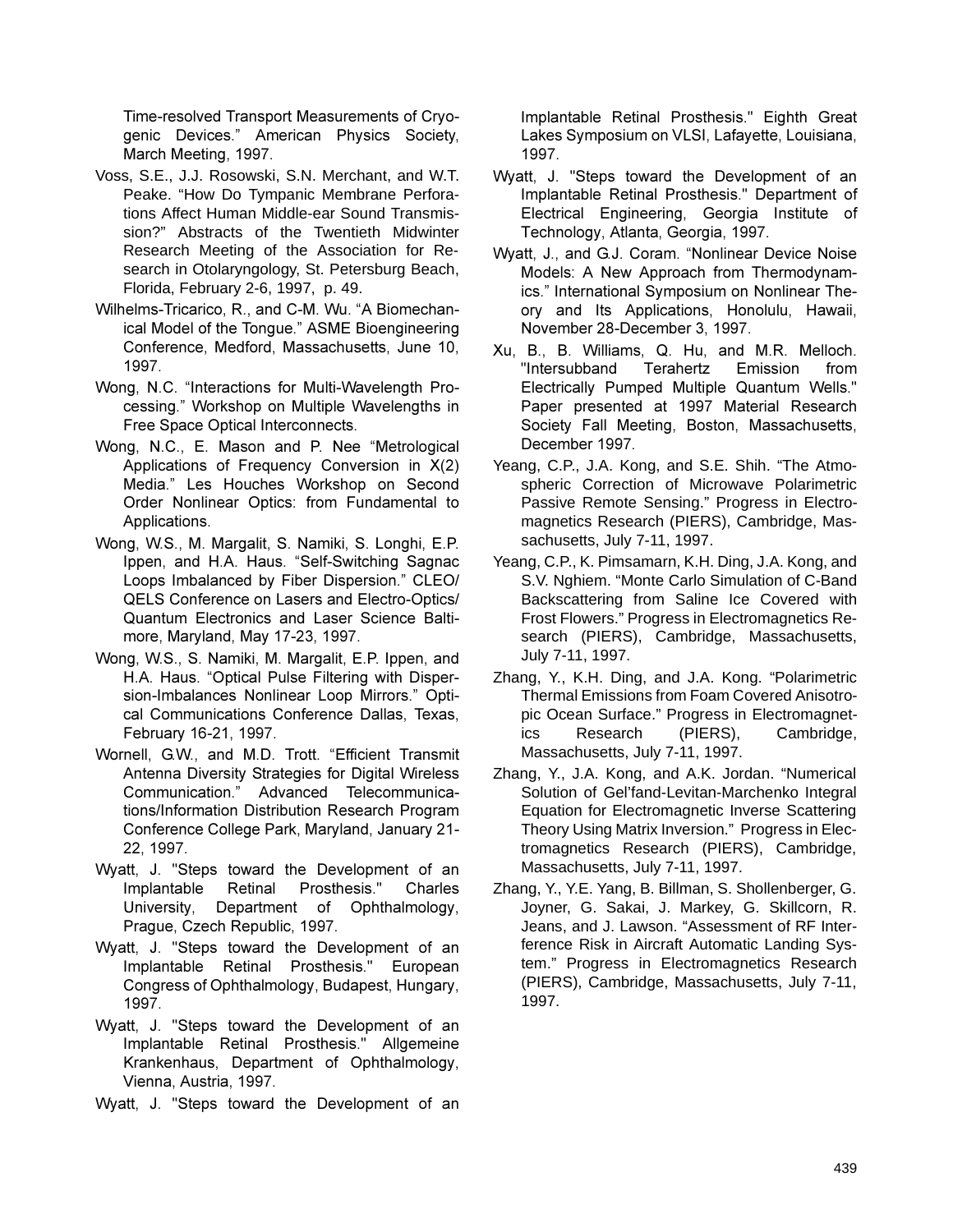Time-resolved Transport Measurements of Cryogenic Devices." American Physics Society, March Meeting, 1997.

Voss, S.E., J.J. Rosowski, S.N. Merchant, and W.T. Peake. "How Do Tympanic Membrane Perforations Affect Human Middle-ear Sound Transmission?" Abstracts of the Twentieth Midwinter Research Meeting of the Association for Research in Otolaryngology, St. Petersburg Beach, Florida, February 2-6, 1997, p. 49.

Wilhelms-Tricarico, R., and C-M. Wu. "A Biomechanical Model of the Tongue." ASME Bioengineering Conference, Medford, Massachusetts, June 10, 1997.

Wong, N.C. "Interactions for Multi-Wavelength Processing." Workshop on Multiple Wavelengths in Free Space Optical Interconnects.

Wong, N.C., E. Mason and P. Nee "Metrological Applications of Frequency Conversion in X(2) Media." Les Houches Workshop on Second Order Nonlinear Optics: from Fundamental to Applications.

Wong, W.S., M. Margalit, S. Namiki, S. Longhi, E.P. Ippen, and H.A. Haus. "Self-Switching Sagnac Loops Imbalanced by Fiber Dispersion." CLEO/QELS Conference on Lasers and Electro-Optics/Quantum Electronics and Laser Science Baltimore, Maryland, May 17-23, 1997.

Wong, W.S., S. Namiki, M. Margalit, E.P. Ippen, and H.A. Haus. "Optical Pulse Filtering with Dispersion-Imbalances Nonlinear Loop Mirrors." Optical Communications Conference Dallas, Texas, February 16-21, 1997.

Wornell, G.W., and M.D. Trott. "Efficient Transmit Antenna Diversity Strategies for Digital Wireless Communication." Advanced Telecommunications/Information Distribution Research Program Conference College Park, Maryland, January 21-22, 1997.

Wyatt, J. "Steps toward the Development of an Implantable Retinal Prosthesis." Charles University, Department of Ophthalmology, Prague, Czech Republic, 1997.

Wyatt, J. "Steps toward the Development of an Implantable Retinal Prosthesis." European Congress of Ophthalmology, Budapest, Hungary, 1997.

Wyatt, J. "Steps toward the Development of an Implantable Retinal Prosthesis." Allgemeine Krankenhaus, Department of Ophthalmology, Vienna, Austria, 1997.

Wyatt, J. "Steps toward the Development of an Implantable Retinal Prosthesis." Eighth Great Lakes Symposium on VLSI, Lafayette, Louisiana, 1997.

Wyatt, J. "Steps toward the Development of an Implantable Retinal Prosthesis." Department of Electrical Engineering, Georgia Institute of Technology, Atlanta, Georgia, 1997.

Wyatt, J., and G.J. Coram. "Nonlinear Device Noise Models: A New Approach from Thermodynamics." International Symposium on Nonlinear Theory and Its Applications, Honolulu, Hawaii, November 28-December 3, 1997.

Xu, B., B. Williams, Q. Hu, and M.R. Melloch. "Intersubband Terahertz Emission from Electrically Pumped Multiple Quantum Wells." Paper presented at 1997 Material Research Society Fall Meeting, Boston, Massachusetts, December 1997.

Yeang, C.P., J.A. Kong, and S.E. Shih. "The Atmospheric Correction of Microwave Polarimetric Passive Remote Sensing." Progress in Electromagnetics Research (PIERS), Cambridge, Massachusetts, July 7-11, 1997.

Yeang, C.P., K. Pimsamarn, K.H. Ding, J.A. Kong, and S.V. Nghiem. "Monte Carlo Simulation of C-Band Backscattering from Saline Ice Covered with Frost Flowers." Progress in Electromagnetics Research (PIERS), Cambridge, Massachusetts, July 7-11, 1997.

Zhang, Y., K.H. Ding, and J.A. Kong. "Polarimetric Thermal Emissions from Foam Covered Anisotropic Ocean Surface." Progress in Electromagnetics Research (PIERS), Cambridge, Massachusetts, July 7-11, 1997.

Zhang, Y., J.A. Kong, and A.K. Jordan. "Numerical Solution of Gel'fand-Levitan-Marchenko Integral Equation for Electromagnetic Inverse Scattering Theory Using Matrix Inversion." Progress in Electromagnetics Research (PIERS), Cambridge, Massachusetts, July 7-11, 1997.

Zhang, Y., Y.E. Yang, B. Billman, S. Shollenberger, G. Joyner, G. Sakai, J. Markey, G. Skillcorn, R. Jeans, and J. Lawson. "Assessment of RF Interference Risk in Aircraft Automatic Landing System." Progress in Electromagnetics Research (PIERS), Cambridge, Massachusetts, July 7-11, 1997.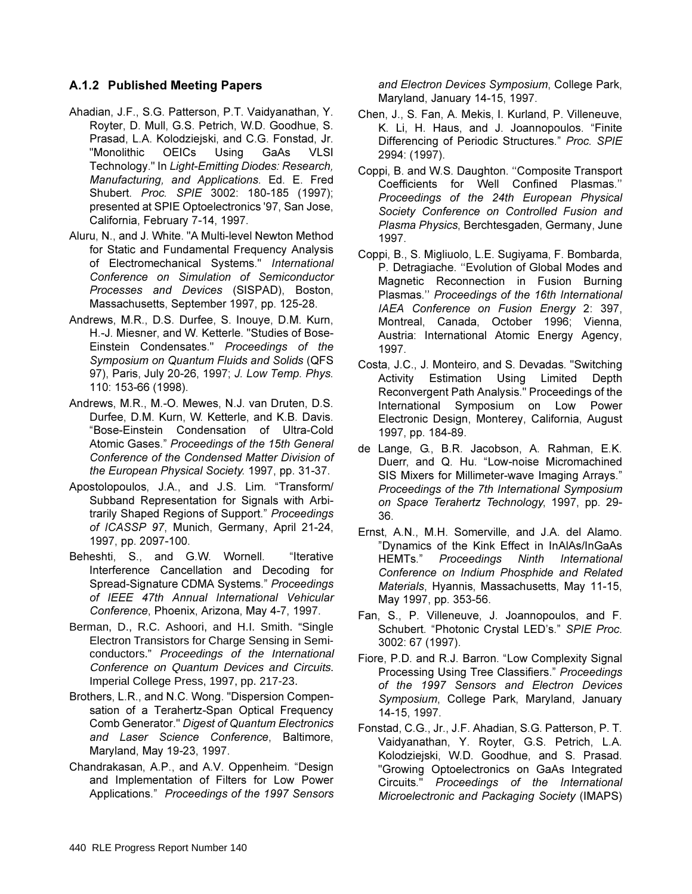### A.1.2 Published Meeting Papers

Ahadian, J.F., S.G. Patterson, P.T. Vaidyanathan, Y. Royter, D. Mull, G.S. Petrich, W.D. Goodhue, S. Prasad, L.A. Kolodziejski, and C.G. Fonstad, Jr. "Monolithic OEICs Using GaAs VLSI Technology." In *Light-Emitting Diodes: Research, Manufacturing, and Applications*. Ed. E. Fred Shubert. *Proc. SPIE* 3002: 180-185 (1997); presented at SPIE Optoelectronics '97, San Jose, California, February 7-14, 1997.

Aluru, N., and J. White. "A Multi-level Newton Method for Static and Fundamental Frequency Analysis of Electromechanical Systems." *International Conference on Simulation of Semiconductor Processes and Devices* (SISPAD), Boston, Massachusetts, September 1997, pp. 125-28.

Andrews, M.R., D.S. Durfee, S. Inouye, D.M. Kurn, H.-J. Miesner, and W. Ketterle. "Studies of Bose-Einstein Condensates." *Proceedings of the Symposium on Quantum Fluids and Solids* (QFS 97), Paris, July 20-26, 1997; *J. Low Temp. Phys.* 110: 153-66 (1998).

Andrews, M.R., M.-O. Mewes, N.J. van Druten, D.S. Durfee, D.M. Kurn, W. Ketterle, and K.B. Davis. "Bose-Einstein Condensation of Ultra-Cold Atomic Gases." *Proceedings of the 15th General Conference of the Condensed Matter Division of the European Physical Society.* 1997, pp. 31-37.

Apostolopoulos, J.A., and J.S. Lim. "Transform/ Subband Representation for Signals with Arbitrarily Shaped Regions of Support." *Proceedings of ICASSP 97*, Munich, Germany, April 21-24, 1997, pp. 2097-100.

Beheshti, S., and G.W. Wornell. "Iterative Interference Cancellation and Decoding for Spread-Signature CDMA Systems." *Proceedings of IEEE 47th Annual International Vehicular Conference*, Phoenix, Arizona, May 4-7, 1997.

Berman, D., R.C. Ashoori, and H.I. Smith. "Single Electron Transistors for Charge Sensing in Semiconductors." *Proceedings of the International Conference on Quantum Devices and Circuits*. Imperial College Press, 1997, pp. 217-23.

Brothers, L.R., and N.C. Wong. "Dispersion Compensation of a Terahertz-Span Optical Frequency Comb Generator." *Digest of Quantum Electronics and Laser Science Conference*, Baltimore, Maryland, May 19-23, 1997.

Chandrakasan, A.P., and A.V. Oppenheim. "Design and Implementation of Filters for Low Power Applications." *Proceedings of the 1997 Sensors and Electron Devices Symposium*, College Park, Maryland, January 14-15, 1997.

Chen, J., S. Fan, A. Mekis, I. Kurland, P. Villeneuve, K. Li, H. Haus, and J. Joannopoulos. "Finite Differencing of Periodic Structures." *Proc. SPIE* 2994: (1997).

Coppi, B. and W.S. Daughton. ''Composite Transport Coefficients for Well Confined Plasmas.'' *Proceedings of the 24th European Physical Society Conference on Controlled Fusion and Plasma Physics*, Berchtesgaden, Germany, June 1997.

Coppi, B., S. Migliuolo, L.E. Sugiyama, F. Bombarda, P. Detragiache. ''Evolution of Global Modes and Magnetic Reconnection in Fusion Burning Plasmas.'' *Proceedings of the 16th International IAEA Conference on Fusion Energy* 2: 397, Montreal, Canada, October 1996; Vienna, Austria: International Atomic Energy Agency, 1997.

Costa, J.C., J. Monteiro, and S. Devadas. "Switching Activity Estimation Using Limited Depth Reconvergent Path Analysis." Proceedings of the International Symposium on Low Power Electronic Design, Monterey, California, August 1997, pp. 184-89.

de Lange, G., B.R. Jacobson, A. Rahman, E.K. Duerr, and Q. Hu. "Low-noise Micromachined SIS Mixers for Millimeter-wave Imaging Arrays." *Proceedings of the 7th International Symposium on Space Terahertz Technology*, 1997, pp. 29-36.

Ernst, A.N., M.H. Somerville, and J.A. del Alamo. "Dynamics of the Kink Effect in InAlAs/InGaAs HEMTs." *Proceedings Ninth International Conference on Indium Phosphide and Related Materials*, Hyannis, Massachusetts, May 11-15, May 1997, pp. 353-56.

Fan, S., P. Villeneuve, J. Joannopoulos, and F. Schubert. "Photonic Crystal LED's." *SPIE Proc.* 3002: 67 (1997).

Fiore, P.D. and R.J. Barron. "Low Complexity Signal Processing Using Tree Classifiers." *Proceedings of the 1997 Sensors and Electron Devices Symposium*, College Park, Maryland, January 14-15, 1997.

Fonstad, C.G., Jr., J.F. Ahadian, S.G. Patterson, P. T. Vaidyanathan, Y. Royter, G.S. Petrich, L.A. Kolodziejski, W.D. Goodhue, and S. Prasad. "Growing Optoelectronics on GaAs Integrated Circuits." *Proceedings of the International Microelectronic and Packaging Society* (IMAPS)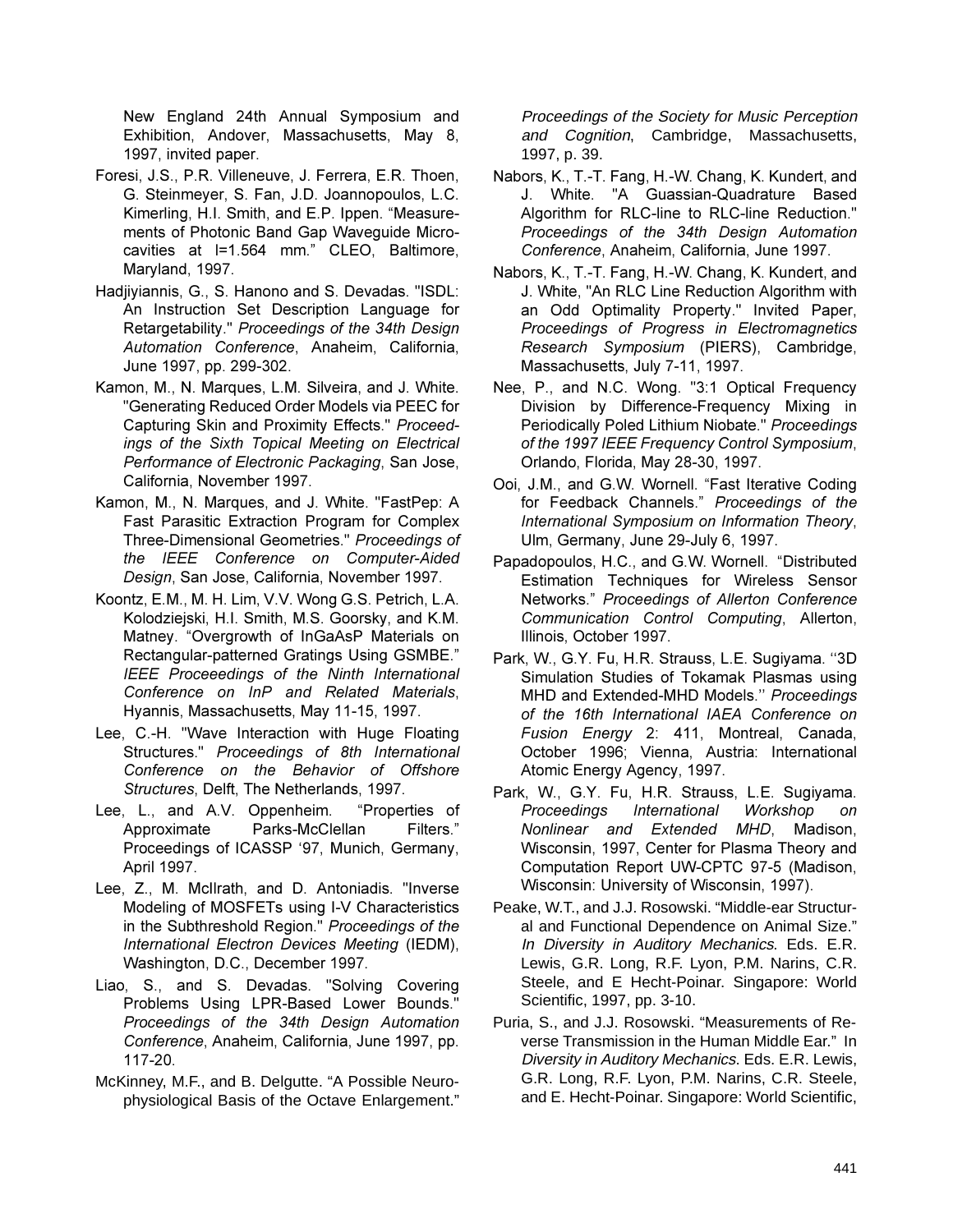New England 24th Annual Symposium and Exhibition, Andover, Massachusetts, May 8, 1997, invited paper.

Foresi, J.S., P.R. Villeneuve, J. Ferrera, E.R. Thoen, G. Steinmeyer, S. Fan, J.D. Joannopoulos, L.C. Kimerling, H.I. Smith, and E.P. Ippen. "Measurements of Photonic Band Gap Waveguide Microcavities at l=1.564 mm." CLEO, Baltimore, Maryland, 1997.

Hadjiyiannis, G., S. Hanono and S. Devadas. "ISDL: An Instruction Set Description Language for Retargetability." *Proceedings of the 34th Design Automation Conference*, Anaheim, California, June 1997, pp. 299-302.

Kamon, M., N. Marques, L.M. Silveira, and J. White. "Generating Reduced Order Models via PEEC for Capturing Skin and Proximity Effects." *Proceedings of the Sixth Topical Meeting on Electrical Performance of Electronic Packaging*, San Jose, California, November 1997.

Kamon, M., N. Marques, and J. White. "FastPep: A Fast Parasitic Extraction Program for Complex Three-Dimensional Geometries." *Proceedings of the IEEE Conference on Computer-Aided Design*, San Jose, California, November 1997.

Koontz, E.M., M. H. Lim, V.V. Wong G.S. Petrich, L.A. Kolodziejski, H.I. Smith, M.S. Goorsky, and K.M. Matney. "Overgrowth of InGaAsP Materials on Rectangular-patterned Gratings Using GSMBE." *IEEE Proceeedings of the Ninth International Conference on InP and Related Materials*, Hyannis, Massachusetts, May 11-15, 1997.

Lee, C.-H. "Wave Interaction with Huge Floating Structures." *Proceedings of 8th International Conference on the Behavior of Offshore Structures*, Delft, The Netherlands, 1997.

Lee, L., and A.V. Oppenheim. "Properties of Approximate Parks-McClellan Filters." Proceedings of ICASSP '97, Munich, Germany, April 1997.

Lee, Z., M. McIlrath, and D. Antoniadis. "Inverse Modeling of MOSFETs using I-V Characteristics in the Subthreshold Region." *Proceedings of the International Electron Devices Meeting* (IEDM), Washington, D.C., December 1997.

Liao, S., and S. Devadas. "Solving Covering Problems Using LPR-Based Lower Bounds." *Proceedings of the 34th Design Automation Conference*, Anaheim, California, June 1997, pp. 117-20.

McKinney, M.F., and B. Delgutte. "A Possible Neurophysiological Basis of the Octave Enlargement." *Proceedings of the Society for Music Perception and Cognition*, Cambridge, Massachusetts, 1997, p. 39.

Nabors, K., T.-T. Fang, H.-W. Chang, K. Kundert, and J. White. "A Guassian-Quadrature Based Algorithm for RLC-line to RLC-line Reduction." *Proceedings of the 34th Design Automation Conference*, Anaheim, California, June 1997.

Nabors, K., T.-T. Fang, H.-W. Chang, K. Kundert, and J. White, "An RLC Line Reduction Algorithm with an Odd Optimality Property." Invited Paper, *Proceedings of Progress in Electromagnetics Research Symposium* (PIERS), Cambridge, Massachusetts, July 7-11, 1997.

Nee, P., and N.C. Wong. "3:1 Optical Frequency Division by Difference-Frequency Mixing in Periodically Poled Lithium Niobate." *Proceedings of the 1997 IEEE Frequency Control Symposium*, Orlando, Florida, May 28-30, 1997.

Ooi, J.M., and G.W. Wornell. "Fast Iterative Coding for Feedback Channels." *Proceedings of the International Symposium on Information Theory*, Ulm, Germany, June 29-July 6, 1997.

Papadopoulos, H.C., and G.W. Wornell. "Distributed Estimation Techniques for Wireless Sensor Networks." *Proceedings of Allerton Conference Communication Control Computing*, Allerton, Illinois, October 1997.

Park, W., G.Y. Fu, H.R. Strauss, L.E. Sugiyama. ''3D Simulation Studies of Tokamak Plasmas using MHD and Extended-MHD Models.'' *Proceedings of the 16th International IAEA Conference on Fusion Energy* 2: 411, Montreal, Canada, October 1996; Vienna, Austria: International Atomic Energy Agency, 1997.

Park, W., G.Y. Fu, H.R. Strauss, L.E. Sugiyama. *Proceedings International Workshop on Nonlinear and Extended MHD*, Madison, Wisconsin, 1997, Center for Plasma Theory and Computation Report UW-CPTC 97-5 (Madison, Wisconsin: University of Wisconsin, 1997).

Peake, W.T., and J.J. Rosowski. "Middle-ear Structural and Functional Dependence on Animal Size." *In Diversity in Auditory Mechanics*. Eds. E.R. Lewis, G.R. Long, R.F. Lyon, P.M. Narins, C.R. Steele, and E Hecht-Poinar. Singapore: World Scientific, 1997, pp. 3-10.

Puria, S., and J.J. Rosowski. "Measurements of Reverse Transmission in the Human Middle Ear." In *Diversity in Auditory Mechanics.* Eds. E.R. Lewis, G.R. Long, R.F. Lyon, P.M. Narins, C.R. Steele, and E. Hecht-Poinar. Singapore: World Scientific,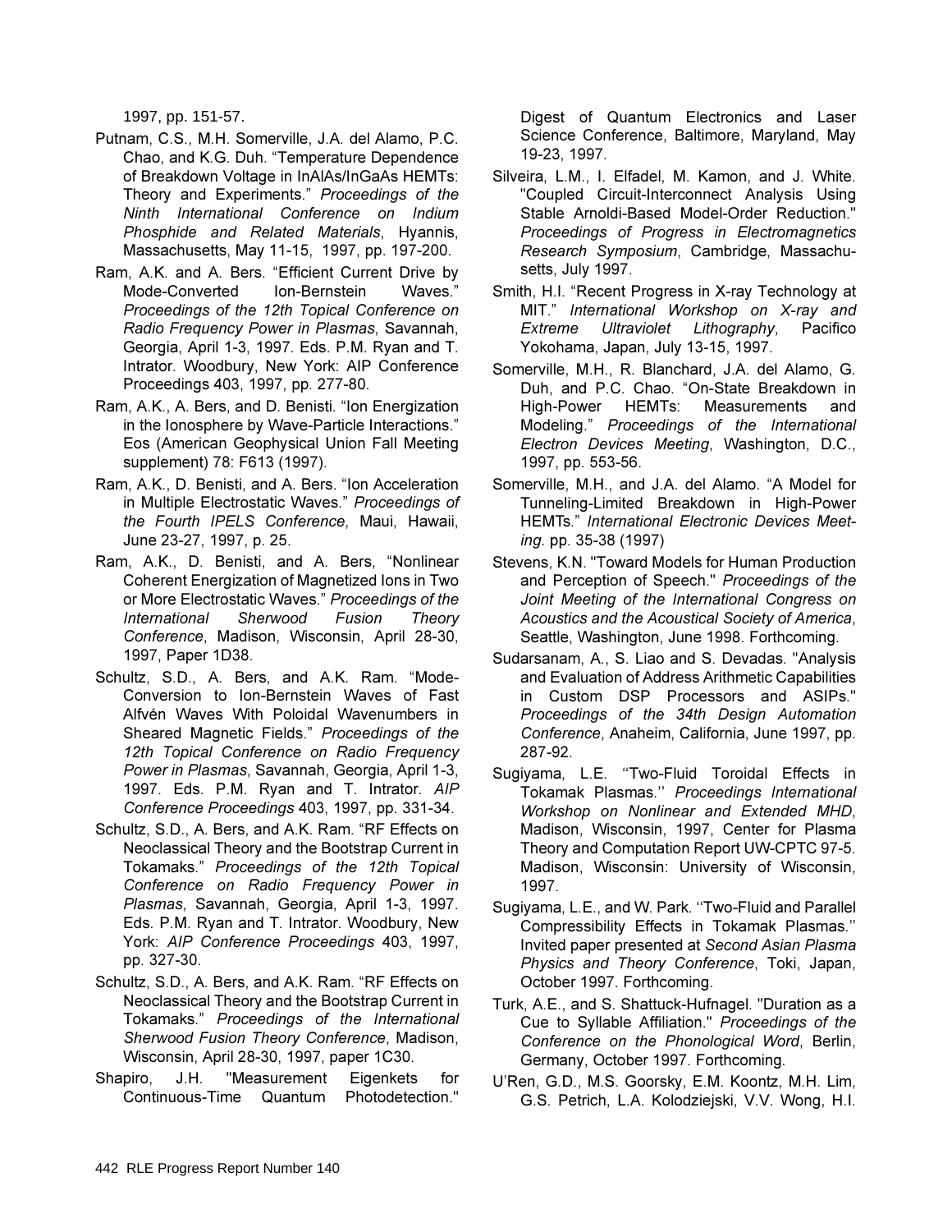1997, pp. 151-57.

Putnam, C.S., M.H. Somerville, J.A. del Alamo, P.C. Chao, and K.G. Duh. “Temperature Dependence of Breakdown Voltage in InAlAs/InGaAs HEMTs: Theory and Experiments.” *Proceedings of the Ninth International Conference on Indium Phosphide and Related Materials*, Hyannis, Massachusetts, May 11-15, 1997, pp. 197-200.

Ram, A.K. and A. Bers. “Efficient Current Drive by Mode-Converted Ion-Bernstein Waves.” *Proceedings of the 12th Topical Conference on Radio Frequency Power in Plasmas*, Savannah, Georgia, April 1-3, 1997. Eds. P.M. Ryan and T. Intrator. Woodbury, New York: AIP Conference Proceedings 403, 1997, pp. 277-80.

Ram, A.K., A. Bers, and D. Benisti. “Ion Energization in the Ionosphere by Wave-Particle Interactions.” Eos (American Geophysical Union Fall Meeting supplement) 78: F613 (1997).

Ram, A.K., D. Benisti, and A. Bers. “Ion Acceleration in Multiple Electrostatic Waves.” *Proceedings of the Fourth IPELS Conference*, Maui, Hawaii, June 23-27, 1997, p. 25.

Ram, A.K., D. Benisti, and A. Bers, “Nonlinear Coherent Energization of Magnetized Ions in Two or More Electrostatic Waves.” *Proceedings of the International Sherwood Fusion Theory Conference*, Madison, Wisconsin, April 28-30, 1997, Paper 1D38.

Schultz, S.D., A. Bers, and A.K. Ram. “Mode-Conversion to Ion-Bernstein Waves of Fast Alfvén Waves With Poloidal Wavenumbers in Sheared Magnetic Fields.” *Proceedings of the 12th Topical Conference on Radio Frequency Power in Plasmas*, Savannah, Georgia, April 1-3, 1997. Eds. P.M. Ryan and T. Intrator. *AIP Conference Proceedings* 403, 1997, pp. 331-34.

Schultz, S.D., A. Bers, and A.K. Ram. “RF Effects on Neoclassical Theory and the Bootstrap Current in Tokamaks.” *Proceedings of the 12th Topical Conference on Radio Frequency Power in Plasmas*, Savannah, Georgia, April 1-3, 1997. Eds. P.M. Ryan and T. Intrator. Woodbury, New York: *AIP Conference Proceedings* 403, 1997, pp. 327-30.

Schultz, S.D., A. Bers, and A.K. Ram. “RF Effects on Neoclassical Theory and the Bootstrap Current in Tokamaks.” *Proceedings of the International Sherwood Fusion Theory Conference*, Madison, Wisconsin, April 28-30, 1997, paper 1C30.

Shapiro, J.H. "Measurement Eigenkets for Continuous-Time Quantum Photodetection." Digest of Quantum Electronics and Laser Science Conference, Baltimore, Maryland, May 19-23, 1997.

Silveira, L.M., I. Elfadel, M. Kamon, and J. White. "Coupled Circuit-Interconnect Analysis Using Stable Arnoldi-Based Model-Order Reduction." *Proceedings of Progress in Electromagnetics Research Symposium*, Cambridge, Massachusetts, July 1997.

Smith, H.I. “Recent Progress in X-ray Technology at MIT.” *International Workshop on X-ray and Extreme Ultraviolet Lithography*, Pacifico Yokohama, Japan, July 13-15, 1997.

Somerville, M.H., R. Blanchard, J.A. del Alamo, G. Duh, and P.C. Chao. “On-State Breakdown in High-Power HEMTs: Measurements and Modeling.” *Proceedings of the International Electron Devices Meeting*, Washington, D.C., 1997, pp. 553-56.

Somerville, M.H., and J.A. del Alamo. “A Model for Tunneling-Limited Breakdown in High-Power HEMTs.” *International Electronic Devices Meeting.* pp. 35-38 (1997)

Stevens, K.N. "Toward Models for Human Production and Perception of Speech." *Proceedings of the Joint Meeting of the International Congress on Acoustics and the Acoustical Society of America*, Seattle, Washington, June 1998. Forthcoming.

Sudarsanam, A., S. Liao and S. Devadas. "Analysis and Evaluation of Address Arithmetic Capabilities in Custom DSP Processors and ASIPs." *Proceedings of the 34th Design Automation Conference*, Anaheim, California, June 1997, pp. 287-92.

Sugiyama, L.E. ‘‘Two-Fluid Toroidal Effects in Tokamak Plasmas.’’ *Proceedings International Workshop on Nonlinear and Extended MHD*, Madison, Wisconsin, 1997, Center for Plasma Theory and Computation Report UW-CPTC 97-5. Madison, Wisconsin: University of Wisconsin, 1997.

Sugiyama, L.E., and W. Park. ‘‘Two-Fluid and Parallel Compressibility Effects in Tokamak Plasmas.’’ Invited paper presented at *Second Asian Plasma Physics and Theory Conference*, Toki, Japan, October 1997. Forthcoming.

Turk, A.E., and S. Shattuck-Hufnagel. "Duration as a Cue to Syllable Affiliation." *Proceedings of the Conference on the Phonological Word*, Berlin, Germany, October 1997. Forthcoming.

U'Ren, G.D., M.S. Goorsky, E.M. Koontz, M.H. Lim, G.S. Petrich, L.A. Kolodziejski, V.V. Wong, H.I.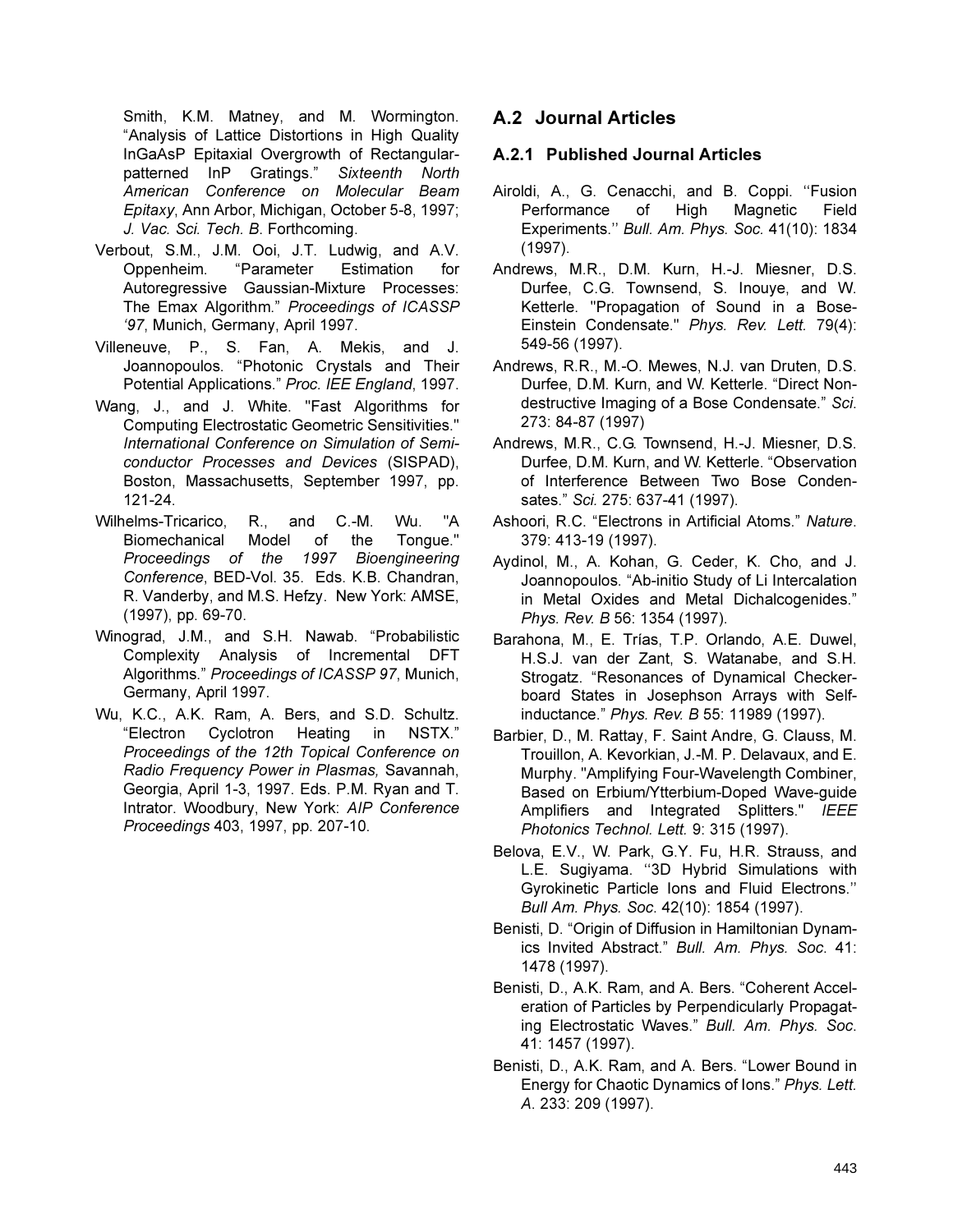Smith, K.M. Matney, and M. Wormington. “Analysis of Lattice Distortions in High Quality InGaAsP Epitaxial Overgrowth of Rectangular-patterned InP Gratings.” *Sixteenth North American Conference on Molecular Beam Epitaxy*, Ann Arbor, Michigan, October 5-8, 1997; *J. Vac. Sci. Tech. B*. Forthcoming.

Verbout, S.M., J.M. Ooi, J.T. Ludwig, and A.V. Oppenheim. “Parameter Estimation for Autoregressive Gaussian-Mixture Processes: The Emax Algorithm.” *Proceedings of ICASSP ‘97*, Munich, Germany, April 1997.

Villeneuve, P., S. Fan, A. Mekis, and J. Joannopoulos. “Photonic Crystals and Their Potential Applications.” *Proc. IEE England*, 1997.

Wang, J., and J. White. "Fast Algorithms for Computing Electrostatic Geometric Sensitivities." *International Conference on Simulation of Semiconductor Processes and Devices* (SISPAD), Boston, Massachusetts, September 1997, pp. 121-24.

Wilhelms-Tricarico, R., and C.-M. Wu. "A Biomechanical Model of the Tongue." *Proceedings of the 1997 Bioengineering Conference*, BED-Vol. 35. Eds. K.B. Chandran, R. Vanderby, and M.S. Hefzy. New York: AMSE, (1997), pp. 69-70.

Winograd, J.M., and S.H. Nawab. “Probabilistic Complexity Analysis of Incremental DFT Algorithms.” *Proceedings of ICASSP 97*, Munich, Germany, April 1997.

Wu, K.C., A.K. Ram, A. Bers, and S.D. Schultz. “Electron Cyclotron Heating in NSTX.” *Proceedings of the 12th Topical Conference on Radio Frequency Power in Plasmas,* Savannah, Georgia, April 1-3, 1997. Eds. P.M. Ryan and T. Intrator. Woodbury, New York: *AIP Conference Proceedings* 403, 1997, pp. 207-10.

## A.2 Journal Articles

### A.2.1 Published Journal Articles

Airoldi, A., G. Cenacchi, and B. Coppi. ‘‘Fusion Performance of High Magnetic Field Experiments.’’ *Bull. Am. Phys. Soc.* 41(10): 1834 (1997).

Andrews, M.R., D.M. Kurn, H.-J. Miesner, D.S. Durfee, C.G. Townsend, S. Inouye, and W. Ketterle. "Propagation of Sound in a Bose-Einstein Condensate." *Phys. Rev. Lett.* 79(4): 549-56 (1997).

Andrews, R.R., M.-O. Mewes, N.J. van Druten, D.S. Durfee, D.M. Kurn, and W. Ketterle. “Direct Non-destructive Imaging of a Bose Condensate.” *Sci.* 273: 84-87 (1997)

Andrews, M.R., C.G. Townsend, H.-J. Miesner, D.S. Durfee, D.M. Kurn, and W. Ketterle. “Observation of Interference Between Two Bose Condensates.” *Sci.* 275: 637-41 (1997).

Ashoori, R.C. “Electrons in Artificial Atoms.” *Nature*. 379: 413-19 (1997).

Aydinol, M., A. Kohan, G. Ceder, K. Cho, and J. Joannopoulos. “Ab-initio Study of Li Intercalation in Metal Oxides and Metal Dichalcogenides.” *Phys. Rev. B* 56: 1354 (1997).

Barahona, M., E. Trías, T.P. Orlando, A.E. Duwel, H.S.J. van der Zant, S. Watanabe, and S.H. Strogatz. “Resonances of Dynamical Checker-board States in Josephson Arrays with Self-inductance.” *Phys. Rev. B* 55: 11989 (1997).

Barbier, D., M. Rattay, F. Saint Andre, G. Clauss, M. Trouillon, A. Kevorkian, J.-M. P. Delavaux, and E. Murphy. "Amplifying Four-Wavelength Combiner, Based on Erbium/Ytterbium-Doped Wave-guide Amplifiers and Integrated Splitters." *IEEE Photonics Technol. Lett.* 9: 315 (1997).

Belova, E.V., W. Park, G.Y. Fu, H.R. Strauss, and L.E. Sugiyama. ‘‘3D Hybrid Simulations with Gyrokinetic Particle Ions and Fluid Electrons.’’ *Bull Am. Phys. Soc.* 42(10): 1854 (1997).

Benisti, D. “Origin of Diffusion in Hamiltonian Dynamics Invited Abstract.” *Bull. Am. Phys. Soc.* 41: 1478 (1997).

Benisti, D., A.K. Ram, and A. Bers. “Coherent Acceleration of Particles by Perpendicularly Propagating Electrostatic Waves.” *Bull. Am. Phys. Soc.* 41: 1457 (1997).

Benisti, D., A.K. Ram, and A. Bers. “Lower Bound in Energy for Chaotic Dynamics of Ions.” *Phys. Lett. A*. 233: 209 (1997).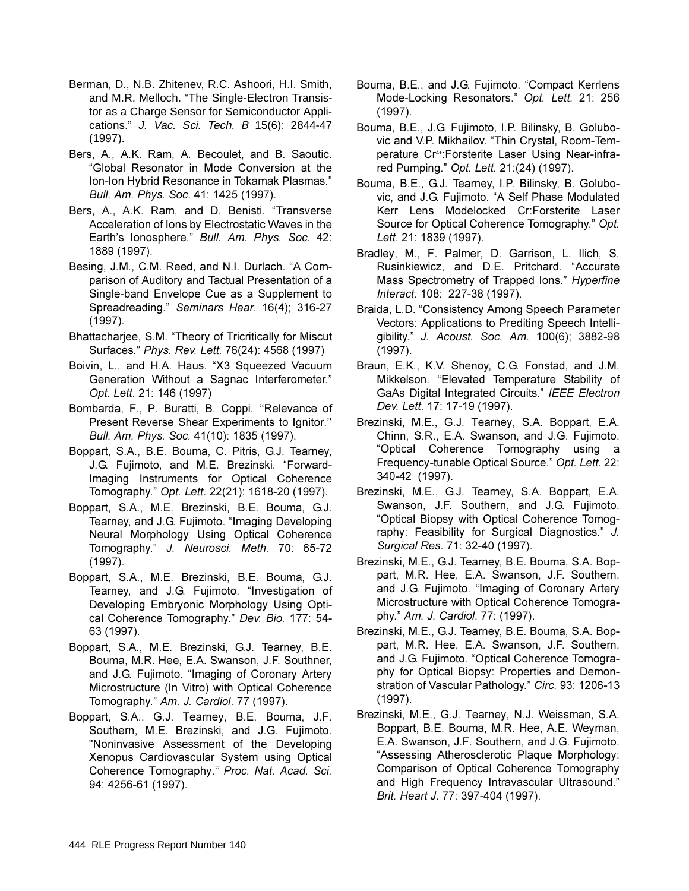Berman, D., N.B. Zhitenev, R.C. Ashoori, H.I. Smith, and M.R. Melloch. "The Single-Electron Transistor as a Charge Sensor for Semiconductor Applications." *J. Vac. Sci. Tech. B* 15(6): 2844-47 (1997).

Bers, A., A.K. Ram, A. Becoulet, and B. Saoutic. "Global Resonator in Mode Conversion at the Ion-Ion Hybrid Resonance in Tokamak Plasmas." *Bull. Am. Phys. Soc.* 41: 1425 (1997).

Bers, A., A.K. Ram, and D. Benisti. "Transverse Acceleration of Ions by Electrostatic Waves in the Earth's Ionosphere." *Bull. Am. Phys. Soc.* 42: 1889 (1997).

Besing, J.M., C.M. Reed, and N.I. Durlach. "A Comparison of Auditory and Tactual Presentation of a Single-band Envelope Cue as a Supplement to Spreadreading." *Seminars Hear.* 16(4); 316-27 (1997).

Bhattacharjee, S.M. "Theory of Tricritically for Miscut Surfaces." *Phys. Rev. Lett.* 76(24): 4568 (1997)

Boivin, L., and H.A. Haus. "X3 Squeezed Vacuum Generation Without a Sagnac Interferometer." *Opt. Lett.* 21: 146 (1997)

Bombarda, F., P. Buratti, B. Coppi. ''Relevance of Present Reverse Shear Experiments to Ignitor.'' *Bull. Am. Phys. Soc.* 41(10): 1835 (1997).

Boppart, S.A., B.E. Bouma, C. Pitris, G.J. Tearney, J.G. Fujimoto, and M.E. Brezinski. "Forward-Imaging Instruments for Optical Coherence Tomography." *Opt. Lett*. 22(21): 1618-20 (1997).

Boppart, S.A., M.E. Brezinski, B.E. Bouma, G.J. Tearney, and J.G. Fujimoto. "Imaging Developing Neural Morphology Using Optical Coherence Tomography." *J. Neurosci. Meth.* 70: 65-72 (1997).

Boppart, S.A., M.E. Brezinski, B.E. Bouma, G.J. Tearney, and J.G. Fujimoto. "Investigation of Developing Embryonic Morphology Using Optical Coherence Tomography." *Dev. Bio.* 177: 54-63 (1997).

Boppart, S.A., M.E. Brezinski, G.J. Tearney, B.E. Bouma, M.R. Hee, E.A. Swanson, J.F. Southner, and J.G. Fujimoto. "Imaging of Coronary Artery Microstructure (In Vitro) with Optical Coherence Tomography." *Am. J. Cardiol*. 77 (1997).

Boppart, S.A., G.J. Tearney, B.E. Bouma, J.F. Southern, M.E. Brezinski, and J.G. Fujimoto. "Noninvasive Assessment of the Developing Xenopus Cardiovascular System using Optical Coherence Tomography." *Proc. Nat. Acad. Sci.* 94: 4256-61 (1997).

Bouma, B.E., and J.G. Fujimoto. "Compact Kerrlens Mode-Locking Resonators." *Opt. Lett.* 21: 256 (1997).

Bouma, B.E., J.G. Fujimoto, I.P. Bilinsky, B. Golubovic and V.P. Mikhailov. "Thin Crystal, Room-Temperature $Cr^{4+}$:Forsterite Laser Using Near-infrared Pumping." *Opt. Lett.* 21:(24) (1997).

Bouma, B.E., G.J. Tearney, I.P. Bilinsky, B. Golubovic, and J.G. Fujimoto. "A Self Phase Modulated Kerr Lens Modelocked Cr:Forsterite Laser Source for Optical Coherence Tomography." *Opt. Lett*. 21: 1839 (1997).

Bradley, M., F. Palmer, D. Garrison, L. Ilich, S. Rusinkiewicz, and D.E. Pritchard. "Accurate Mass Spectrometry of Trapped Ions." *Hyperfine Interact.* 108: 227-38 (1997).

Braida, L.D. "Consistency Among Speech Parameter Vectors: Applications to Prediting Speech Intelligibility." *J. Acoust. Soc. Am*. 100(6); 3882-98 (1997).

Braun, E.K., K.V. Shenoy, C.G. Fonstad, and J.M. Mikkelson. "Elevated Temperature Stability of GaAs Digital Integrated Circuits." *IEEE Electron Dev. Lett*. 17: 17-19 (1997).

Brezinski, M.E., G.J. Tearney, S.A. Boppart, E.A. Chinn, S.R., E.A. Swanson, and J.G. Fujimoto. "Optical Coherence Tomography using a Frequency-tunable Optical Source." *Opt. Lett.* 22: 340-42 (1997).

Brezinski, M.E., G.J. Tearney, S.A. Boppart, E.A. Swanson, J.F. Southern, and J.G. Fujimoto. "Optical Biopsy with Optical Coherence Tomography: Feasibility for Surgical Diagnostics." *J. Surgical Res.* 71: 32-40 (1997).

Brezinski, M.E., G.J. Tearney, B.E. Bouma, S.A. Boppart, M.R. Hee, E.A. Swanson, J.F. Southern, and J.G. Fujimoto. "Imaging of Coronary Artery Microstructure with Optical Coherence Tomography." *Am. J. Cardiol*. 77: (1997).

Brezinski, M.E., G.J. Tearney, B.E. Bouma, S.A. Boppart, M.R. Hee, E.A. Swanson, J.F. Southern, and J.G. Fujimoto. "Optical Coherence Tomography for Optical Biopsy: Properties and Demonstration of Vascular Pathology." *Circ.* 93: 1206-13 (1997).

Brezinski, M.E., G.J. Tearney, N.J. Weissman, S.A. Boppart, B.E. Bouma, M.R. Hee, A.E. Weyman, E.A. Swanson, J.F. Southern, and J.G. Fujimoto. "Assessing Atherosclerotic Plaque Morphology: Comparison of Optical Coherence Tomography and High Frequency Intravascular Ultrasound." *Brit. Heart J.* 77: 397-404 (1997).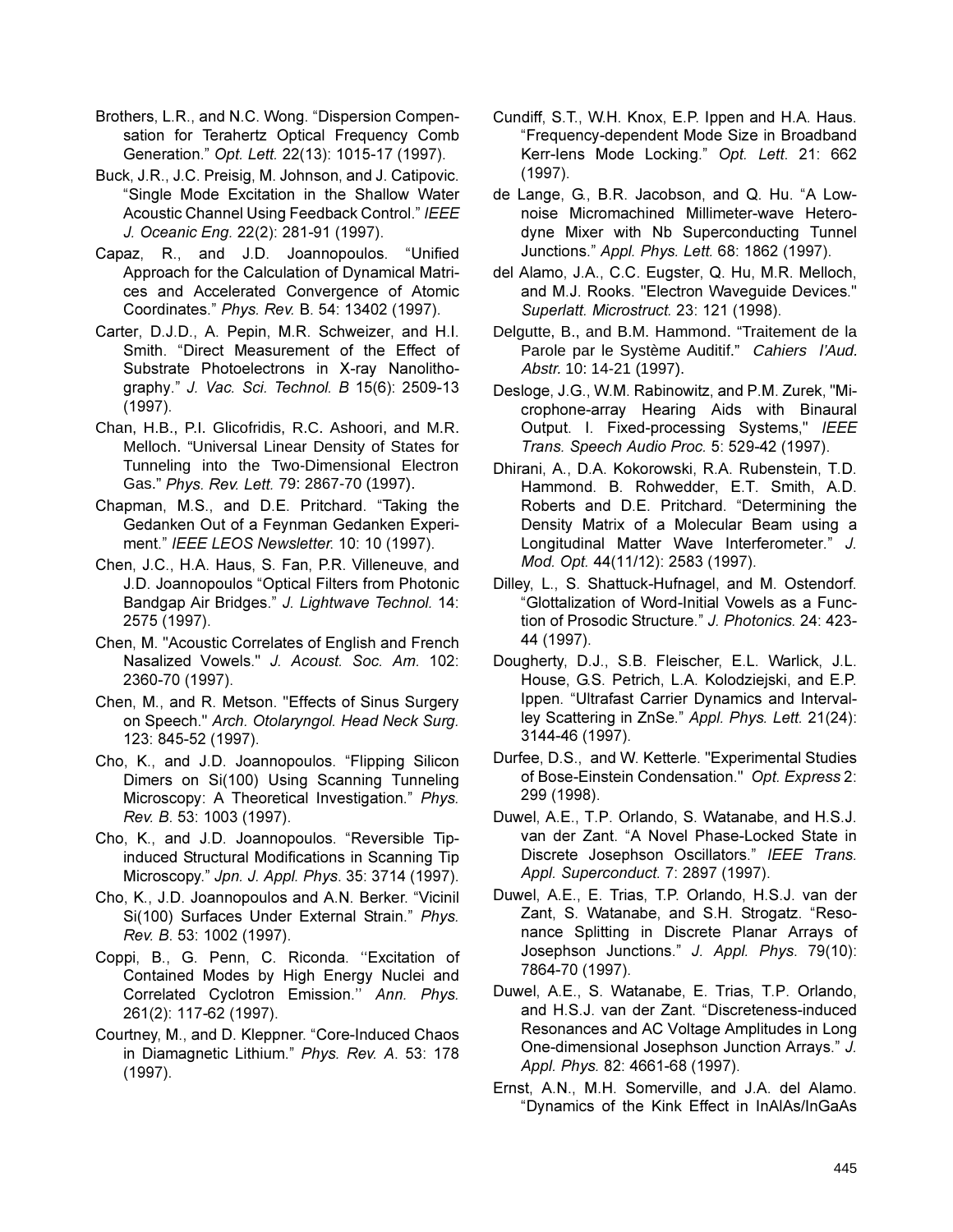Brothers, L.R., and N.C. Wong. "Dispersion Compensation for Terahertz Optical Frequency Comb Generation." *Opt. Lett.* 22(13): 1015-17 (1997).

Buck, J.R., J.C. Preisig, M. Johnson, and J. Catipovic. "Single Mode Excitation in the Shallow Water Acoustic Channel Using Feedback Control." *IEEE J. Oceanic Eng.* 22(2): 281-91 (1997).

Capaz, R., and J.D. Joannopoulos. "Unified Approach for the Calculation of Dynamical Matrices and Accelerated Convergence of Atomic Coordinates." *Phys. Rev.* B. 54: 13402 (1997).

Carter, D.J.D., A. Pepin, M.R. Schweizer, and H.I. Smith. "Direct Measurement of the Effect of Substrate Photoelectrons in X-ray Nanolithography." *J. Vac. Sci. Technol. B* 15(6): 2509-13 (1997).

Chan, H.B., P.I. Glicofridis, R.C. Ashoori, and M.R. Melloch. "Universal Linear Density of States for Tunneling into the Two-Dimensional Electron Gas." *Phys. Rev. Lett.* 79: 2867-70 (1997).

Chapman, M.S., and D.E. Pritchard. "Taking the Gedanken Out of a Feynman Gedanken Experiment." *IEEE LEOS Newsletter.* 10: 10 (1997).

Chen, J.C., H.A. Haus, S. Fan, P.R. Villeneuve, and J.D. Joannopoulos "Optical Filters from Photonic Bandgap Air Bridges." *J. Lightwave Technol.* 14: 2575 (1997).

Chen, M. "Acoustic Correlates of English and French Nasalized Vowels." *J. Acoust. Soc. Am.* 102: 2360-70 (1997).

Chen, M., and R. Metson. "Effects of Sinus Surgery on Speech." *Arch. Otolaryngol. Head Neck Surg.* 123: 845-52 (1997).

Cho, K., and J.D. Joannopoulos. "Flipping Silicon Dimers on Si(100) Using Scanning Tunneling Microscopy: A Theoretical Investigation." *Phys. Rev. B.* 53: 1003 (1997).

Cho, K., and J.D. Joannopoulos. "Reversible Tip-induced Structural Modifications in Scanning Tip Microscopy." *Jpn. J. Appl. Phys.* 35: 3714 (1997).

Cho, K., J.D. Joannopoulos and A.N. Berker. "Vicinil Si(100) Surfaces Under External Strain." *Phys. Rev. B.* 53: 1002 (1997).

Coppi, B., G. Penn, C. Riconda. ''Excitation of Contained Modes by High Energy Nuclei and Correlated Cyclotron Emission.'' *Ann. Phys.* 261(2): 117-62 (1997).

Courtney, M., and D. Kleppner. "Core-Induced Chaos in Diamagnetic Lithium." *Phys. Rev. A.* 53: 178 (1997).

Cundiff, S.T., W.H. Knox, E.P. Ippen and H.A. Haus. "Frequency-dependent Mode Size in Broadband Kerr-lens Mode Locking." *Opt. Lett.* 21: 662 (1997).

de Lange, G., B.R. Jacobson, and Q. Hu. "A Low-noise Micromachined Millimeter-wave Heterodyne Mixer with Nb Superconducting Tunnel Junctions." *Appl. Phys. Lett.* 68: 1862 (1997).

del Alamo, J.A., C.C. Eugster, Q. Hu, M.R. Melloch, and M.J. Rooks. "Electron Waveguide Devices." *Superlatt. Microstruct.* 23: 121 (1998).

Delgutte, B., and B.M. Hammond. "Traitement de la Parole par le Système Auditif." *Cahiers l'Aud. Abstr.* 10: 14-21 (1997).

Desloge, J.G., W.M. Rabinowitz, and P.M. Zurek, "Microphone-array Hearing Aids with Binaural Output. I. Fixed-processing Systems," *IEEE Trans. Speech Audio Proc.* 5: 529-42 (1997).

Dhirani, A., D.A. Kokorowski, R.A. Rubenstein, T.D. Hammond. B. Rohwedder, E.T. Smith, A.D. Roberts and D.E. Pritchard. "Determining the Density Matrix of a Molecular Beam using a Longitudinal Matter Wave Interferometer." *J. Mod. Opt.* 44(11/12): 2583 (1997).

Dilley, L., S. Shattuck-Hufnagel, and M. Ostendorf. "Glottalization of Word-Initial Vowels as a Function of Prosodic Structure." *J. Photonics.* 24: 423-44 (1997).

Dougherty, D.J., S.B. Fleischer, E.L. Warlick, J.L. House, G.S. Petrich, L.A. Kolodziejski, and E.P. Ippen. "Ultrafast Carrier Dynamics and Intervalley Scattering in ZnSe." *Appl. Phys. Lett.* 21(24): 3144-46 (1997).

Durfee, D.S., and W. Ketterle. "Experimental Studies of Bose-Einstein Condensation." *Opt. Express* 2: 299 (1998).

Duwel, A.E., T.P. Orlando, S. Watanabe, and H.S.J. van der Zant. "A Novel Phase-Locked State in Discrete Josephson Oscillators." *IEEE Trans. Appl. Superconduct.* 7: 2897 (1997).

Duwel, A.E., E. Trias, T.P. Orlando, H.S.J. van der Zant, S. Watanabe, and S.H. Strogatz. "Resonance Splitting in Discrete Planar Arrays of Josephson Junctions." *J. Appl. Phys.* 79(10): 7864-70 (1997).

Duwel, A.E., S. Watanabe, E. Trias, T.P. Orlando, and H.S.J. van der Zant. "Discreteness-induced Resonances and AC Voltage Amplitudes in Long One-dimensional Josephson Junction Arrays." *J. Appl. Phys.* 82: 4661-68 (1997).

Ernst, A.N., M.H. Somerville, and J.A. del Alamo. "Dynamics of the Kink Effect in InAlAs/InGaAs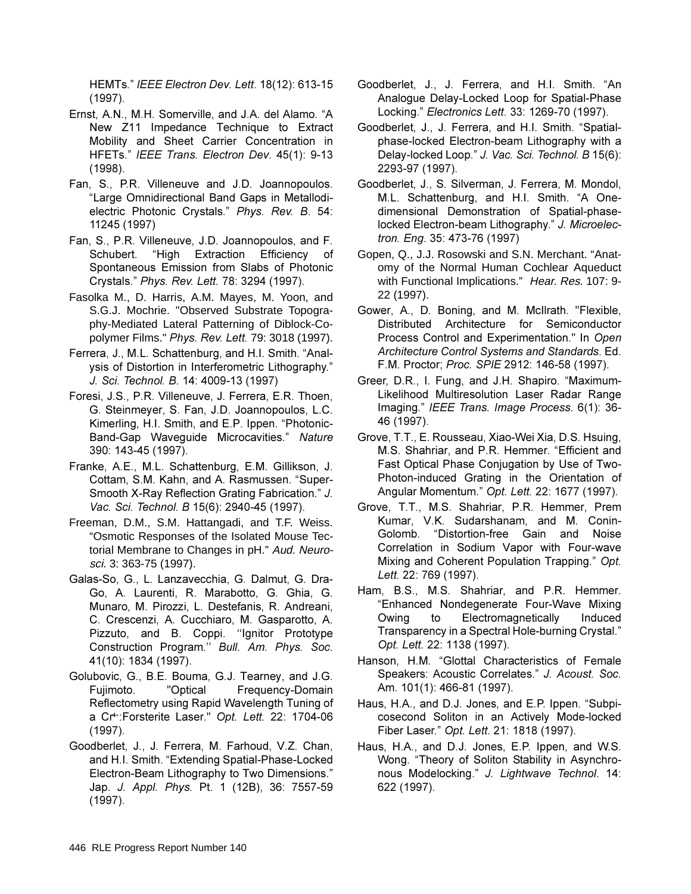HEMTs." *IEEE Electron Dev. Lett*. 18(12): 613-15 (1997).

Ernst, A.N., M.H. Somerville, and J.A. del Alamo. "A New Z11 Impedance Technique to Extract Mobility and Sheet Carrier Concentration in HFETs." *IEEE Trans. Electron Dev*. 45(1): 9-13 (1998).

Fan, S., P.R. Villeneuve and J.D. Joannopoulos. "Large Omnidirectional Band Gaps in Metallodielectric Photonic Crystals." *Phys. Rev. B*. 54: 11245 (1997)

Fan, S., P.R. Villeneuve, J.D. Joannopoulos, and F. Schubert. "High Extraction Efficiency of Spontaneous Emission from Slabs of Photonic Crystals." *Phys. Rev. Lett.* 78: 3294 (1997).

Fasolka M., D. Harris, A.M. Mayes, M. Yoon, and S.G.J. Mochrie. "Observed Substrate Topography-Mediated Lateral Patterning of Diblock-Copolymer Films." *Phys. Rev. Lett.* 79: 3018 (1997).

Ferrera, J., M.L. Schattenburg, and H.I. Smith. "Analysis of Distortion in Interferometric Lithography." *J. Sci. Technol. B*. 14: 4009-13 (1997)

Foresi, J.S., P.R. Villeneuve, J. Ferrera, E.R. Thoen, G. Steinmeyer, S. Fan, J.D. Joannopoulos, L.C. Kimerling, H.I. Smith, and E.P. Ippen. "Photonic-Band-Gap Waveguide Microcavities." *Nature* 390: 143-45 (1997).

Franke, A.E., M.L. Schattenburg, E.M. Gillikson, J. Cottam, S.M. Kahn, and A. Rasmussen. "Super-Smooth X-Ray Reflection Grating Fabrication." *J. Vac. Sci. Technol. B* 15(6): 2940-45 (1997).

Freeman, D.M., S.M. Hattangadi, and T.F. Weiss. "Osmotic Responses of the Isolated Mouse Tectorial Membrane to Changes in pH." *Aud. Neurosci.* 3: 363-75 (1997).

Galas-So, G., L. Lanzavecchia, G. Dalmut, G. Dra-Go, A. Laurenti, R. Marabotto, G. Ghia, G. Munaro, M. Pirozzi, L. Destefanis, R. Andreani, C. Crescenzi, A. Cucchiaro, M. Gasparotto, A. Pizzuto, and B. Coppi. ''Ignitor Prototype Construction Program.'' *Bull. Am. Phys. Soc.* 41(10): 1834 (1997).

Golubovic, G., B.E. Bouma, G.J. Tearney, and J.G. Fujimoto. "Optical Frequency-Domain Reflectometry using Rapid Wavelength Tuning of a $Cr^{4+}$:Forsterite Laser." *Opt. Lett.* 22: 1704-06 (1997).

Goodberlet, J., J. Ferrera, M. Farhoud, V.Z. Chan, and H.I. Smith. "Extending Spatial-Phase-Locked Electron-Beam Lithography to Two Dimensions." Jap. *J. Appl. Phys.* Pt. 1 (12B), 36: 7557-59 (1997).

Goodberlet, J., J. Ferrera, and H.I. Smith. "An Analogue Delay-Locked Loop for Spatial-Phase Locking." *Electronics Lett*. 33: 1269-70 (1997).

Goodberlet, J., J. Ferrera, and H.I. Smith. "Spatial-phase-locked Electron-beam Lithography with a Delay-locked Loop." *J. Vac. Sci. Technol. B* 15(6): 2293-97 (1997).

Goodberlet, J., S. Silverman, J. Ferrera, M. Mondol, M.L. Schattenburg, and H.I. Smith. "A One-dimensional Demonstration of Spatial-phase-locked Electron-beam Lithography." *J. Microelectron. Eng.* 35: 473-76 (1997)

Gopen, Q., J.J. Rosowski and S.N. Merchant. "Anatomy of the Normal Human Cochlear Aqueduct with Functional Implications." *Hear. Res.* 107: 9-22 (1997).

Gower, A., D. Boning, and M. McIlrath. "Flexible, Distributed Architecture for Semiconductor Process Control and Experimentation." In *Open Architecture Control Systems and Standards*. Ed. F.M. Proctor; *Proc. SPIE* 2912: 146-58 (1997).

Greer, D.R., I. Fung, and J.H. Shapiro. "Maximum-Likelihood Multiresolution Laser Radar Range Imaging." *IEEE Trans. Image Process*. 6(1): 36-46 (1997).

Grove, T.T., E. Rousseau, Xiao-Wei Xia, D.S. Hsuing, M.S. Shahriar, and P.R. Hemmer. "Efficient and Fast Optical Phase Conjugation by Use of Two-Photon-induced Grating in the Orientation of Angular Momentum." *Opt. Lett.* 22: 1677 (1997).

Grove, T.T., M.S. Shahriar, P.R. Hemmer, Prem Kumar, V.K. Sudarshanam, and M. Conin-Golomb. "Distortion-free Gain and Noise Correlation in Sodium Vapor with Four-wave Mixing and Coherent Population Trapping." *Opt. Lett.* 22: 769 (1997).

Ham, B.S., M.S. Shahriar, and P.R. Hemmer. "Enhanced Nondegenerate Four-Wave Mixing Owing to Electromagnetically Induced Transparency in a Spectral Hole-burning Crystal." *Opt. Lett.* 22: 1138 (1997).

Hanson, H.M. "Glottal Characteristics of Female Speakers: Acoustic Correlates." *J. Acoust. Soc.* Am. 101(1): 466-81 (1997).

Haus, H.A., and D.J. Jones, and E.P. Ippen. "Subpicosecond Soliton in an Actively Mode-locked Fiber Laser." *Opt. Lett*. 21: 1818 (1997).

Haus, H.A., and D.J. Jones, E.P. Ippen, and W.S. Wong. "Theory of Soliton Stability in Asynchronous Modelocking." *J. Lightwave Technol*. 14: 622 (1997).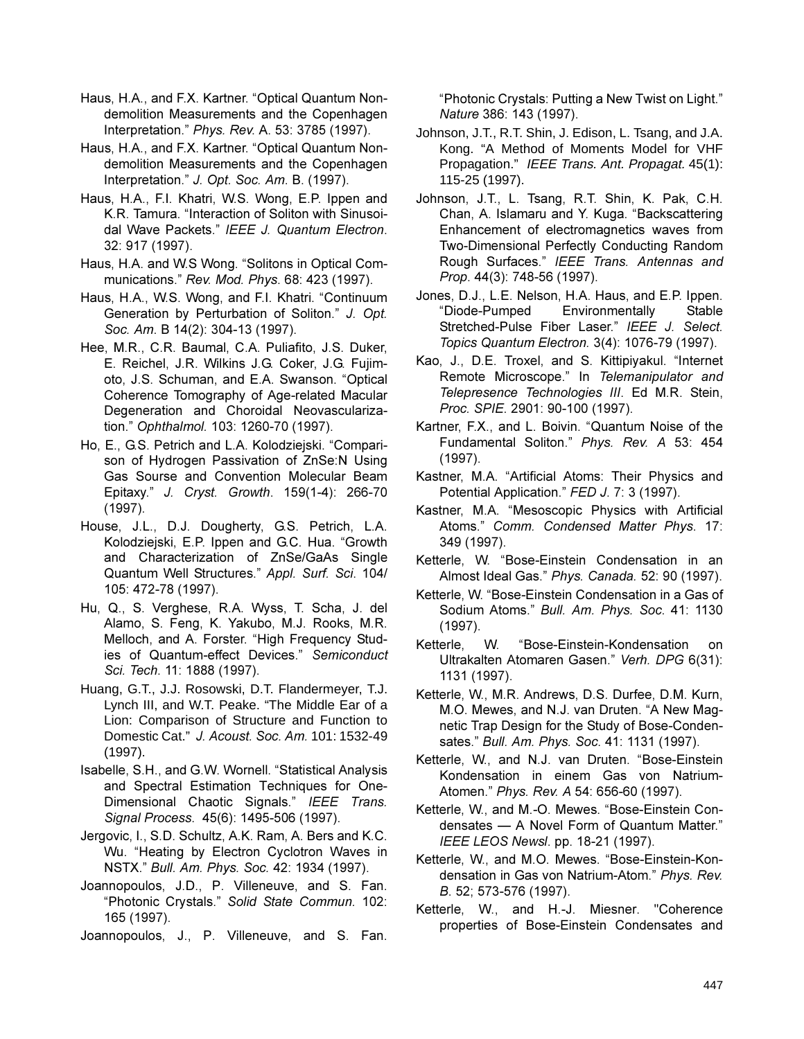Haus, H.A., and F.X. Kartner. "Optical Quantum Nondemolition Measurements and the Copenhagen Interpretation." *Phys. Rev.* A. 53: 3785 (1997).

Haus, H.A., and F.X. Kartner. "Optical Quantum Nondemolition Measurements and the Copenhagen Interpretation." *J. Opt. Soc. Am.* B. (1997).

Haus, H.A., F.I. Khatri, W.S. Wong, E.P. Ippen and K.R. Tamura. "Interaction of Soliton with Sinusoidal Wave Packets." *IEEE J. Quantum Electron*. 32: 917 (1997).

Haus, H.A. and W.S Wong. "Solitons in Optical Communications." *Rev. Mod. Phys*. 68: 423 (1997).

Haus, H.A., W.S. Wong, and F.I. Khatri. "Continuum Generation by Perturbation of Soliton." *J. Opt. Soc. Am.* B 14(2): 304-13 (1997).

Hee, M.R., C.R. Baumal, C.A. Puliafito, J.S. Duker, E. Reichel, J.R. Wilkins J.G. Coker, J.G. Fujimoto, J.S. Schuman, and E.A. Swanson. "Optical Coherence Tomography of Age-related Macular Degeneration and Choroidal Neovascularization." *Ophthalmol.* 103: 1260-70 (1997).

Ho, E., G.S. Petrich and L.A. Kolodziejski. "Comparison of Hydrogen Passivation of ZnSe:N Using Gas Sourse and Convention Molecular Beam Epitaxy." *J. Cryst. Growth*. 159(1-4): 266-70 (1997).

House, J.L., D.J. Dougherty, G.S. Petrich, L.A. Kolodziejski, E.P. Ippen and G.C. Hua. "Growth and Characterization of ZnSe/GaAs Single Quantum Well Structures." *Appl. Surf. Sci.* 104/105: 472-78 (1997).

Hu, Q., S. Verghese, R.A. Wyss, T. Scha, J. del Alamo, S. Feng, K. Yakubo, M.J. Rooks, M.R. Melloch, and A. Forster. "High Frequency Studies of Quantum-effect Devices." *Semiconduct Sci. Tech.* 11: 1888 (1997).

Huang, G.T., J.J. Rosowski, D.T. Flandermeyer, T.J. Lynch III, and W.T. Peake. "The Middle Ear of a Lion: Comparison of Structure and Function to Domestic Cat." *J. Acoust. Soc. Am.* 101: 1532-49 (1997).

Isabelle, S.H., and G.W. Wornell. "Statistical Analysis and Spectral Estimation Techniques for One-Dimensional Chaotic Signals." *IEEE Trans. Signal Process*. 45(6): 1495-506 (1997).

Jergovic, I., S.D. Schultz, A.K. Ram, A. Bers and K.C. Wu. "Heating by Electron Cyclotron Waves in NSTX." *Bull. Am. Phys. Soc.* 42: 1934 (1997).

Joannopoulos, J.D., P. Villeneuve, and S. Fan. "Photonic Crystals." *Solid State Commun.* 102: 165 (1997).

Joannopoulos, J., P. Villeneuve, and S. Fan. "Photonic Crystals: Putting a New Twist on Light." *Nature* 386: 143 (1997).

Johnson, J.T., R.T. Shin, J. Edison, L. Tsang, and J.A. Kong. "A Method of Moments Model for VHF Propagation." *IEEE Trans. Ant. Propagat.* 45(1): 115-25 (1997).

Johnson, J.T., L. Tsang, R.T. Shin, K. Pak, C.H. Chan, A. Islamaru and Y. Kuga. "Backscattering Enhancement of electromagnetics waves from Two-Dimensional Perfectly Conducting Random Rough Surfaces." *IEEE Trans. Antennas and Prop*. 44(3): 748-56 (1997).

Jones, D.J., L.E. Nelson, H.A. Haus, and E.P. Ippen. "Diode-Pumped Environmentally Stable Stretched-Pulse Fiber Laser." *IEEE J. Select. Topics Quantum Electron.* 3(4): 1076-79 (1997).

Kao, J., D.E. Troxel, and S. Kittipiyakul. "Internet Remote Microscope." In *Telemanipulator and Telepresence Technologies III*. Ed M.R. Stein, *Proc. SPIE*. 2901: 90-100 (1997).

Kartner, F.X., and L. Boivin. "Quantum Noise of the Fundamental Soliton." *Phys. Rev. A* 53: 454 (1997).

Kastner, M.A. "Artificial Atoms: Their Physics and Potential Application." *FED J*. 7: 3 (1997).

Kastner, M.A. "Mesoscopic Physics with Artificial Atoms." *Comm. Condensed Matter Phys*. 17: 349 (1997).

Ketterle, W. "Bose-Einstein Condensation in an Almost Ideal Gas." *Phys. Canada.* 52: 90 (1997).

Ketterle, W. "Bose-Einstein Condensation in a Gas of Sodium Atoms." *Bull. Am. Phys. Soc.* 41: 1130 (1997).

Ketterle, W. "Bose-Einstein-Kondensation on Ultrakalten Atomaren Gasen." *Verh. DPG* 6(31): 1131 (1997).

Ketterle, W., M.R. Andrews, D.S. Durfee, D.M. Kurn, M.O. Mewes, and N.J. van Druten. "A New Magnetic Trap Design for the Study of Bose-Condensates." *Bull. Am. Phys. Soc.* 41: 1131 (1997).

Ketterle, W., and N.J. van Druten. "Bose-Einstein Kondensation in einem Gas von Natrium-Atomen." *Phys. Rev. A* 54: 656-60 (1997).

Ketterle, W., and M.-O. Mewes. "Bose-Einstein Condensates — A Novel Form of Quantum Matter." *IEEE LEOS Newsl*. pp. 18-21 (1997).

Ketterle, W., and M.O. Mewes. "Bose-Einstein-Kondensation in Gas von Natrium-Atom." *Phys. Rev. B*. 52; 573-576 (1997).

Ketterle, W., and H.-J. Miesner. "Coherence properties of Bose-Einstein Condensates and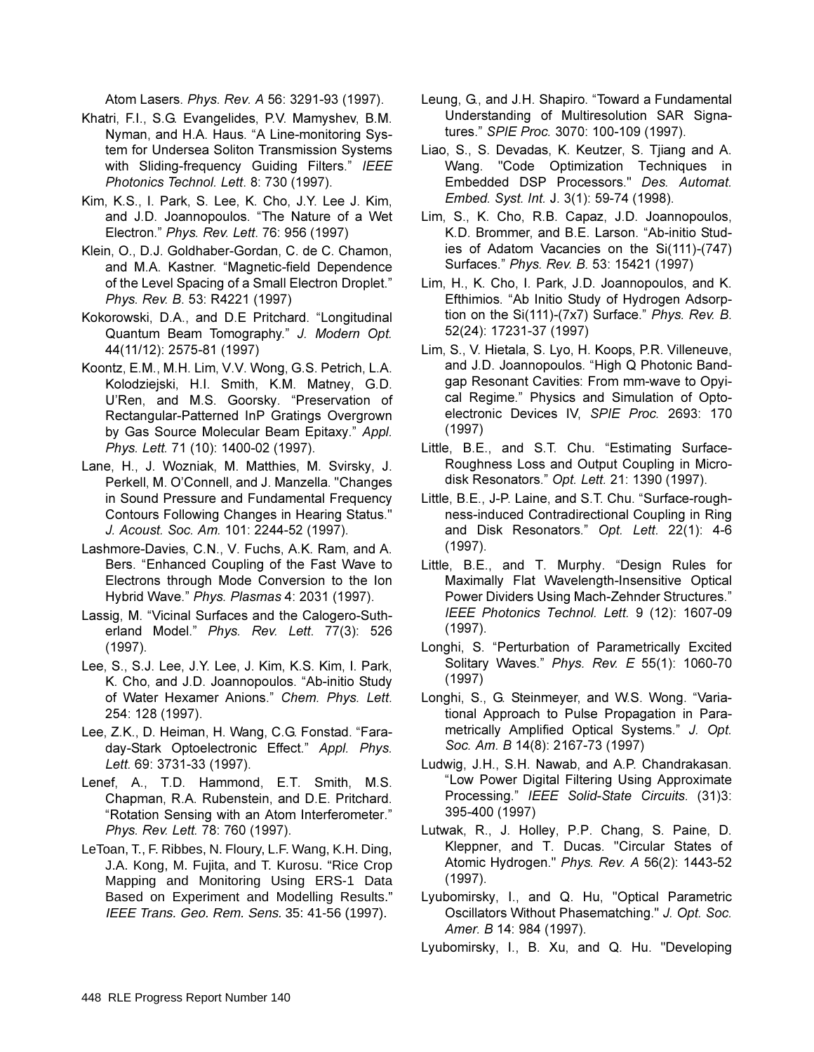Atom Lasers. *Phys. Rev. A* 56: 3291-93 (1997).

Khatri, F.I., S.G. Evangelides, P.V. Mamyshev, B.M. Nyman, and H.A. Haus. “A Line-monitoring System for Undersea Soliton Transmission Systems with Sliding-frequency Guiding Filters.” *IEEE Photonics Technol. Lett.* 8: 730 (1997).

Kim, K.S., I. Park, S. Lee, K. Cho, J.Y. Lee J. Kim, and J.D. Joannopoulos. “The Nature of a Wet Electron.” *Phys. Rev. Lett.* 76: 956 (1997)

Klein, O., D.J. Goldhaber-Gordan, C. de C. Chamon, and M.A. Kastner. “Magnetic-field Dependence of the Level Spacing of a Small Electron Droplet.” *Phys. Rev. B.* 53: R4221 (1997)

Kokorowski, D.A., and D.E Pritchard. “Longitudinal Quantum Beam Tomography.” *J. Modern Opt.* 44(11/12): 2575-81 (1997)

Koontz, E.M., M.H. Lim, V.V. Wong, G.S. Petrich, L.A. Kolodziejski, H.I. Smith, K.M. Matney, G.D. U’Ren, and M.S. Goorsky. “Preservation of Rectangular-Patterned InP Gratings Overgrown by Gas Source Molecular Beam Epitaxy.” *Appl. Phys. Lett.* 71 (10): 1400-02 (1997).

Lane, H., J. Wozniak, M. Matthies, M. Svirsky, J. Perkell, M. O’Connell, and J. Manzella. "Changes in Sound Pressure and Fundamental Frequency Contours Following Changes in Hearing Status." *J. Acoust. Soc. Am.* 101: 2244-52 (1997).

Lashmore-Davies, C.N., V. Fuchs, A.K. Ram, and A. Bers. “Enhanced Coupling of the Fast Wave to Electrons through Mode Conversion to the Ion Hybrid Wave.” *Phys. Plasmas* 4: 2031 (1997).

Lassig, M. “Vicinal Surfaces and the Calogero-Sutherland Model.” *Phys. Rev. Lett.* 77(3): 526 (1997).

Lee, S., S.J. Lee, J.Y. Lee, J. Kim, K.S. Kim, I. Park, K. Cho, and J.D. Joannopoulos. “Ab-initio Study of Water Hexamer Anions.” *Chem. Phys. Lett.* 254: 128 (1997).

Lee, Z.K., D. Heiman, H. Wang, C.G. Fonstad. “Faraday-Stark Optoelectronic Effect.” *Appl. Phys. Lett.* 69: 3731-33 (1997).

Lenef, A., T.D. Hammond, E.T. Smith, M.S. Chapman, R.A. Rubenstein, and D.E. Pritchard. “Rotation Sensing with an Atom Interferometer.” *Phys. Rev. Lett.* 78: 760 (1997).

LeToan, T., F. Ribbes, N. Floury, L.F. Wang, K.H. Ding, J.A. Kong, M. Fujita, and T. Kurosu. “Rice Crop Mapping and Monitoring Using ERS-1 Data Based on Experiment and Modelling Results.” *IEEE Trans. Geo. Rem. Sens.* 35: 41-56 (1997).

Leung, G., and J.H. Shapiro. “Toward a Fundamental Understanding of Multiresolution SAR Signatures.” *SPIE Proc.* 3070: 100-109 (1997).

Liao, S., S. Devadas, K. Keutzer, S. Tjiang and A. Wang. "Code Optimization Techniques in Embedded DSP Processors." *Des. Automat. Embed. Syst. Int.* J. 3(1): 59-74 (1998).

Lim, S., K. Cho, R.B. Capaz, J.D. Joannopoulos, K.D. Brommer, and B.E. Larson. “Ab-initio Studies of Adatom Vacancies on the Si(111)-(747) Surfaces.” *Phys. Rev. B.* 53: 15421 (1997)

Lim, H., K. Cho, I. Park, J.D. Joannopoulos, and K. Efthimios. “Ab Initio Study of Hydrogen Adsorption on the Si(111)-(7x7) Surface.” *Phys. Rev. B.* 52(24): 17231-37 (1997)

Lim, S., V. Hietala, S. Lyo, H. Koops, P.R. Villeneuve, and J.D. Joannopoulos. “High Q Photonic Bandgap Resonant Cavities: From mm-wave to Opyical Regime.” Physics and Simulation of Optoelectronic Devices IV, *SPIE Proc.* 2693: 170 (1997)

Little, B.E., and S.T. Chu. “Estimating Surface-Roughness Loss and Output Coupling in Microdisk Resonators.” *Opt. Lett.* 21: 1390 (1997).

Little, B.E., J-P. Laine, and S.T. Chu. “Surface-roughness-induced Contradirectional Coupling in Ring and Disk Resonators.” *Opt. Lett.* 22(1): 4-6 (1997).

Little, B.E., and T. Murphy. “Design Rules for Maximally Flat Wavelength-Insensitive Optical Power Dividers Using Mach-Zehnder Structures.” *IEEE Photonics Technol. Lett.* 9 (12): 1607-09 (1997).

Longhi, S. “Perturbation of Parametrically Excited Solitary Waves.” *Phys. Rev. E* 55(1): 1060-70 (1997)

Longhi, S., G. Steinmeyer, and W.S. Wong. “Variational Approach to Pulse Propagation in Parametrically Amplified Optical Systems.” *J. Opt. Soc. Am. B* 14(8): 2167-73 (1997)

Ludwig, J.H., S.H. Nawab, and A.P. Chandrakasan. “Low Power Digital Filtering Using Approximate Processing.” *IEEE Solid-State Circuits.* (31)3: 395-400 (1997)

Lutwak, R., J. Holley, P.P. Chang, S. Paine, D. Kleppner, and T. Ducas. "Circular States of Atomic Hydrogen." *Phys. Rev. A* 56(2): 1443-52 (1997).

Lyubomirsky, I., and Q. Hu, "Optical Parametric Oscillators Without Phasematching." *J. Opt. Soc. Amer. B* 14: 984 (1997).

Lyubomirsky, I., B. Xu, and Q. Hu. "Developing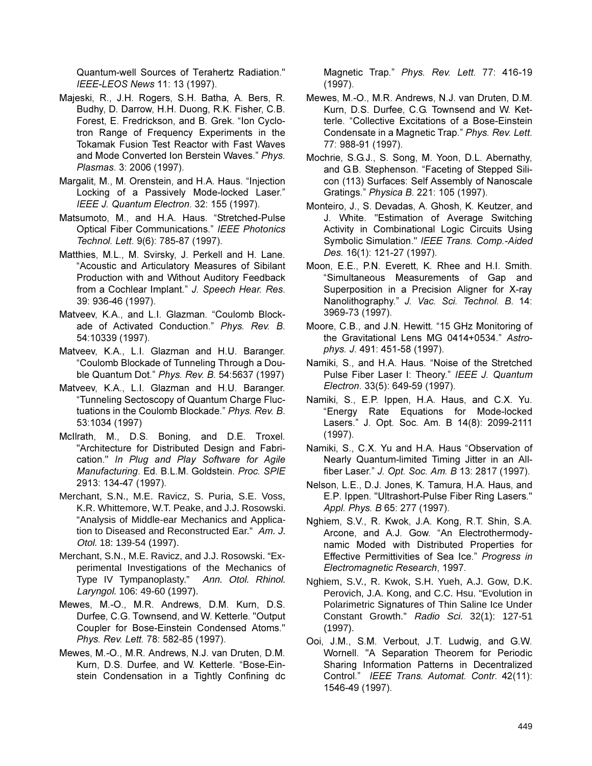Quantum-well Sources of Terahertz Radiation." *IEEE-LEOS News* 11: 13 (1997).

Majeski, R., J.H. Rogers, S.H. Batha, A. Bers, R. Budhy, D. Darrow, H.H. Duong, R.K. Fisher, C.B. Forest, E. Fredrickson, and B. Grek. "Ion Cyclotron Range of Frequency Experiments in the Tokamak Fusion Test Reactor with Fast Waves and Mode Converted Ion Berstein Waves." *Phys. Plasmas*. 3: 2006 (1997).

Margalit, M., M. Orenstein, and H.A. Haus. "Injection Locking of a Passively Mode-locked Laser." *IEEE J. Quantum Electron*. 32: 155 (1997).

Matsumoto, M., and H.A. Haus. "Stretched-Pulse Optical Fiber Communications." *IEEE Photonics Technol. Lett*. 9(6): 785-87 (1997).

Matthies, M.L., M. Svirsky, J. Perkell and H. Lane. "Acoustic and Articulatory Measures of Sibilant Production with and Without Auditory Feedback from a Cochlear Implant." *J. Speech Hear. Res*. 39: 936-46 (1997).

Matveev, K.A., and L.I. Glazman. "Coulomb Blockade of Activated Conduction." *Phys. Rev. B*. 54:10339 (1997).

Matveev, K.A., L.I. Glazman and H.U. Baranger. "Coulomb Blockade of Tunneling Through a Double Quantum Dot." *Phys. Rev. B*. 54:5637 (1997)

Matveev, K.A., L.I. Glazman and H.U. Baranger. "Tunneling Sectoscopy of Quantum Charge Fluctuations in the Coulomb Blockade." *Phys. Rev. B*. 53:1034 (1997)

McIlrath, M., D.S. Boning, and D.E. Troxel. "Architecture for Distributed Design and Fabrication." *In Plug and Play Software for Agile Manufacturing*. Ed. B.L.M. Goldstein. *Proc. SPIE* 2913: 134-47 (1997).

Merchant, S.N., M.E. Ravicz, S. Puria, S.E. Voss, K.R. Whittemore, W.T. Peake, and J.J. Rosowski. "Analysis of Middle-ear Mechanics and Applica-tion to Diseased and Reconstructed Ear." *Am. J. Otol.* 18: 139-54 (1997).

Merchant, S.N., M.E. Ravicz, and J.J. Rosowski. "Experimental Investigations of the Mechanics of Type IV Tympanoplasty." *Ann. Otol. Rhinol. Laryngol.* 106: 49-60 (1997).

Mewes, M.-O., M.R. Andrews, D.M. Kurn, D.S. Durfee, C.G. Townsend, and W. Ketterle. "Output Coupler for Bose-Einstein Condensed Atoms." *Phys. Rev. Lett.* 78: 582-85 (1997).

Mewes, M.-O., M.R. Andrews, N.J. van Druten, D.M. Kurn, D.S. Durfee, and W. Ketterle. "Bose-Einstein Condensation in a Tightly Confining dc Magnetic Trap." *Phys. Rev. Lett*. 77: 416-19 (1997).

Mewes, M.-O., M.R. Andrews, N.J. van Druten, D.M. Kurn, D.S. Durfee, C.G. Townsend and W. Ketterle. "Collective Excitations of a Bose-Einstein Condensate in a Magnetic Trap." *Phys. Rev. Lett*. 77: 988-91 (1997).

Mochrie, S.G.J., S. Song, M. Yoon, D.L. Abernathy, and G.B. Stephenson. "Faceting of Stepped Silicon (113) Surfaces: Self Assembly of Nanoscale Gratings." *Physica B*. 221: 105 (1997).

Monteiro, J., S. Devadas, A. Ghosh, K. Keutzer, and J. White. "Estimation of Average Switching Activity in Combinational Logic Circuits Using Symbolic Simulation." *IEEE Trans. Comp.-Aided Des.* 16(1): 121-27 (1997).

Moon, E.E., P.N. Everett, K. Rhee and H.I. Smith. "Simultaneous Measurements of Gap and Superposition in a Precision Aligner for X-ray Nanolithography." *J. Vac. Sci. Technol. B*. 14: 3969-73 (1997).

Moore, C.B., and J.N. Hewitt. "15 GHz Monitoring of the Gravitational Lens MG 0414+0534." *Astrophys. J*. 491: 451-58 (1997).

Namiki, S., and H.A. Haus. "Noise of the Stretched Pulse Fiber Laser I: Theory." *IEEE J. Quantum Electron*. 33(5): 649-59 (1997).

Namiki, S., E.P. Ippen, H.A. Haus, and C.X. Yu. "Energy Rate Equations for Mode-locked Lasers." J. Opt. Soc. Am. B 14(8): 2099-2111 (1997).

Namiki, S., C.X. Yu and H.A. Haus "Observation of Nearly Quantum-limited Timing Jitter in an All-fiber Laser." *J. Opt. Soc. Am. B* 13: 2817 (1997).

Nelson, L.E., D.J. Jones, K. Tamura, H.A. Haus, and E.P. Ippen. "Ultrashort-Pulse Fiber Ring Lasers." *Appl. Phys. B* 65: 277 (1997).

Nghiem, S.V., R. Kwok, J.A. Kong, R.T. Shin, S.A. Arcone, and A.J. Gow. "An Electrothermodynamic Moded with Distributed Properties for Effective Permittivities of Sea Ice." *Progress in Electromagnetic Research*, 1997.

Nghiem, S.V., R. Kwok, S.H. Yueh, A.J. Gow, D.K. Perovich, J.A. Kong, and C.C. Hsu. "Evolution in Polarimetric Signatures of Thin Saline Ice Under Constant Growth." *Radio Sci.* 32(1): 127-51 (1997).

Ooi, J.M., S.M. Verbout, J.T. Ludwig, and G.W. Wornell. "A Separation Theorem for Periodic Sharing Information Patterns in Decentralized Control." *IEEE Trans. Automat. Contr*. 42(11): 1546-49 (1997).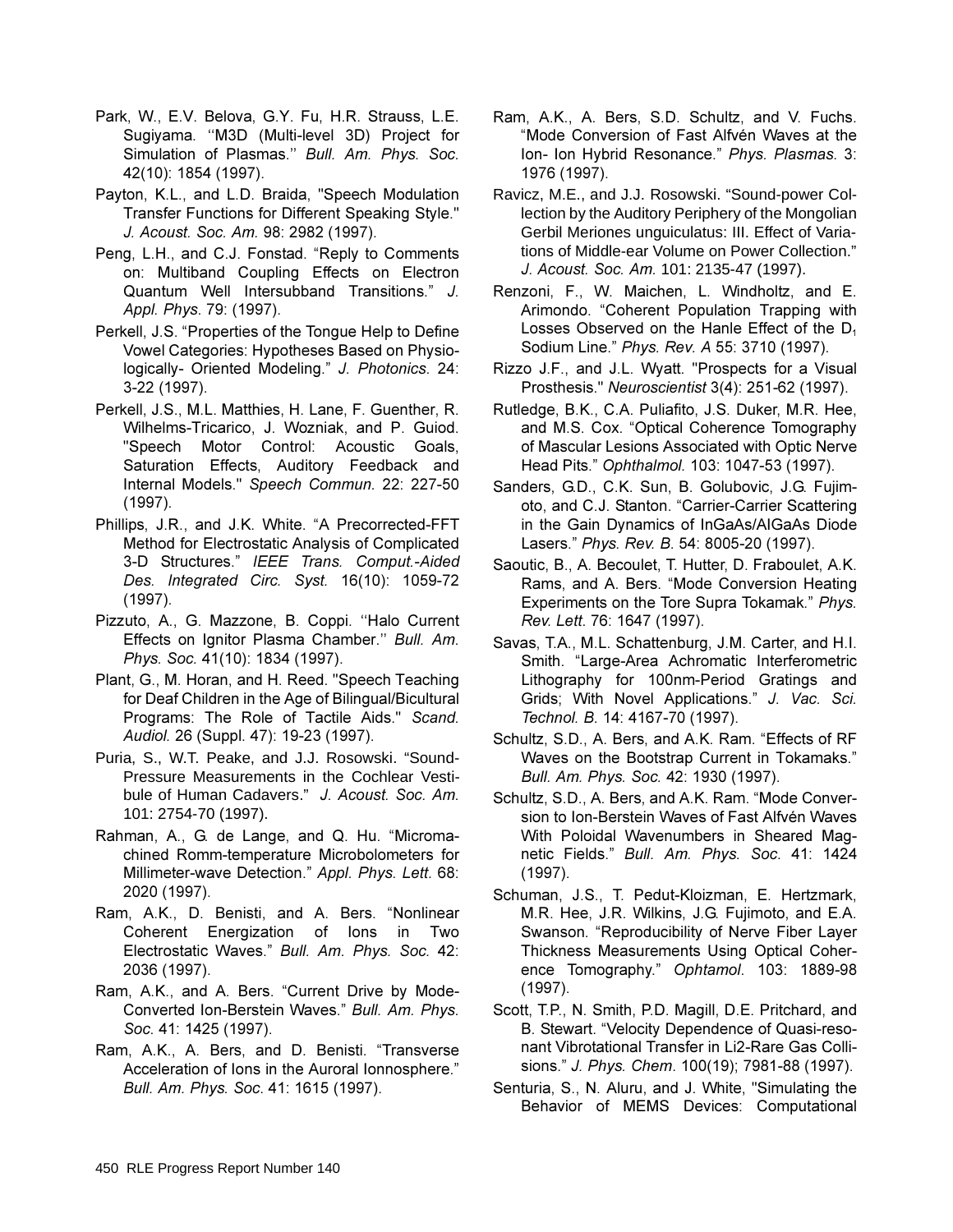Park, W., E.V. Belova, G.Y. Fu, H.R. Strauss, L.E. Sugiyama. ''M3D (Multi-level 3D) Project for Simulation of Plasmas.'' *Bull. Am. Phys. Soc.* 42(10): 1854 (1997).

Payton, K.L., and L.D. Braida, "Speech Modulation Transfer Functions for Different Speaking Style." *J. Acoust. Soc. Am.* 98: 2982 (1997).

Peng, L.H., and C.J. Fonstad. "Reply to Comments on: Multiband Coupling Effects on Electron Quantum Well Intersubband Transitions." *J. Appl. Phys.* 79: (1997).

Perkell, J.S. "Properties of the Tongue Help to Define Vowel Categories: Hypotheses Based on Physiologically- Oriented Modeling." *J. Photonics*. 24: 3-22 (1997).

Perkell, J.S., M.L. Matthies, H. Lane, F. Guenther, R. Wilhelms-Tricarico, J. Wozniak, and P. Guiod. "Speech Motor Control: Acoustic Goals, Saturation Effects, Auditory Feedback and Internal Models." *Speech Commun.* 22: 227-50 (1997).

Phillips, J.R., and J.K. White. "A Precorrected-FFT Method for Electrostatic Analysis of Complicated 3-D Structures." *IEEE Trans. Comput.-Aided Des. Integrated Circ. Syst.* 16(10): 1059-72 (1997).

Pizzuto, A., G. Mazzone, B. Coppi. ''Halo Current Effects on Ignitor Plasma Chamber.'' *Bull. Am. Phys. Soc.* 41(10): 1834 (1997).

Plant, G., M. Horan, and H. Reed. "Speech Teaching for Deaf Children in the Age of Bilingual/Bicultural Programs: The Role of Tactile Aids." *Scand. Audiol.* 26 (Suppl. 47): 19-23 (1997).

Puria, S., W.T. Peake, and J.J. Rosowski. "Sound-Pressure Measurements in the Cochlear Vestibule of Human Cadavers." *J. Acoust. Soc. Am.* 101: 2754-70 (1997).

Rahman, A., G. de Lange, and Q. Hu. "Micromachined Romm-temperature Microbolometers for Millimeter-wave Detection." *Appl. Phys. Lett.* 68: 2020 (1997).

Ram, A.K., D. Benisti, and A. Bers. "Nonlinear Coherent Energization of Ions in Two Electrostatic Waves." *Bull. Am. Phys. Soc.* 42: 2036 (1997).

Ram, A.K., and A. Bers. "Current Drive by Mode-Converted Ion-Berstein Waves." *Bull. Am. Phys. Soc.* 41: 1425 (1997).

Ram, A.K., A. Bers, and D. Benisti. "Transverse Acceleration of Ions in the Auroral Ionnosphere." *Bull. Am. Phys. Soc.* 41: 1615 (1997).

Ram, A.K., A. Bers, S.D. Schultz, and V. Fuchs. "Mode Conversion of Fast Alfvén Waves at the Ion- Ion Hybrid Resonance." *Phys. Plasmas*. 3: 1976 (1997).

Ravicz, M.E., and J.J. Rosowski. "Sound-power Collection by the Auditory Periphery of the Mongolian Gerbil Meriones unguiculatus: III. Effect of Variations of Middle-ear Volume on Power Collection." *J. Acoust. Soc. Am.* 101: 2135-47 (1997).

Renzoni, F., W. Maichen, L. Windholtz, and E. Arimondo. "Coherent Population Trapping with Losses Observed on the Hanle Effect of the $D_1$ Sodium Line." *Phys. Rev. A* 55: 3710 (1997).

Rizzo J.F., and J.L. Wyatt. "Prospects for a Visual Prosthesis." *Neuroscientist* 3(4): 251-62 (1997).

Rutledge, B.K., C.A. Puliafito, J.S. Duker, M.R. Hee, and M.S. Cox. "Optical Coherence Tomography of Mascular Lesions Associated with Optic Nerve Head Pits." *Ophthalmol.* 103: 1047-53 (1997).

Sanders, G.D., C.K. Sun, B. Golubovic, J.G. Fujimoto, and C.J. Stanton. "Carrier-Carrier Scattering in the Gain Dynamics of InGaAs/AlGaAs Diode Lasers." *Phys. Rev. B*. 54: 8005-20 (1997).

Saoutic, B., A. Becoulet, T. Hutter, D. Fraboulet, A.K. Rams, and A. Bers. "Mode Conversion Heating Experiments on the Tore Supra Tokamak." *Phys. Rev. Lett*. 76: 1647 (1997).

Savas, T.A., M.L. Schattenburg, J.M. Carter, and H.I. Smith. "Large-Area Achromatic Interferometric Lithography for 100nm-Period Gratings and Grids; With Novel Applications." *J. Vac. Sci. Technol. B.* 14: 4167-70 (1997).

Schultz, S.D., A. Bers, and A.K. Ram. "Effects of RF Waves on the Bootstrap Current in Tokamaks." *Bull. Am. Phys. Soc.* 42: 1930 (1997).

Schultz, S.D., A. Bers, and A.K. Ram. "Mode Conversion to Ion-Berstein Waves of Fast Alfvén Waves With Poloidal Wavenumbers in Sheared Magnetic Fields." *Bull. Am. Phys. Soc*. 41: 1424 (1997).

Schuman, J.S., T. Pedut-Kloizman, E. Hertzmark, M.R. Hee, J.R. Wilkins, J.G. Fujimoto, and E.A. Swanson. "Reproducibility of Nerve Fiber Layer Thickness Measurements Using Optical Coherence Tomography." *Ophtamol*. 103: 1889-98 (1997).

Scott, T.P., N. Smith, P.D. Magill, D.E. Pritchard, and B. Stewart. "Velocity Dependence of Quasi-resonant Vibrotational Transfer in Li2-Rare Gas Collisions." *J. Phys. Chem*. 100(19); 7981-88 (1997).

Senturia, S., N. Aluru, and J. White, "Simulating the Behavior of MEMS Devices: Computational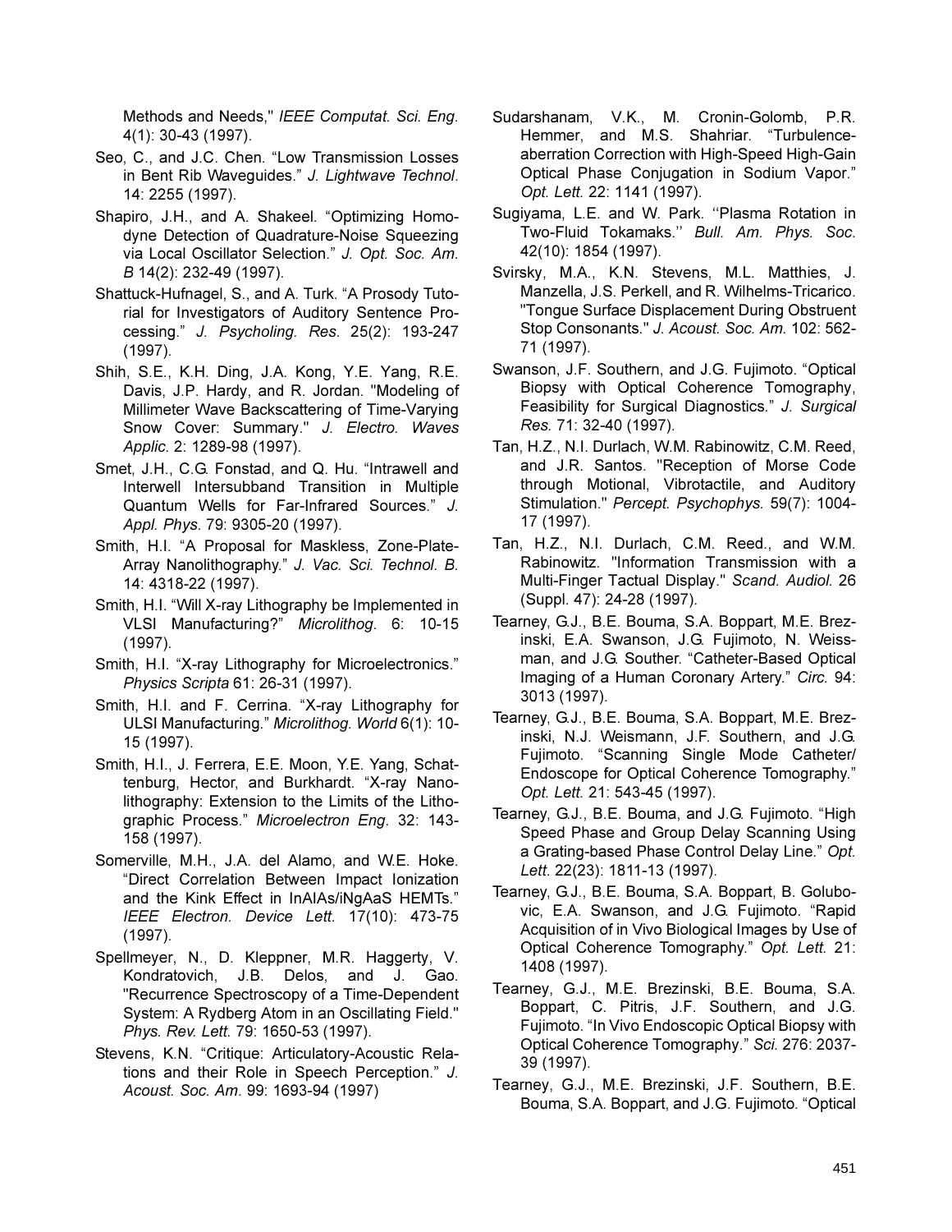Methods and Needs," *IEEE Computat. Sci. Eng.* 4(1): 30-43 (1997).

Seo, C., and J.C. Chen. "Low Transmission Losses in Bent Rib Waveguides." *J. Lightwave Technol.* 14: 2255 (1997).

Shapiro, J.H., and A. Shakeel. "Optimizing Homodyne Detection of Quadrature-Noise Squeezing via Local Oscillator Selection." *J. Opt. Soc. Am. B* 14(2): 232-49 (1997).

Shattuck-Hufnagel, S., and A. Turk. "A Prosody Tutorial for Investigators of Auditory Sentence Processing." *J. Psycholing. Res.* 25(2): 193-247 (1997).

Shih, S.E., K.H. Ding, J.A. Kong, Y.E. Yang, R.E. Davis, J.P. Hardy, and R. Jordan. "Modeling of Millimeter Wave Backscattering of Time-Varying Snow Cover: Summary." *J. Electro. Waves Applic.* 2: 1289-98 (1997).

Smet, J.H., C.G. Fonstad, and Q. Hu. "Intrawell and Interwell Intersubband Transition in Multiple Quantum Wells for Far-Infrared Sources." *J. Appl. Phys.* 79: 9305-20 (1997).

Smith, H.I. "A Proposal for Maskless, Zone-Plate-Array Nanolithography." *J. Vac. Sci. Technol. B.* 14: 4318-22 (1997).

Smith, H.I. "Will X-ray Lithography be Implemented in VLSI Manufacturing?" *Microlithog.* 6: 10-15 (1997).

Smith, H.I. "X-ray Lithography for Microelectronics." *Physics Scripta* 61: 26-31 (1997).

Smith, H.I. and F. Cerrina. "X-ray Lithography for ULSI Manufacturing." *Microlithog. World* 6(1): 10-15 (1997).

Smith, H.I., J. Ferrera, E.E. Moon, Y.E. Yang, Schattenburg, Hector, and Burkhardt. "X-ray Nanolithography: Extension to the Limits of the Lithographic Process." *Microelectron Eng.* 32: 143-158 (1997).

Somerville, M.H., J.A. del Alamo, and W.E. Hoke. "Direct Correlation Between Impact Ionization and the Kink Effect in InAlAs/iNgAaS HEMTs." *IEEE Electron. Device Lett.* 17(10): 473-75 (1997).

Spellmeyer, N., D. Kleppner, M.R. Haggerty, V. Kondratovich, J.B. Delos, and J. Gao. "Recurrence Spectroscopy of a Time-Dependent System: A Rydberg Atom in an Oscillating Field." *Phys. Rev. Lett.* 79: 1650-53 (1997).

Stevens, K.N. "Critique: Articulatory-Acoustic Relations and their Role in Speech Perception." *J. Acoust. Soc. Am.* 99: 1693-94 (1997)

Sudarshanam, V.K., M. Cronin-Golomb, P.R. Hemmer, and M.S. Shahriar. "Turbulence-aberration Correction with High-Speed High-Gain Optical Phase Conjugation in Sodium Vapor." *Opt. Lett.* 22: 1141 (1997).

Sugiyama, L.E. and W. Park. "Plasma Rotation in Two-Fluid Tokamaks." *Bull. Am. Phys. Soc.* 42(10): 1854 (1997).

Svirsky, M.A., K.N. Stevens, M.L. Matthies, J. Manzella, J.S. Perkell, and R. Wilhelms-Tricarico. "Tongue Surface Displacement During Obstruent Stop Consonants." *J. Acoust. Soc. Am.* 102: 562-71 (1997).

Swanson, J.F. Southern, and J.G. Fujimoto. "Optical Biopsy with Optical Coherence Tomography, Feasibility for Surgical Diagnostics." *J. Surgical Res.* 71: 32-40 (1997).

Tan, H.Z., N.I. Durlach, W.M. Rabinowitz, C.M. Reed, and J.R. Santos. "Reception of Morse Code through Motional, Vibrotactile, and Auditory Stimulation." *Percept. Psychophys.* 59(7): 1004-17 (1997).

Tan, H.Z., N.I. Durlach, C.M. Reed., and W.M. Rabinowitz. "Information Transmission with a Multi-Finger Tactual Display." *Scand. Audiol.* 26 (Suppl. 47): 24-28 (1997).

Tearney, G.J., B.E. Bouma, S.A. Boppart, M.E. Brezinski, E.A. Swanson, J.G. Fujimoto, N. Weissman, and J.G. Souther. "Catheter-Based Optical Imaging of a Human Coronary Artery." *Circ.* 94: 3013 (1997).

Tearney, G.J., B.E. Bouma, S.A. Boppart, M.E. Brezinski, N.J. Weismann, J.F. Southern, and J.G. Fujimoto. "Scanning Single Mode Catheter/ Endoscope for Optical Coherence Tomography." *Opt. Lett.* 21: 543-45 (1997).

Tearney, G.J., B.E. Bouma, and J.G. Fujimoto. "High Speed Phase and Group Delay Scanning Using a Grating-based Phase Control Delay Line." *Opt. Lett.* 22(23): 1811-13 (1997).

Tearney, G.J., B.E. Bouma, S.A. Boppart, B. Golubovic, E.A. Swanson, and J.G. Fujimoto. "Rapid Acquisition of in Vivo Biological Images by Use of Optical Coherence Tomography." *Opt. Lett.* 21: 1408 (1997).

Tearney, G.J., M.E. Brezinski, B.E. Bouma, S.A. Boppart, C. Pitris, J.F. Southern, and J.G. Fujimoto. "In Vivo Endoscopic Optical Biopsy with Optical Coherence Tomography." *Sci.* 276: 2037-39 (1997).

Tearney, G.J., M.E. Brezinski, J.F. Southern, B.E. Bouma, S.A. Boppart, and J.G. Fujimoto. "Optical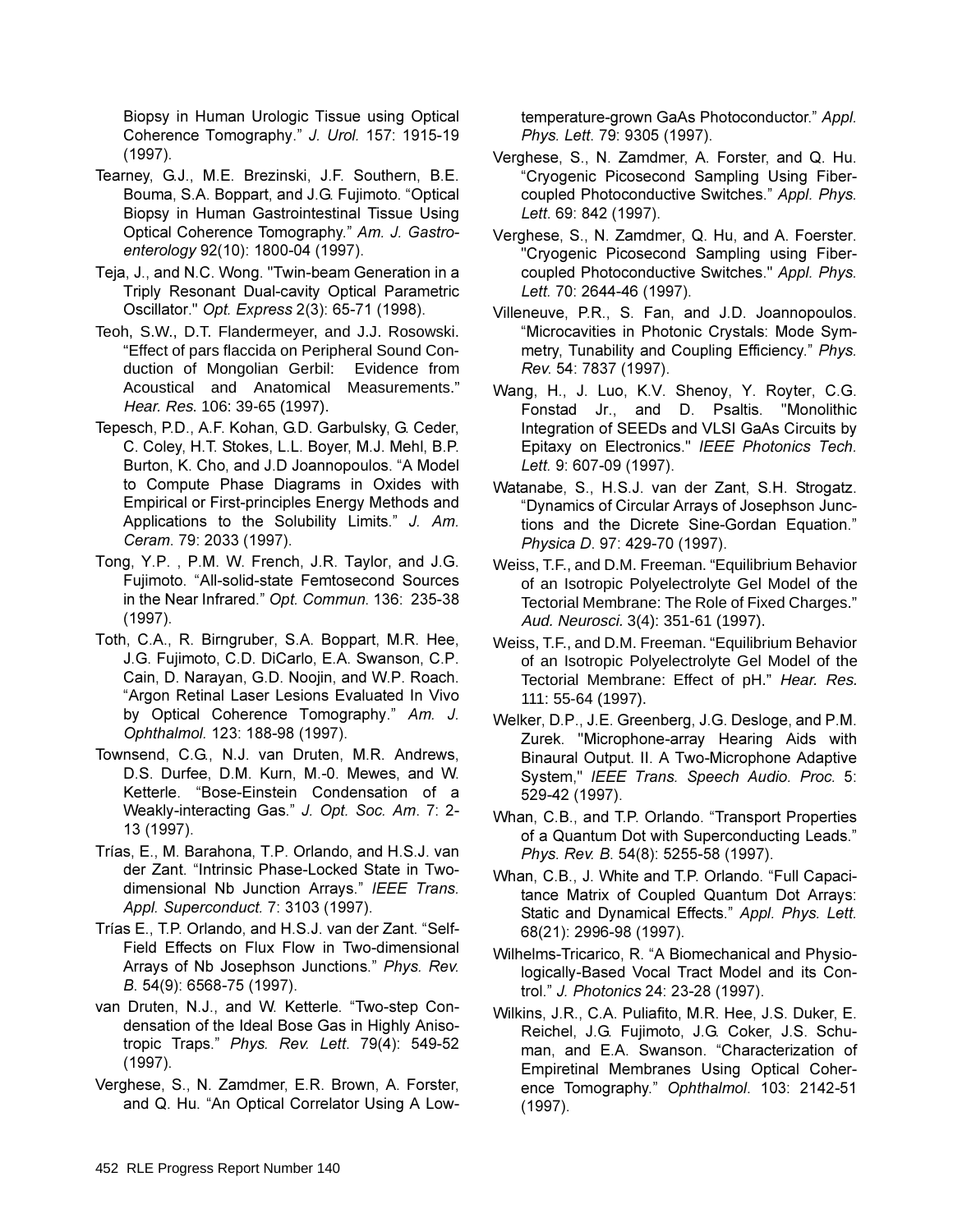Biopsy in Human Urologic Tissue using Optical Coherence Tomography." *J. Urol.* 157: 1915-19 (1997).

Tearney, G.J., M.E. Brezinski, J.F. Southern, B.E. Bouma, S.A. Boppart, and J.G. Fujimoto. "Optical Biopsy in Human Gastrointestinal Tissue Using Optical Coherence Tomography." *Am. J. Gastroenterology* 92(10): 1800-04 (1997).

Teja, J., and N.C. Wong. "Twin-beam Generation in a Triply Resonant Dual-cavity Optical Parametric Oscillator." *Opt. Express* 2(3): 65-71 (1998).

Teoh, S.W., D.T. Flandermeyer, and J.J. Rosowski. "Effect of pars flaccida on Peripheral Sound Conduction of Mongolian Gerbil: Evidence from Acoustical and Anatomical Measurements." *Hear. Res.* 106: 39-65 (1997).

Tepesch, P.D., A.F. Kohan, G.D. Garbulsky, G. Ceder, C. Coley, H.T. Stokes, L.L. Boyer, M.J. Mehl, B.P. Burton, K. Cho, and J.D Joannopoulos. "A Model to Compute Phase Diagrams in Oxides with Empirical or First-principles Energy Methods and Applications to the Solubility Limits." *J. Am. Ceram.* 79: 2033 (1997).

Tong, Y.P. , P.M. W. French, J.R. Taylor, and J.G. Fujimoto. "All-solid-state Femtosecond Sources in the Near Infrared." *Opt. Commun.* 136: 235-38 (1997).

Toth, C.A., R. Birngruber, S.A. Boppart, M.R. Hee, J.G. Fujimoto, C.D. DiCarlo, E.A. Swanson, C.P. Cain, D. Narayan, G.D. Noojin, and W.P. Roach. "Argon Retinal Laser Lesions Evaluated In Vivo by Optical Coherence Tomography." *Am. J. Ophthalmol.* 123: 188-98 (1997).

Townsend, C.G., N.J. van Druten, M.R. Andrews, D.S. Durfee, D.M. Kurn, M.-0. Mewes, and W. Ketterle. "Bose-Einstein Condensation of a Weakly-interacting Gas." *J. Opt. Soc. Am.* 7: 2-13 (1997).

Trías, E., M. Barahona, T.P. Orlando, and H.S.J. van der Zant. "Intrinsic Phase-Locked State in Two-dimensional Nb Junction Arrays." *IEEE Trans. Appl. Superconduct.* 7: 3103 (1997).

Trías E., T.P. Orlando, and H.S.J. van der Zant. "Self-Field Effects on Flux Flow in Two-dimensional Arrays of Nb Josephson Junctions." *Phys. Rev. B.* 54(9): 6568-75 (1997).

van Druten, N.J., and W. Ketterle. "Two-step Condensation of the Ideal Bose Gas in Highly Anisotropic Traps." *Phys. Rev. Lett.* 79(4): 549-52 (1997).

Verghese, S., N. Zamdmer, E.R. Brown, A. Forster, and Q. Hu. "An Optical Correlator Using A Low-temperature-grown GaAs Photoconductor." *Appl. Phys. Lett.* 79: 9305 (1997).

Verghese, S., N. Zamdmer, A. Forster, and Q. Hu. "Cryogenic Picosecond Sampling Using Fiber-coupled Photoconductive Switches." *Appl. Phys. Lett.* 69: 842 (1997).

Verghese, S., N. Zamdmer, Q. Hu, and A. Foerster. "Cryogenic Picosecond Sampling using Fiber-coupled Photoconductive Switches." *Appl. Phys. Lett.* 70: 2644-46 (1997).

Villeneuve, P.R., S. Fan, and J.D. Joannopoulos. "Microcavities in Photonic Crystals: Mode Symmetry, Tunability and Coupling Efficiency." *Phys. Rev.* 54: 7837 (1997).

Wang, H., J. Luo, K.V. Shenoy, Y. Royter, C.G. Fonstad Jr., and D. Psaltis. "Monolithic Integration of SEEDs and VLSI GaAs Circuits by Epitaxy on Electronics." *IEEE Photonics Tech. Lett.* 9: 607-09 (1997).

Watanabe, S., H.S.J. van der Zant, S.H. Strogatz. "Dynamics of Circular Arrays of Josephson Junctions and the Dicrete Sine-Gordan Equation." *Physica D*. 97: 429-70 (1997).

Weiss, T.F., and D.M. Freeman. "Equilibrium Behavior of an Isotropic Polyelectrolyte Gel Model of the Tectorial Membrane: The Role of Fixed Charges." *Aud. Neurosci.* 3(4): 351-61 (1997).

Weiss, T.F., and D.M. Freeman. "Equilibrium Behavior of an Isotropic Polyelectrolyte Gel Model of the Tectorial Membrane: Effect of pH." *Hear. Res.* 111: 55-64 (1997).

Welker, D.P., J.E. Greenberg, J.G. Desloge, and P.M. Zurek. "Microphone-array Hearing Aids with Binaural Output. II. A Two-Microphone Adaptive System," *IEEE Trans. Speech Audio. Proc.* 5: 529-42 (1997).

Whan, C.B., and T.P. Orlando. "Transport Properties of a Quantum Dot with Superconducting Leads." *Phys. Rev. B.* 54(8): 5255-58 (1997).

Whan, C.B., J. White and T.P. Orlando. "Full Capacitance Matrix of Coupled Quantum Dot Arrays: Static and Dynamical Effects." *Appl. Phys. Lett.* 68(21): 2996-98 (1997).

Wilhelms-Tricarico, R. "A Biomechanical and Physiologically-Based Vocal Tract Model and its Control." *J. Photonics* 24: 23-28 (1997).

Wilkins, J.R., C.A. Puliafito, M.R. Hee, J.S. Duker, E. Reichel, J.G. Fujimoto, J.G. Coker, J.S. Schuman, and E.A. Swanson. "Characterization of Empiretinal Membranes Using Optical Coherence Tomography." *Ophthalmol.* 103: 2142-51 (1997).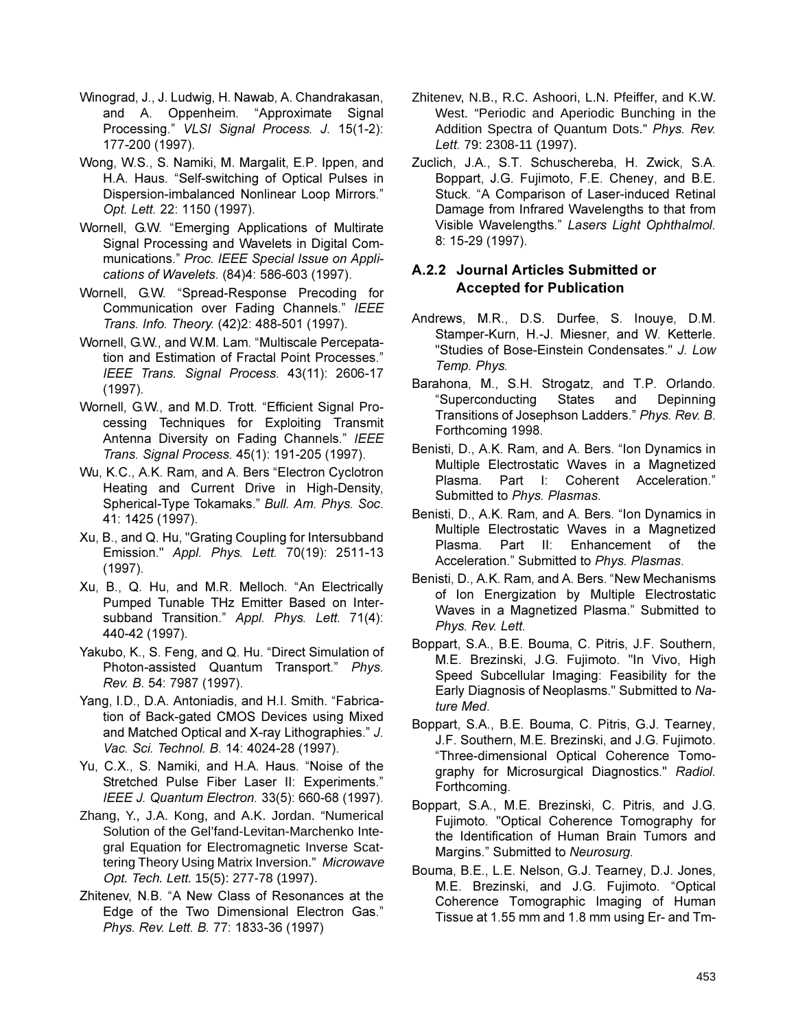Winograd, J., J. Ludwig, H. Nawab, A. Chandrakasan, and A. Oppenheim. “Approximate Signal Processing.” *VLSI Signal Process. J.* 15(1-2): 177-200 (1997).

Wong, W.S., S. Namiki, M. Margalit, E.P. Ippen, and H.A. Haus. “Self-switching of Optical Pulses in Dispersion-imbalanced Nonlinear Loop Mirrors.” *Opt. Lett.* 22: 1150 (1997).

Wornell, G.W. “Emerging Applications of Multirate Signal Processing and Wavelets in Digital Communications.” *Proc. IEEE Special Issue on Applications of Wavelets.* (84)4: 586-603 (1997).

Wornell, G.W. “Spread-Response Precoding for Communication over Fading Channels.” *IEEE Trans. Info. Theory.* (42)2: 488-501 (1997).

Wornell, G.W., and W.M. Lam. “Multiscale Percepatation and Estimation of Fractal Point Processes.” *IEEE Trans. Signal Process.* 43(11): 2606-17 (1997).

Wornell, G.W., and M.D. Trott. “Efficient Signal Processing Techniques for Exploiting Transmit Antenna Diversity on Fading Channels.” *IEEE Trans. Signal Process.* 45(1): 191-205 (1997).

Wu, K.C., A.K. Ram, and A. Bers “Electron Cyclotron Heating and Current Drive in High-Density, Spherical-Type Tokamaks.” *Bull. Am. Phys. Soc.* 41: 1425 (1997).

Xu, B., and Q. Hu, "Grating Coupling for Intersubband Emission." *Appl. Phys. Lett.* 70(19): 2511-13 (1997).

Xu, B., Q. Hu, and M.R. Melloch. “An Electrically Pumped Tunable THz Emitter Based on Intersubband Transition.” *Appl. Phys. Lett.* 71(4): 440-42 (1997).

Yakubo, K., S. Feng, and Q. Hu. “Direct Simulation of Photon-assisted Quantum Transport.” *Phys. Rev. B.* 54: 7987 (1997).

Yang, I.D., D.A. Antoniadis, and H.I. Smith. “Fabrication of Back-gated CMOS Devices using Mixed and Matched Optical and X-ray Lithographies.” *J. Vac. Sci. Technol. B.* 14: 4024-28 (1997).

Yu, C.X., S. Namiki, and H.A. Haus. “Noise of the Stretched Pulse Fiber Laser II: Experiments.” *IEEE J. Quantum Electron.* 33(5): 660-68 (1997).

Zhang, Y., J.A. Kong, and A.K. Jordan. “Numerical Solution of the Gel’fand-Levitan-Marchenko Integral Equation for Electromagnetic Inverse Scattering Theory Using Matrix Inversion.” *Microwave Opt. Tech. Lett.* 15(5): 277-78 (1997).

Zhitenev, N.B. “A New Class of Resonances at the Edge of the Two Dimensional Electron Gas.” *Phys. Rev. Lett. B.* 77: 1833-36 (1997)

Zhitenev, N.B., R.C. Ashoori, L.N. Pfeiffer, and K.W. West. “Periodic and Aperiodic Bunching in the Addition Spectra of Quantum Dots.” *Phys. Rev. Lett.* 79: 2308-11 (1997).

Zuclich, J.A., S.T. Schuschereba, H. Zwick, S.A. Boppart, J.G. Fujimoto, F.E. Cheney, and B.E. Stuck. “A Comparison of Laser-induced Retinal Damage from Infrared Wavelengths to that from Visible Wavelengths.” *Lasers Light Ophthalmol.* 8: 15-29 (1997).

### A.2.2 Journal Articles Submitted or Accepted for Publication

Andrews, M.R., D.S. Durfee, S. Inouye, D.M. Stamper-Kurn, H.-J. Miesner, and W. Ketterle. "Studies of Bose-Einstein Condensates." *J. Low Temp. Phys.*

Barahona, M., S.H. Strogatz, and T.P. Orlando. “Superconducting States and Depinning Transitions of Josephson Ladders.” *Phys. Rev. B.* Forthcoming 1998.

Benisti, D., A.K. Ram, and A. Bers. “Ion Dynamics in Multiple Electrostatic Waves in a Magnetized Plasma. Part I: Coherent Acceleration.” Submitted to *Phys. Plasmas.*

Benisti, D., A.K. Ram, and A. Bers. “Ion Dynamics in Multiple Electrostatic Waves in a Magnetized Plasma. Part II: Enhancement of the Acceleration.” Submitted to *Phys. Plasmas.*

Benisti, D., A.K. Ram, and A. Bers. “New Mechanisms of Ion Energization by Multiple Electrostatic Waves in a Magnetized Plasma.” Submitted to *Phys. Rev. Lett.*

Boppart, S.A., B.E. Bouma, C. Pitris, J.F. Southern, M.E. Brezinski, J.G. Fujimoto. "In Vivo, High Speed Subcellular Imaging: Feasibility for the Early Diagnosis of Neoplasms." Submitted to *Nature Med.*

Boppart, S.A., B.E. Bouma, C. Pitris, G.J. Tearney, J.F. Southern, M.E. Brezinski, and J.G. Fujimoto. “Three-dimensional Optical Coherence Tomography for Microsurgical Diagnostics." *Radiol.* Forthcoming.

Boppart, S.A., M.E. Brezinski, C. Pitris, and J.G. Fujimoto. "Optical Coherence Tomography for the Identification of Human Brain Tumors and Margins.” Submitted to *Neurosurg.*

Bouma, B.E., L.E. Nelson, G.J. Tearney, D.J. Jones, M.E. Brezinski, and J.G. Fujimoto. “Optical Coherence Tomographic Imaging of Human Tissue at 1.55 mm and 1.8 mm using Er- and Tm-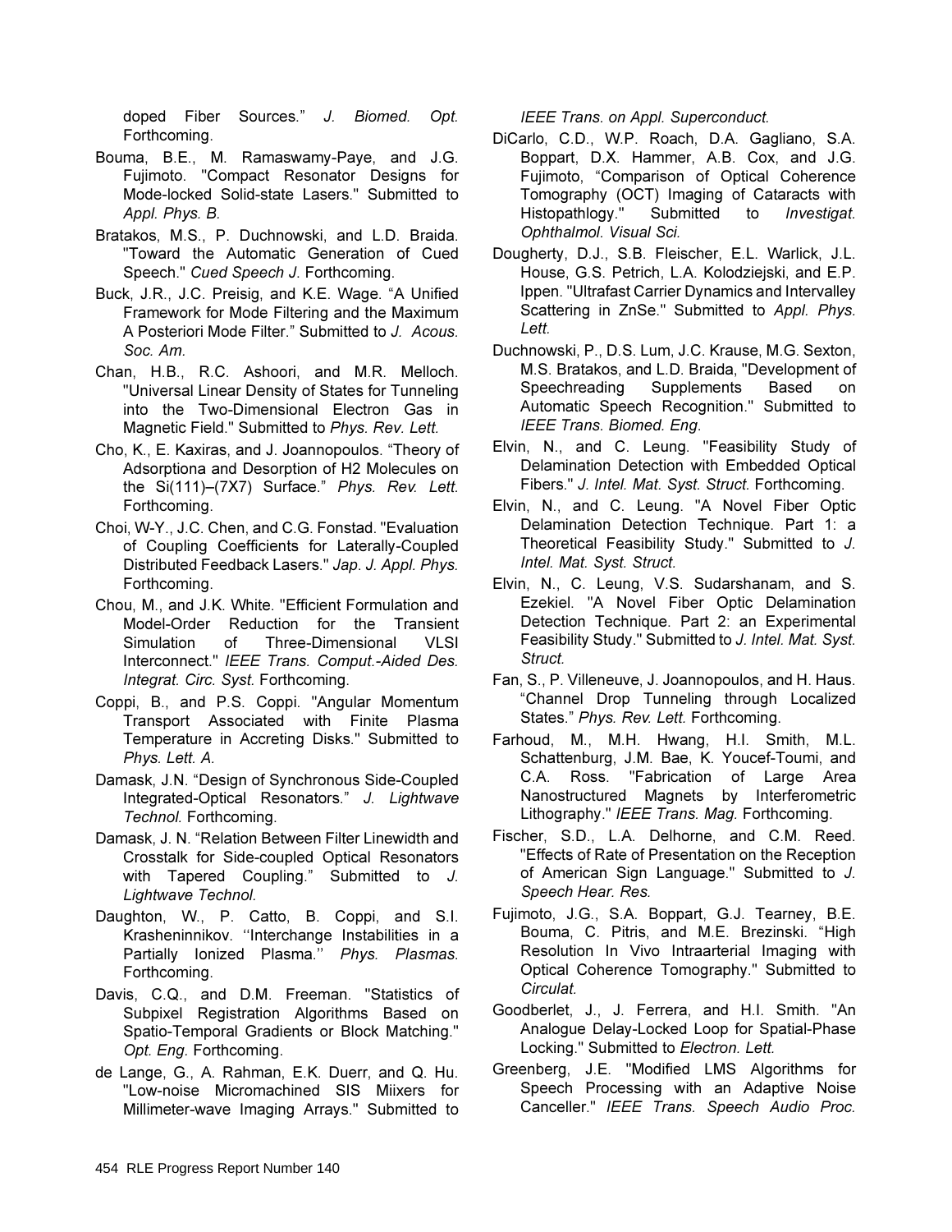doped Fiber Sources." *J. Biomed. Opt.* Forthcoming.

Bouma, B.E., M. Ramaswamy-Paye, and J.G. Fujimoto. "Compact Resonator Designs for Mode-locked Solid-state Lasers." Submitted to *Appl. Phys. B.*

Bratakos, M.S., P. Duchnowski, and L.D. Braida. "Toward the Automatic Generation of Cued Speech." *Cued Speech J.* Forthcoming.

Buck, J.R., J.C. Preisig, and K.E. Wage. "A Unified Framework for Mode Filtering and the Maximum A Posteriori Mode Filter." Submitted to *J. Acous. Soc. Am.*

Chan, H.B., R.C. Ashoori, and M.R. Melloch. "Universal Linear Density of States for Tunneling into the Two-Dimensional Electron Gas in Magnetic Field." Submitted to *Phys. Rev. Lett.*

Cho, K., E. Kaxiras, and J. Joannopoulos. "Theory of Adsorptiona and Desorption of H2 Molecules on the Si(111)–(7X7) Surface." *Phys. Rev. Lett.* Forthcoming.

Choi, W-Y., J.C. Chen, and C.G. Fonstad. "Evaluation of Coupling Coefficients for Laterally-Coupled Distributed Feedback Lasers." *Jap. J. Appl. Phys.* Forthcoming.

Chou, M., and J.K. White. "Efficient Formulation and Model-Order Reduction for the Transient Simulation of Three-Dimensional VLSI Interconnect." *IEEE Trans. Comput.-Aided Des. Integrat. Circ. Syst.* Forthcoming.

Coppi, B., and P.S. Coppi. "Angular Momentum Transport Associated with Finite Plasma Temperature in Accreting Disks." Submitted to *Phys. Lett. A.*

Damask, J.N. "Design of Synchronous Side-Coupled Integrated-Optical Resonators." *J. Lightwave Technol.* Forthcoming.

Damask, J. N. "Relation Between Filter Linewidth and Crosstalk for Side-coupled Optical Resonators with Tapered Coupling." Submitted to *J. Lightwave Technol.*

Daughton, W., P. Catto, B. Coppi, and S.I. Krasheninnikov. "Interchange Instabilities in a Partially Ionized Plasma." *Phys. Plasmas.* Forthcoming.

Davis, C.Q., and D.M. Freeman. "Statistics of Subpixel Registration Algorithms Based on Spatio-Temporal Gradients or Block Matching." *Opt. Eng.* Forthcoming.

de Lange, G., A. Rahman, E.K. Duerr, and Q. Hu. "Low-noise Micromachined SIS Miixers for Millimeter-wave Imaging Arrays." Submitted to *IEEE Trans. on Appl. Superconduct.*

DiCarlo, C.D., W.P. Roach, D.A. Gagliano, S.A. Boppart, D.X. Hammer, A.B. Cox, and J.G. Fujimoto, "Comparison of Optical Coherence Tomography (OCT) Imaging of Cataracts with Histopathlogy." Submitted to *Investigat. Ophthalmol. Visual Sci.*

Dougherty, D.J., S.B. Fleischer, E.L. Warlick, J.L. House, G.S. Petrich, L.A. Kolodziejski, and E.P. Ippen. "Ultrafast Carrier Dynamics and Intervalley Scattering in ZnSe." Submitted to *Appl. Phys. Lett.*

Duchnowski, P., D.S. Lum, J.C. Krause, M.G. Sexton, M.S. Bratakos, and L.D. Braida, "Development of Speechreading Supplements Based on Automatic Speech Recognition." Submitted to *IEEE Trans. Biomed. Eng.*

Elvin, N., and C. Leung. "Feasibility Study of Delamination Detection with Embedded Optical Fibers." *J. Intel. Mat. Syst. Struct.* Forthcoming.

Elvin, N., and C. Leung. "A Novel Fiber Optic Delamination Detection Technique. Part 1: a Theoretical Feasibility Study." Submitted to *J. Intel. Mat. Syst. Struct.*

Elvin, N., C. Leung, V.S. Sudarshanam, and S. Ezekiel. "A Novel Fiber Optic Delamination Detection Technique. Part 2: an Experimental Feasibility Study." Submitted to *J. Intel. Mat. Syst. Struct.*

Fan, S., P. Villeneuve, J. Joannopoulos, and H. Haus. "Channel Drop Tunneling through Localized States." *Phys. Rev. Lett.* Forthcoming.

Farhoud, M., M.H. Hwang, H.I. Smith, M.L. Schattenburg, J.M. Bae, K. Youcef-Toumi, and C.A. Ross. "Fabrication of Large Area Nanostructured Magnets by Interferometric Lithography." *IEEE Trans. Mag.* Forthcoming.

Fischer, S.D., L.A. Delhorne, and C.M. Reed. "Effects of Rate of Presentation on the Reception of American Sign Language." Submitted to *J. Speech Hear. Res.*

Fujimoto, J.G., S.A. Boppart, G.J. Tearney, B.E. Bouma, C. Pitris, and M.E. Brezinski. "High Resolution In Vivo Intraarterial Imaging with Optical Coherence Tomography." Submitted to *Circulat.*

Goodberlet, J., J. Ferrera, and H.I. Smith. "An Analogue Delay-Locked Loop for Spatial-Phase Locking." Submitted to *Electron. Lett.*

Greenberg, J.E. "Modified LMS Algorithms for Speech Processing with an Adaptive Noise Canceller." *IEEE Trans. Speech Audio Proc.*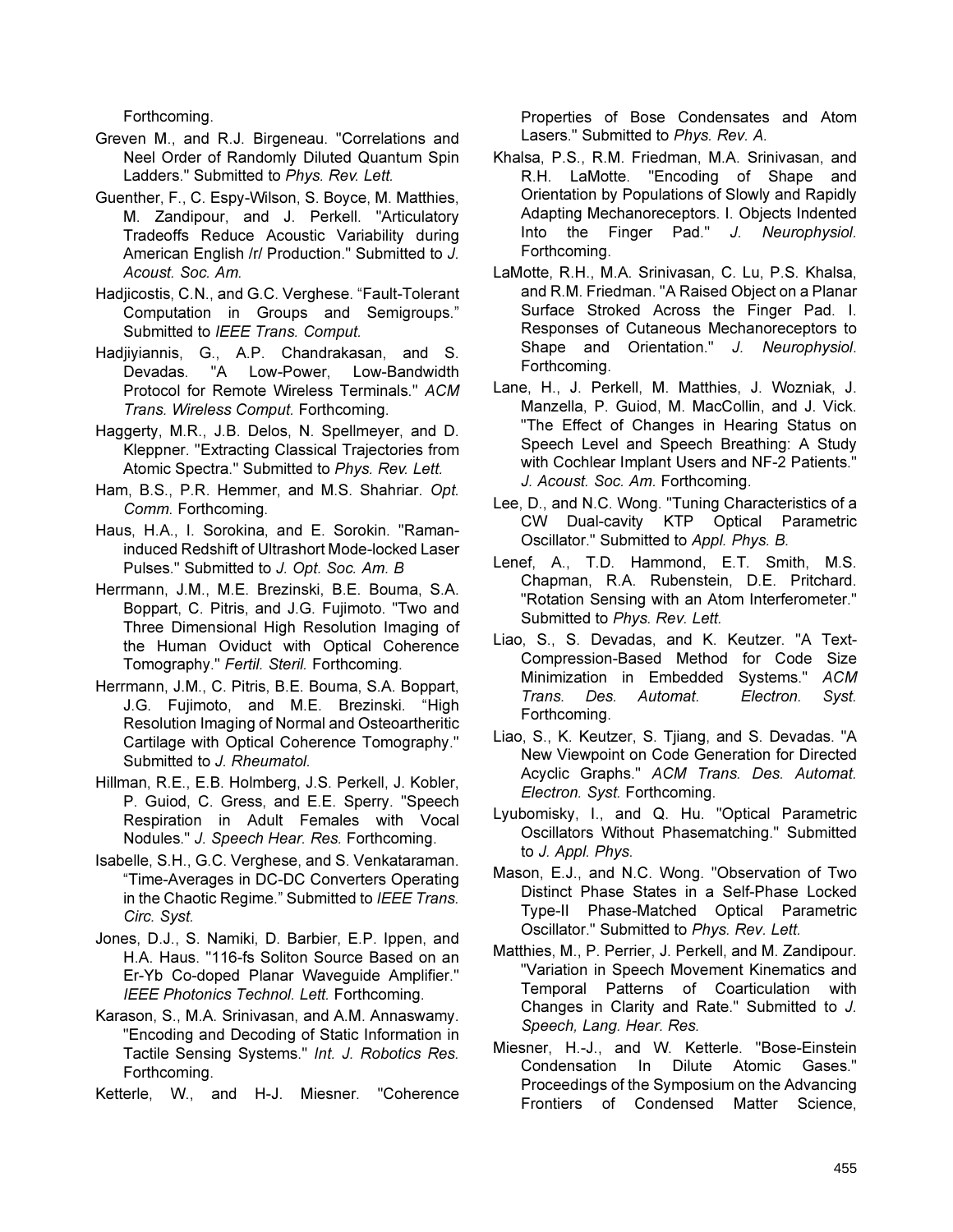Forthcoming.

Greven M., and R.J. Birgeneau. "Correlations and Neel Order of Randomly Diluted Quantum Spin Ladders." Submitted to *Phys. Rev. Lett.*

Guenther, F., C. Espy-Wilson, S. Boyce, M. Matthies, M. Zandipour, and J. Perkell. "Articulatory Tradeoffs Reduce Acoustic Variability during American English /r/ Production." Submitted to *J. Acoust. Soc. Am.*

Hadjicostis, C.N., and G.C. Verghese. "Fault-Tolerant Computation in Groups and Semigroups." Submitted to *IEEE Trans. Comput.*

Hadjiyiannis, G., A.P. Chandrakasan, and S. Devadas. "A Low-Power, Low-Bandwidth Protocol for Remote Wireless Terminals." *ACM Trans. Wireless Comput.* Forthcoming.

Haggerty, M.R., J.B. Delos, N. Spellmeyer, and D. Kleppner. "Extracting Classical Trajectories from Atomic Spectra." Submitted to *Phys. Rev. Lett.*

Ham, B.S., P.R. Hemmer, and M.S. Shahriar. *Opt. Comm.* Forthcoming.

Haus, H.A., I. Sorokina, and E. Sorokin. "Raman-induced Redshift of Ultrashort Mode-locked Laser Pulses." Submitted to *J. Opt. Soc. Am. B*

Herrmann, J.M., M.E. Brezinski, B.E. Bouma, S.A. Boppart, C. Pitris, and J.G. Fujimoto. "Two and Three Dimensional High Resolution Imaging of the Human Oviduct with Optical Coherence Tomography." *Fertil. Steril.* Forthcoming.

Herrmann, J.M., C. Pitris, B.E. Bouma, S.A. Boppart, J.G. Fujimoto, and M.E. Brezinski. "High Resolution Imaging of Normal and Osteoartheritic Cartilage with Optical Coherence Tomography." Submitted to *J. Rheumatol.*

Hillman, R.E., E.B. Holmberg, J.S. Perkell, J. Kobler, P. Guiod, C. Gress, and E.E. Sperry. "Speech Respiration in Adult Females with Vocal Nodules." *J. Speech Hear. Res.* Forthcoming.

Isabelle, S.H., G.C. Verghese, and S. Venkataraman. "Time-Averages in DC-DC Converters Operating in the Chaotic Regime." Submitted to *IEEE Trans. Circ. Syst.*

Jones, D.J., S. Namiki, D. Barbier, E.P. Ippen, and H.A. Haus. "116-fs Soliton Source Based on an Er-Yb Co-doped Planar Waveguide Amplifier." *IEEE Photonics Technol. Lett.* Forthcoming.

Karason, S., M.A. Srinivasan, and A.M. Annaswamy. "Encoding and Decoding of Static Information in Tactile Sensing Systems." *Int. J. Robotics Res.* Forthcoming.

Ketterle, W., and H-J. Miesner. "Coherence Properties of Bose Condensates and Atom Lasers." Submitted to *Phys. Rev. A.*

Khalsa, P.S., R.M. Friedman, M.A. Srinivasan, and R.H. LaMotte. "Encoding of Shape and Orientation by Populations of Slowly and Rapidly Adapting Mechanoreceptors. I. Objects Indented Into the Finger Pad." *J. Neurophysiol.* Forthcoming.

LaMotte, R.H., M.A. Srinivasan, C. Lu, P.S. Khalsa, and R.M. Friedman. "A Raised Object on a Planar Surface Stroked Across the Finger Pad. I. Responses of Cutaneous Mechanoreceptors to Shape and Orientation." *J. Neurophysiol*. Forthcoming.

Lane, H., J. Perkell, M. Matthies, J. Wozniak, J. Manzella, P. Guiod, M. MacCollin, and J. Vick. "The Effect of Changes in Hearing Status on Speech Level and Speech Breathing: A Study with Cochlear Implant Users and NF-2 Patients." *J. Acoust. Soc. Am.* Forthcoming.

Lee, D., and N.C. Wong. "Tuning Characteristics of a CW Dual-cavity KTP Optical Parametric Oscillator." Submitted to *Appl. Phys. B.*

Lenef, A., T.D. Hammond, E.T. Smith, M.S. Chapman, R.A. Rubenstein, D.E. Pritchard. "Rotation Sensing with an Atom Interferometer." Submitted to *Phys. Rev. Lett.*

Liao, S., S. Devadas, and K. Keutzer. "A Text-Compression-Based Method for Code Size Minimization in Embedded Systems." *ACM Trans. Des. Automat. Electron. Syst.* Forthcoming.

Liao, S., K. Keutzer, S. Tjiang, and S. Devadas. "A New Viewpoint on Code Generation for Directed Acyclic Graphs." *ACM Trans. Des. Automat. Electron. Syst.* Forthcoming.

Lyubomisky, I., and Q. Hu. "Optical Parametric Oscillators Without Phasematching." Submitted to *J. Appl. Phys.*

Mason, E.J., and N.C. Wong. "Observation of Two Distinct Phase States in a Self-Phase Locked Type-II Phase-Matched Optical Parametric Oscillator." Submitted to *Phys. Rev. Lett.*

Matthies, M., P. Perrier, J. Perkell, and M. Zandipour. "Variation in Speech Movement Kinematics and Temporal Patterns of Coarticulation with Changes in Clarity and Rate." Submitted to *J. Speech, Lang. Hear. Res.*

Miesner, H.-J., and W. Ketterle. "Bose-Einstein Condensation In Dilute Atomic Gases." Proceedings of the Symposium on the Advancing Frontiers of Condensed Matter Science,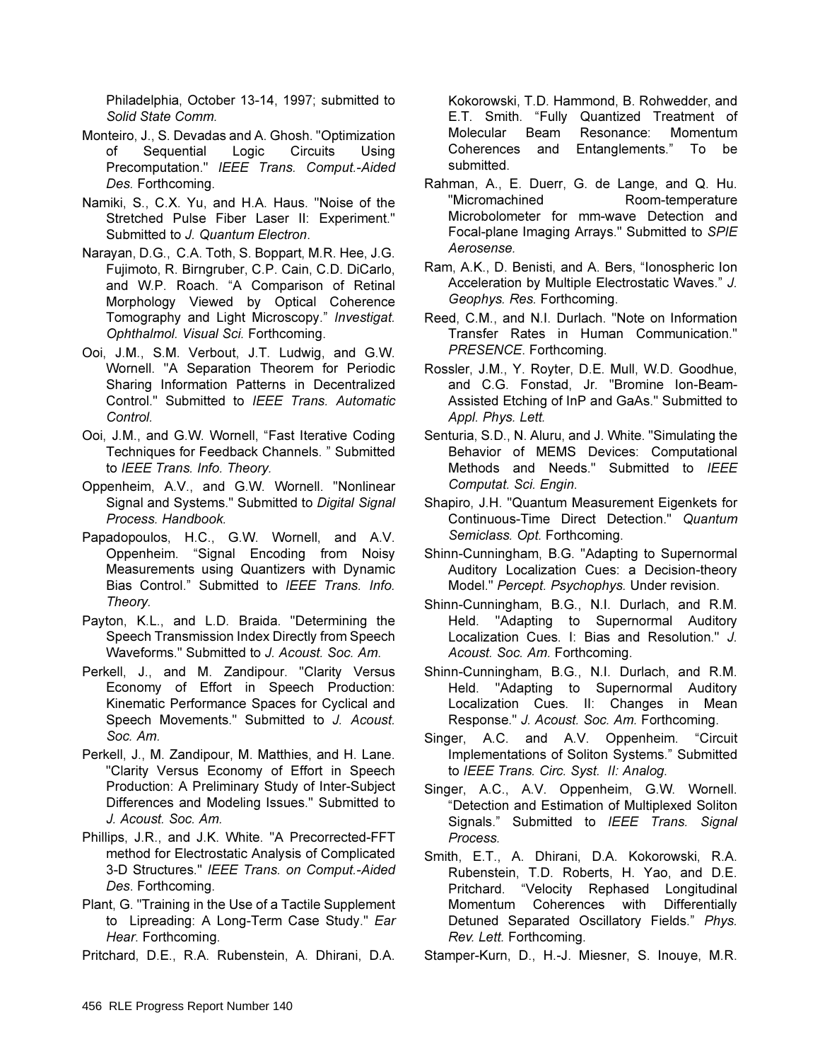Philadelphia, October 13-14, 1997; submitted to *Solid State Comm.*

Monteiro, J., S. Devadas and A. Ghosh. "Optimization of Sequential Logic Circuits Using Precomputation." *IEEE Trans. Comput.-Aided Des.* Forthcoming.

Namiki, S., C.X. Yu, and H.A. Haus. "Noise of the Stretched Pulse Fiber Laser II: Experiment." Submitted to *J. Quantum Electron*.

Narayan, D.G., C.A. Toth, S. Boppart, M.R. Hee, J.G. Fujimoto, R. Birngruber, C.P. Cain, C.D. DiCarlo, and W.P. Roach. "A Comparison of Retinal Morphology Viewed by Optical Coherence Tomography and Light Microscopy." *Investigat. Ophthalmol. Visual Sci.* Forthcoming.

Ooi, J.M., S.M. Verbout, J.T. Ludwig, and G.W. Wornell. "A Separation Theorem for Periodic Sharing Information Patterns in Decentralized Control." Submitted to *IEEE Trans. Automatic Control.*

Ooi, J.M., and G.W. Wornell, "Fast Iterative Coding Techniques for Feedback Channels. " Submitted to *IEEE Trans. Info. Theory.*

Oppenheim, A.V., and G.W. Wornell. "Nonlinear Signal and Systems." Submitted to *Digital Signal Process. Handbook.*

Papadopoulos, H.C., G.W. Wornell, and A.V. Oppenheim. "Signal Encoding from Noisy Measurements using Quantizers with Dynamic Bias Control." Submitted to *IEEE Trans. Info. Theory.*

Payton, K.L., and L.D. Braida. "Determining the Speech Transmission Index Directly from Speech Waveforms." Submitted to *J. Acoust. Soc. Am.*

Perkell, J., and M. Zandipour. "Clarity Versus Economy of Effort in Speech Production: Kinematic Performance Spaces for Cyclical and Speech Movements." Submitted to *J. Acoust. Soc. Am.*

Perkell, J., M. Zandipour, M. Matthies, and H. Lane. "Clarity Versus Economy of Effort in Speech Production: A Preliminary Study of Inter-Subject Differences and Modeling Issues." Submitted to *J. Acoust. Soc. Am.*

Phillips, J.R., and J.K. White. "A Precorrected-FFT method for Electrostatic Analysis of Complicated 3-D Structures." *IEEE Trans. on Comput.-Aided Des.* Forthcoming.

Plant, G. "Training in the Use of a Tactile Supplement to Lipreading: A Long-Term Case Study." *Ear Hear.* Forthcoming.

Pritchard, D.E., R.A. Rubenstein, A. Dhirani, D.A. Kokorowski, T.D. Hammond, B. Rohwedder, and E.T. Smith. "Fully Quantized Treatment of Molecular Beam Resonance: Momentum Coherences and Entanglements." To be submitted.

Rahman, A., E. Duerr, G. de Lange, and Q. Hu. "Micromachined Room-temperature Microbolometer for mm-wave Detection and Focal-plane Imaging Arrays." Submitted to *SPIE Aerosense.*

Ram, A.K., D. Benisti, and A. Bers, "Ionospheric Ion Acceleration by Multiple Electrostatic Waves." *J. Geophys. Res.* Forthcoming.

Reed, C.M., and N.I. Durlach. "Note on Information Transfer Rates in Human Communication." *PRESENCE.* Forthcoming.

Rossler, J.M., Y. Royter, D.E. Mull, W.D. Goodhue, and C.G. Fonstad, Jr. "Bromine Ion-Beam-Assisted Etching of InP and GaAs." Submitted to *Appl. Phys. Lett.*

Senturia, S.D., N. Aluru, and J. White. "Simulating the Behavior of MEMS Devices: Computational Methods and Needs." Submitted to *IEEE Computat. Sci. Engin.*

Shapiro, J.H. "Quantum Measurement Eigenkets for Continuous-Time Direct Detection." *Quantum Semiclass. Opt.* Forthcoming.

Shinn-Cunningham, B.G. "Adapting to Supernormal Auditory Localization Cues: a Decision-theory Model." *Percept. Psychophys.* Under revision.

Shinn-Cunningham, B.G., N.I. Durlach, and R.M. Held. "Adapting to Supernormal Auditory Localization Cues. I: Bias and Resolution." *J. Acoust. Soc. Am.* Forthcoming.

Shinn-Cunningham, B.G., N.I. Durlach, and R.M. Held. "Adapting to Supernormal Auditory Localization Cues. II: Changes in Mean Response." *J. Acoust. Soc. Am.* Forthcoming.

Singer, A.C. and A.V. Oppenheim. "Circuit Implementations of Soliton Systems." Submitted to *IEEE Trans. Circ. Syst. II: Analog.*

Singer, A.C., A.V. Oppenheim, G.W. Wornell. "Detection and Estimation of Multiplexed Soliton Signals." Submitted to *IEEE Trans. Signal Process.*

Smith, E.T., A. Dhirani, D.A. Kokorowski, R.A. Rubenstein, T.D. Roberts, H. Yao, and D.E. Pritchard. "Velocity Rephased Longitudinal Momentum Coherences with Differentially Detuned Separated Oscillatory Fields." *Phys. Rev. Lett.* Forthcoming.

Stamper-Kurn, D., H.-J. Miesner, S. Inouye, M.R.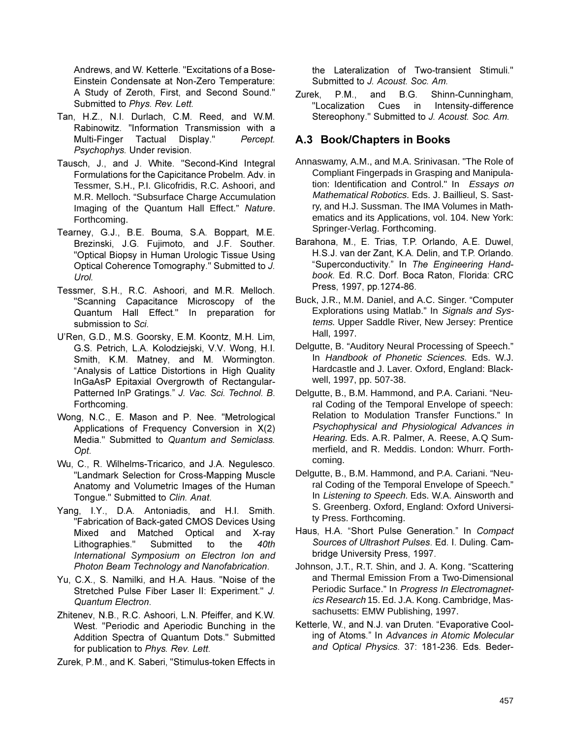Andrews, and W. Ketterle. "Excitations of a Bose-Einstein Condensate at Non-Zero Temperature: A Study of Zeroth, First, and Second Sound." Submitted to *Phys. Rev. Lett.*

Tan, H.Z., N.I. Durlach, C.M. Reed, and W.M. Rabinowitz. "Information Transmission with a Multi-Finger Tactual Display." *Percept. Psychophys.* Under revision.

Tausch, J., and J. White. "Second-Kind Integral Formulations for the Capicitance Probelm. Adv. in Tessmer, S.H., P.I. Glicofridis, R.C. Ashoori, and M.R. Melloch. "Subsurface Charge Accumulation Imaging of the Quantum Hall Effect." *Nature*. Forthcoming.

Tearney, G.J., B.E. Bouma, S.A. Boppart, M.E. Brezinski, J.G. Fujimoto, and J.F. Souther. "Optical Biopsy in Human Urologic Tissue Using Optical Coherence Tomography." Submitted to *J. Urol.*

Tessmer, S.H., R.C. Ashoori, and M.R. Melloch. "Scanning Capacitance Microscopy of the Quantum Hall Effect." In preparation for submission to *Sci.*

U'Ren, G.D., M.S. Goorsky, E.M. Koontz, M.H. Lim, G.S. Petrich, L.A. Kolodziejski, V.V. Wong, H.I. Smith, K.M. Matney, and M. Wormington. "Analysis of Lattice Distortions in High Quality InGaAsP Epitaxial Overgrowth of Rectangular-Patterned InP Gratings." *J. Vac. Sci. Technol. B*. Forthcoming.

Wong, N.C., E. Mason and P. Nee. "Metrological Applications of Frequency Conversion in Χ(2) Media." Submitted to *Quantum and Semiclass. Opt*.

Wu, C., R. Wilhelms-Tricarico, and J.A. Negulesco. "Landmark Selection for Cross-Mapping Muscle Anatomy and Volumetric Images of the Human Tongue." Submitted to *Clin. Anat*.

Yang, I.Y., D.A. Antoniadis, and H.I. Smith. "Fabrication of Back-gated CMOS Devices Using Mixed and Matched Optical and X-ray Lithographies." Submitted to the *40th International Symposium on Electron Ion and Photon Beam Technology and Nanofabrication*.

Yu, C.X., S. Namilki, and H.A. Haus. "Noise of the Stretched Pulse Fiber Laser II: Experiment." *J. Quantum Electron*.

Zhitenev, N.B., R.C. Ashoori, L.N. Pfeiffer, and K.W. West. "Periodic and Aperiodic Bunching in the Addition Spectra of Quantum Dots." Submitted for publication to *Phys. Rev. Lett*.

Zurek, P.M., and K. Saberi, "Stimulus-token Effects in the Lateralization of Two-transient Stimuli." Submitted to *J. Acoust. Soc. Am.*

Zurek, P.M., and B.G. Shinn-Cunningham, "Localization Cues in Intensity-difference Stereophony." Submitted to *J. Acoust. Soc. Am.*

## A.3 Book/Chapters in Books

Annaswamy, A.M., and M.A. Srinivasan. "The Role of Compliant Fingerpads in Grasping and Manipulation: Identification and Control." In *Essays on Mathematical Robotics.* Eds. J. Baillieul, S. Sastry, and H.J. Sussman. The IMA Volumes in Mathematics and its Applications, vol. 104. New York: Springer-Verlag. Forthcoming.

Barahona, M., E. Trias, T.P. Orlando, A.E. Duwel, H.S.J. van der Zant, K.A. Delin, and T.P. Orlando. "Superconductivity." In *The Engineering Handbook*. Ed. R.C. Dorf. Boca Raton, Florida: CRC Press, 1997, pp.1274-86.

Buck, J.R., M.M. Daniel, and A.C. Singer. "Computer Explorations using Matlab." In *Signals and Systems*. Upper Saddle River, New Jersey: Prentice Hall, 1997.

Delgutte, B. "Auditory Neural Processing of Speech." In *Handbook of Phonetic Sciences.* Eds. W.J. Hardcastle and J. Laver. Oxford, England: Blackwell, 1997, pp. 507-38.

Delgutte, B., B.M. Hammond, and P.A. Cariani. "Neural Coding of the Temporal Envelope of speech: Relation to Modulation Transfer Functions." In *Psychophysical and Physiological Advances in Hearing.* Eds. A.R. Palmer, A. Reese, A.Q Summerfield, and R. Meddis. London: Whurr. Forthcoming.

Delgutte, B., B.M. Hammond, and P.A. Cariani. "Neural Coding of the Temporal Envelope of Speech." In *Listening to Speech.* Eds. W.A. Ainsworth and S. Greenberg. Oxford, England: Oxford University Press. Forthcoming.

Haus, H.A. "Short Pulse Generation." In *Compact Sources of Ultrashort Pulses*. Ed. I. Duling. Cambridge University Press, 1997.

Johnson, J.T., R.T. Shin, and J. A. Kong. "Scattering and Thermal Emission From a Two-Dimensional Periodic Surface." In *Progress In Electromagnetics Research* 15. Ed. J.A. Kong. Cambridge, Massachusetts: EMW Publishing, 1997.

Ketterle, W., and N.J. van Druten. "Evaporative Cooling of Atoms." In *Advances in Atomic Molecular and Optical Physics*. 37: 181-236. Eds. Beder-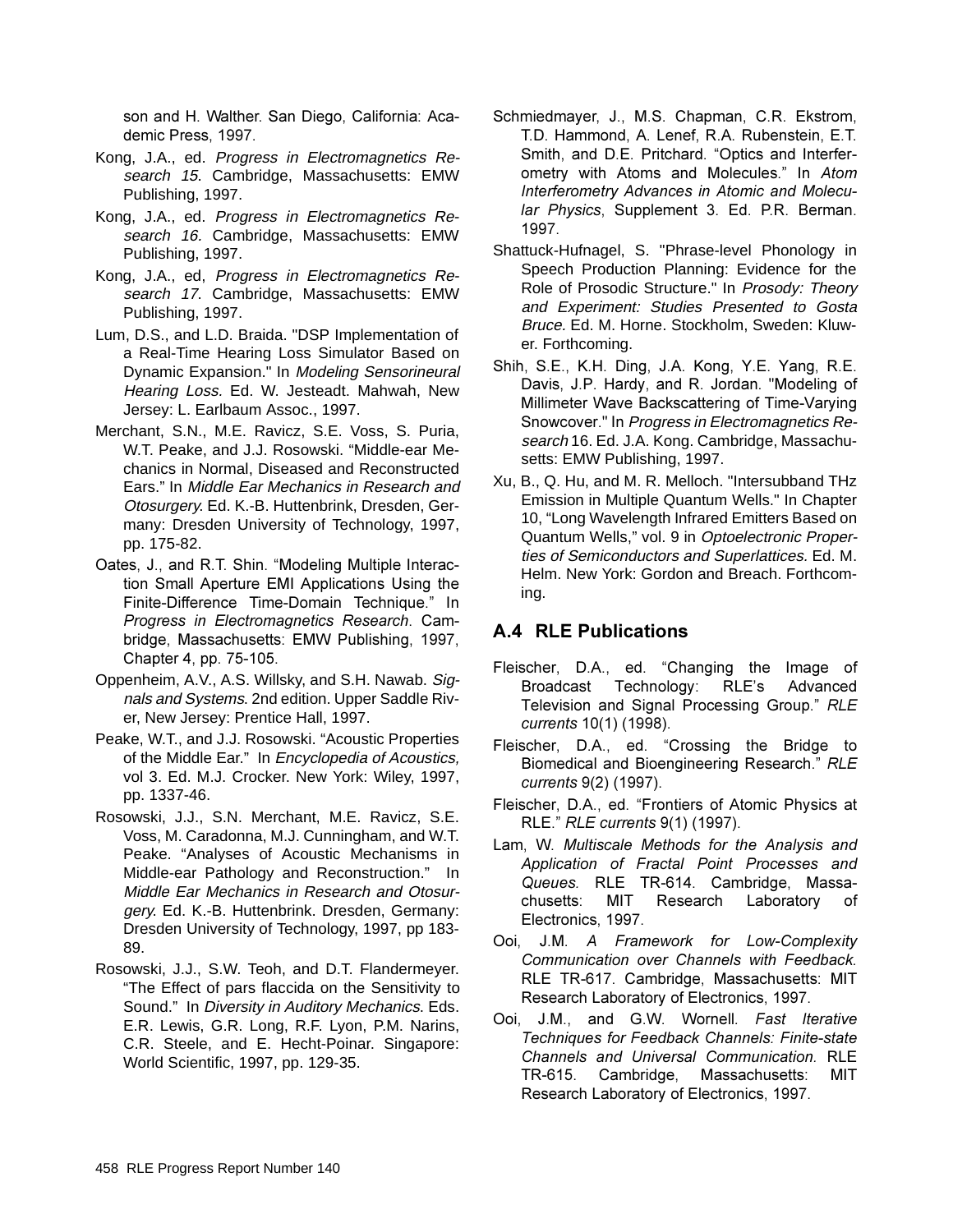son and H. Walther. San Diego, California: Academic Press, 1997.

Kong, J.A., ed. *Progress in Electromagnetics Research 15*. Cambridge, Massachusetts: EMW Publishing, 1997.

Kong, J.A., ed. *Progress in Electromagnetics Research 16.* Cambridge, Massachusetts: EMW Publishing, 1997.

Kong, J.A., ed, *Progress in Electromagnetics Research 17*. Cambridge, Massachusetts: EMW Publishing, 1997.

Lum, D.S., and L.D. Braida. "DSP Implementation of a Real-Time Hearing Loss Simulator Based on Dynamic Expansion." In *Modeling Sensorineural Hearing Loss.* Ed. W. Jesteadt. Mahwah, New Jersey: L. Earlbaum Assoc., 1997.

Merchant, S.N., M.E. Ravicz, S.E. Voss, S. Puria, W.T. Peake, and J.J. Rosowski. "Middle-ear Mechanics in Normal, Diseased and Reconstructed Ears." In *Middle Ear Mechanics in Research and Otosurgery.* Ed. K.-B. Huttenbrink, Dresden, Germany: Dresden University of Technology, 1997, pp. 175-82.

Oates, J., and R.T. Shin. "Modeling Multiple Interaction Small Aperture EMI Applications Using the Finite-Difference Time-Domain Technique." In *Progress in Electromagnetics Research*. Cambridge, Massachusetts: EMW Publishing, 1997, Chapter 4, pp. 75-105.

Oppenheim, A.V., A.S. Willsky, and S.H. Nawab. *Signals and Systems*. 2nd edition. Upper Saddle River, New Jersey: Prentice Hall, 1997.

Peake, W.T., and J.J. Rosowski. "Acoustic Properties of the Middle Ear." In *Encyclopedia of Acoustics,* vol 3. Ed. M.J. Crocker. New York: Wiley, 1997, pp. 1337-46.

Rosowski, J.J., S.N. Merchant, M.E. Ravicz, S.E. Voss, M. Caradonna, M.J. Cunningham, and W.T. Peake. "Analyses of Acoustic Mechanisms in Middle-ear Pathology and Reconstruction." In *Middle Ear Mechanics in Research and Otosurgery.* Ed. K.-B. Huttenbrink. Dresden, Germany: Dresden University of Technology, 1997, pp 183-89.

Rosowski, J.J., S.W. Teoh, and D.T. Flandermeyer. "The Effect of pars flaccida on the Sensitivity to Sound." In *Diversity in Auditory Mechanics*. Eds. E.R. Lewis, G.R. Long, R.F. Lyon, P.M. Narins, C.R. Steele, and E. Hecht-Poinar. Singapore: World Scientific, 1997, pp. 129-35.

Schmiedmayer, J., M.S. Chapman, C.R. Ekstrom, T.D. Hammond, A. Lenef, R.A. Rubenstein, E.T. Smith, and D.E. Pritchard. "Optics and Interferometry with Atoms and Molecules." In *Atom Interferometry Advances in Atomic and Molecular Physics*, Supplement 3. Ed. P.R. Berman. 1997.

Shattuck-Hufnagel, S. "Phrase-level Phonology in Speech Production Planning: Evidence for the Role of Prosodic Structure." In *Prosody: Theory and Experiment: Studies Presented to Gosta Bruce.* Ed. M. Horne. Stockholm, Sweden: Kluwer. Forthcoming.

Shih, S.E., K.H. Ding, J.A. Kong, Y.E. Yang, R.E. Davis, J.P. Hardy, and R. Jordan. "Modeling of Millimeter Wave Backscattering of Time-Varying Snowcover." In *Progress in Electromagnetics Research* 16. Ed. J.A. Kong. Cambridge, Massachusetts: EMW Publishing, 1997.

Xu, B., Q. Hu, and M. R. Melloch. "Intersubband THz Emission in Multiple Quantum Wells." In Chapter 10, "Long Wavelength Infrared Emitters Based on Quantum Wells," vol. 9 in *Optoelectronic Properties of Semiconductors and Superlattices.* Ed. M. Helm. New York: Gordon and Breach. Forthcoming.

## A.4 RLE Publications

Fleischer, D.A., ed. "Changing the Image of Broadcast Technology: RLE's Advanced Television and Signal Processing Group." *RLE currents* 10(1) (1998).

Fleischer, D.A., ed. "Crossing the Bridge to Biomedical and Bioengineering Research." *RLE currents* 9(2) (1997).

Fleischer, D.A., ed. "Frontiers of Atomic Physics at RLE." *RLE currents* 9(1) (1997).

Lam, W. *Multiscale Methods for the Analysis and Application of Fractal Point Processes and Queues.* RLE TR-614. Cambridge, Massachusetts: MIT Research Laboratory of Electronics, 1997.

Ooi, J.M. *A Framework for Low-Complexity Communication over Channels with Feedback.* RLE TR-617. Cambridge, Massachusetts: MIT Research Laboratory of Electronics, 1997.

Ooi, J.M., and G.W. Wornell. *Fast Iterative Techniques for Feedback Channels: Finite-state Channels and Universal Communication.* RLE TR-615. Cambridge, Massachusetts: MIT Research Laboratory of Electronics, 1997.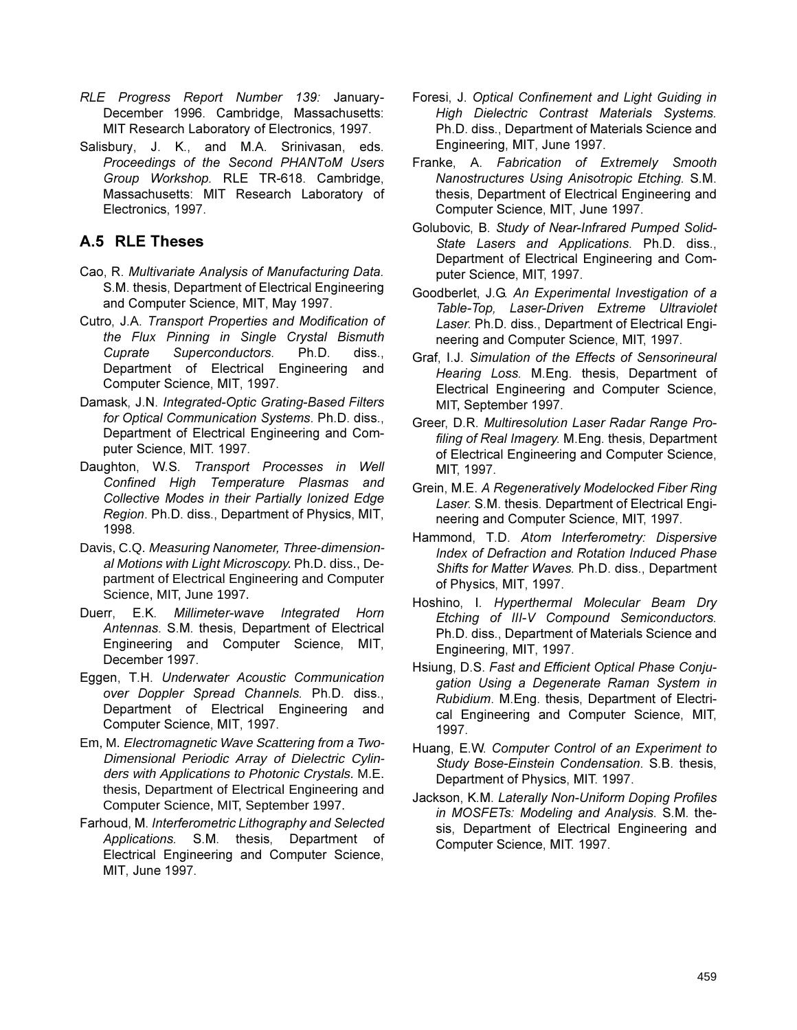*RLE Progress Report Number 139:* January-December 1996. Cambridge, Massachusetts: MIT Research Laboratory of Electronics, 1997.

Salisbury, J. K., and M.A. Srinivasan, eds. *Proceedings of the Second PHANToM Users Group Workshop.* RLE TR-618. Cambridge, Massachusetts: MIT Research Laboratory of Electronics, 1997.

## A.5 RLE Theses

Cao, R. *Multivariate Analysis of Manufacturing Data.* S.M. thesis, Department of Electrical Engineering and Computer Science, MIT, May 1997.

Cutro, J.A. *Transport Properties and Modification of the Flux Pinning in Single Crystal Bismuth Cuprate Superconductors.* Ph.D. diss., Department of Electrical Engineering and Computer Science, MIT, 1997.

Damask, J.N. *Integrated-Optic Grating-Based Filters for Optical Communication Systems.* Ph.D. diss., Department of Electrical Engineering and Computer Science, MIT. 1997.

Daughton, W.S. *Transport Processes in Well Confined High Temperature Plasmas and Collective Modes in their Partially Ionized Edge Region.* Ph.D. diss., Department of Physics, MIT, 1998.

Davis, C.Q. *Measuring Nanometer, Three-dimensional Motions with Light Microscopy.* Ph.D. diss., Department of Electrical Engineering and Computer Science, MIT, June 1997.

Duerr, E.K. *Millimeter-wave Integrated Horn Antennas.* S.M. thesis, Department of Electrical Engineering and Computer Science, MIT, December 1997.

Eggen, T.H. *Underwater Acoustic Communication over Doppler Spread Channels.* Ph.D. diss., Department of Electrical Engineering and Computer Science, MIT, 1997.

Em, M. *Electromagnetic Wave Scattering from a Two-Dimensional Periodic Array of Dielectric Cylinders with Applications to Photonic Crystals.* M.E. thesis, Department of Electrical Engineering and Computer Science, MIT, September 1997.

Farhoud, M. *Interferometric Lithography and Selected Applications.* S.M. thesis, Department of Electrical Engineering and Computer Science, MIT, June 1997.

Foresi, J. *Optical Confinement and Light Guiding in High Dielectric Contrast Materials Systems.* Ph.D. diss., Department of Materials Science and Engineering, MIT, June 1997.

Franke, A. *Fabrication of Extremely Smooth Nanostructures Using Anisotropic Etching.* S.M. thesis, Department of Electrical Engineering and Computer Science, MIT, June 1997.

Golubovic, B. *Study of Near-Infrared Pumped Solid-State Lasers and Applications.* Ph.D. diss., Department of Electrical Engineering and Computer Science, MIT, 1997.

Goodberlet, J.G. *An Experimental Investigation of a Table-Top, Laser-Driven Extreme Ultraviolet Laser.* Ph.D. diss., Department of Electrical Engineering and Computer Science, MIT, 1997.

Graf, I.J. *Simulation of the Effects of Sensorineural Hearing Loss.* M.Eng. thesis, Department of Electrical Engineering and Computer Science, MIT, September 1997.

Greer, D.R. *Multiresolution Laser Radar Range Profiling of Real Imagery.* M.Eng. thesis, Department of Electrical Engineering and Computer Science, MIT, 1997.

Grein, M.E. *A Regeneratively Modelocked Fiber Ring Laser.* S.M. thesis. Department of Electrical Engineering and Computer Science, MIT, 1997.

Hammond, T.D. *Atom Interferometry: Dispersive Index of Defraction and Rotation Induced Phase Shifts for Matter Waves.* Ph.D. diss., Department of Physics, MIT, 1997.

Hoshino, I. *Hyperthermal Molecular Beam Dry Etching of III-V Compound Semiconductors.* Ph.D. diss., Department of Materials Science and Engineering, MIT, 1997.

Hsiung, D.S. *Fast and Efficient Optical Phase Conjugation Using a Degenerate Raman System in Rubidium.* M.Eng. thesis, Department of Electrical Engineering and Computer Science, MIT, 1997.

Huang, E.W. *Computer Control of an Experiment to Study Bose-Einstein Condensation.* S.B. thesis, Department of Physics, MIT. 1997.

Jackson, K.M. *Laterally Non-Uniform Doping Profiles in MOSFETs: Modeling and Analysis.* S.M. thesis, Department of Electrical Engineering and Computer Science, MIT. 1997.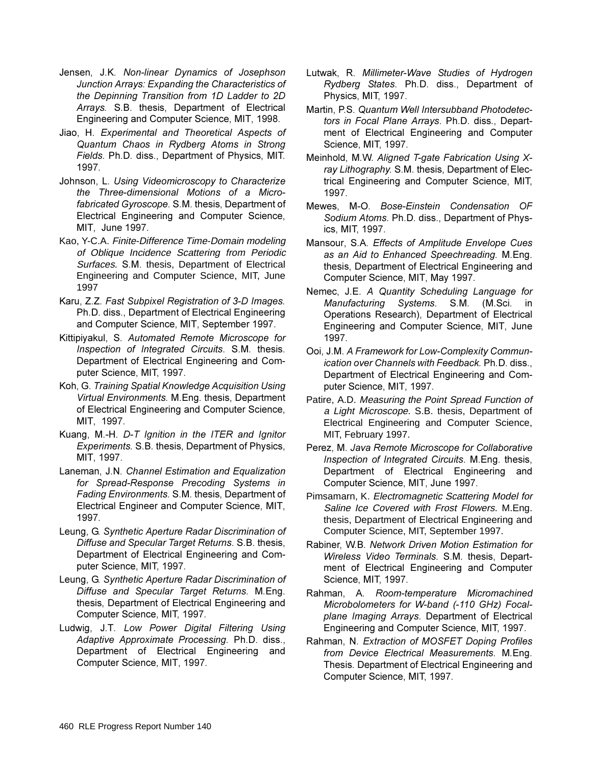Jensen, J.K. *Non-linear Dynamics of Josephson Junction Arrays: Expanding the Characteristics of the Depinning Transition from 1D Ladder to 2D Arrays.* S.B. thesis, Department of Electrical Engineering and Computer Science, MIT, 1998.

Jiao, H. *Experimental and Theoretical Aspects of Quantum Chaos in Rydberg Atoms in Strong Fields.* Ph.D. diss., Department of Physics, MIT. 1997.

Johnson, L. *Using Videomicroscopy to Characterize the Three-dimensional Motions of a Microfabricated Gyroscope.* S.M. thesis, Department of Electrical Engineering and Computer Science, MIT, June 1997.

Kao, Y-C.A. *Finite-Difference Time-Domain modeling of Oblique Incidence Scattering from Periodic Surfaces.* S.M. thesis, Department of Electrical Engineering and Computer Science, MIT, June 1997

Karu, Z.Z. *Fast Subpixel Registration of 3-D Images.* Ph.D. diss., Department of Electrical Engineering and Computer Science, MIT, September 1997.

Kittipiyakul, S. *Automated Remote Microscope for Inspection of Integrated Circuits.* S.M. thesis. Department of Electrical Engineering and Computer Science, MIT, 1997.

Koh, G. *Training Spatial Knowledge Acquisition Using Virtual Environments.* M.Eng. thesis, Department of Electrical Engineering and Computer Science, MIT, 1997.

Kuang, M.-H. *D-T Ignition in the ITER and Ignitor Experiments.* S.B. thesis, Department of Physics, MIT, 1997.

Laneman, J.N. *Channel Estimation and Equalization for Spread-Response Precoding Systems in Fading Environments.* S.M. thesis, Department of Electrical Engineer and Computer Science, MIT, 1997.

Leung, G. *Synthetic Aperture Radar Discrimination of Diffuse and Specular Target Returns.* S.B. thesis, Department of Electrical Engineering and Computer Science, MIT, 1997.

Leung, G. *Synthetic Aperture Radar Discrimination of Diffuse and Specular Target Returns.* M.Eng. thesis, Department of Electrical Engineering and Computer Science, MIT, 1997.

Ludwig, J.T. *Low Power Digital Filtering Using Adaptive Approximate Processing.* Ph.D. diss., Department of Electrical Engineering and Computer Science, MIT, 1997.

Lutwak, R. *Millimeter-Wave Studies of Hydrogen Rydberg States.* Ph.D. diss., Department of Physics, MIT, 1997.

Martin, P.S. *Quantum Well Intersubband Photodetectors in Focal Plane Arrays.* Ph.D. diss., Department of Electrical Engineering and Computer Science, MIT, 1997.

Meinhold, M.W. *Aligned T-gate Fabrication Using X-ray Lithography.* S.M. thesis, Department of Electrical Engineering and Computer Science, MIT, 1997.

Mewes, M-O. *Bose-Einstein Condensation OF Sodium Atoms.* Ph.D. diss., Department of Physics, MIT, 1997.

Mansour, S.A. *Effects of Amplitude Envelope Cues as an Aid to Enhanced Speechreading.* M.Eng. thesis, Department of Electrical Engineering and Computer Science, MIT, May 1997.

Nemec, J.E. *A Quantity Scheduling Language for Manufacturing Systems.* S.M. (M.Sci. in Operations Research), Department of Electrical Engineering and Computer Science, MIT, June 1997.

Ooi, J.M. *A Framework for Low-Complexity Communication over Channels with Feedback.* Ph.D. diss., Department of Electrical Engineering and Computer Science, MIT, 1997.

Patire, A.D. *Measuring the Point Spread Function of a Light Microscope.* S.B. thesis, Department of Electrical Engineering and Computer Science, MIT, February 1997.

Perez, M. *Java Remote Microscope for Collaborative Inspection of Integrated Circuits.* M.Eng. thesis, Department of Electrical Engineering and Computer Science, MIT, June 1997.

Pimsamarn, K. *Electromagnetic Scattering Model for Saline Ice Covered with Frost Flowers.* M.Eng. thesis, Department of Electrical Engineering and Computer Science, MIT, September 1997.

Rabiner, W.B. *Network Driven Motion Estimation for Wireless Video Terminals.* S.M. thesis, Department of Electrical Engineering and Computer Science, MIT, 1997.

Rahman, A. *Room-temperature Micromachined Microbolometers for W-band (-110 GHz) Focal-plane Imaging Arrays.* Department of Electrical Engineering and Computer Science, MIT, 1997.

Rahman, N. *Extraction of MOSFET Doping Profiles from Device Electrical Measurements.* M.Eng. Thesis. Department of Electrical Engineering and Computer Science, MIT, 1997.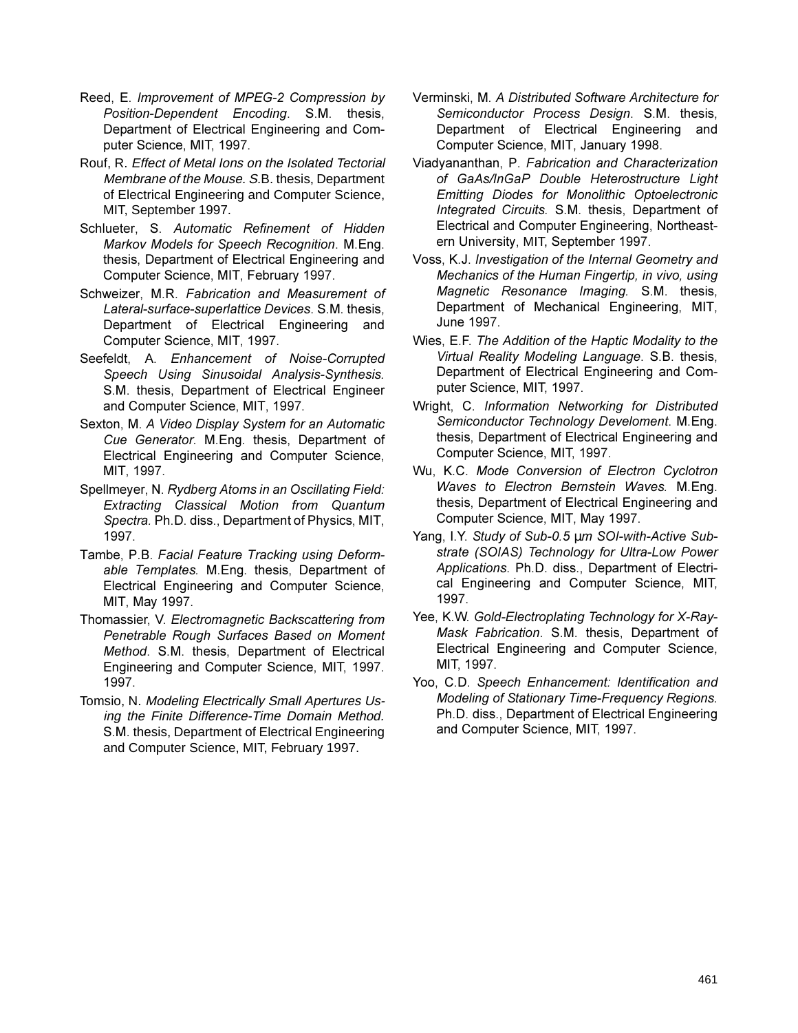Reed, E. *Improvement of MPEG-2 Compression by Position-Dependent Encoding*. S.M. thesis, Department of Electrical Engineering and Computer Science, MIT, 1997.

Rouf, R. *Effect of Metal Ions on the Isolated Tectorial Membrane of the Mouse. S.*B. thesis, Department of Electrical Engineering and Computer Science, MIT, September 1997.

Schlueter, S. *Automatic Refinement of Hidden Markov Models for Speech Recognition*. M.Eng. thesis, Department of Electrical Engineering and Computer Science, MIT, February 1997.

Schweizer, M.R. *Fabrication and Measurement of Lateral-surface-superlattice Devices*. S.M. thesis, Department of Electrical Engineering and Computer Science, MIT, 1997.

Seefeldt, A. *Enhancement of Noise-Corrupted Speech Using Sinusoidal Analysis-Synthesis.* S.M. thesis, Department of Electrical Engineer and Computer Science, MIT, 1997.

Sexton, M. *A Video Display System for an Automatic Cue Generator*. M.Eng. thesis, Department of Electrical Engineering and Computer Science, MIT, 1997.

Spellmeyer, N. *Rydberg Atoms in an Oscillating Field: Extracting Classical Motion from Quantum Spectra.* Ph.D. diss., Department of Physics, MIT, 1997.

Tambe, P.B. *Facial Feature Tracking using Deformable Templates.* M.Eng. thesis, Department of Electrical Engineering and Computer Science, MIT, May 1997.

Thomassier, V. *Electromagnetic Backscattering from Penetrable Rough Surfaces Based on Moment Method*. S.M. thesis, Department of Electrical Engineering and Computer Science, MIT, 1997. 1997.

Tomsio, N. *Modeling Electrically Small Apertures Using the Finite Difference-Time Domain Method.* S.M. thesis, Department of Electrical Engineering and Computer Science, MIT, February 1997.

Verminski, M. *A Distributed Software Architecture for Semiconductor Process Design*. S.M. thesis, Department of Electrical Engineering and Computer Science, MIT, January 1998.

Viadyananthan, P. *Fabrication and Characterization of GaAs/InGaP Double Heterostructure Light Emitting Diodes for Monolithic Optoelectronic Integrated Circuits.* S.M. thesis, Department of Electrical and Computer Engineering, Northeastern University, MIT, September 1997.

Voss, K.J. *Investigation of the Internal Geometry and Mechanics of the Human Fingertip, in vivo, using Magnetic Resonance Imaging.* S.M. thesis, Department of Mechanical Engineering, MIT, June 1997.

Wies, E.F. *The Addition of the Haptic Modality to the Virtual Reality Modeling Language*. S.B. thesis, Department of Electrical Engineering and Computer Science, MIT, 1997.

Wright, C. *Information Networking for Distributed Semiconductor Technology Develoment*. M.Eng. thesis, Department of Electrical Engineering and Computer Science, MIT, 1997.

Wu, K.C. *Mode Conversion of Electron Cyclotron Waves to Electron Bernstein Waves.* M.Eng. thesis, Department of Electrical Engineering and Computer Science, MIT, May 1997.

Yang, I.Y. *Study of Sub-0.5 μm SOI-with-Active Substrate (SOIAS) Technology for Ultra-Low Power Applications*. Ph.D. diss., Department of Electrical Engineering and Computer Science, MIT, 1997.

Yee, K.W. *Gold-Electroplating Technology for X-Ray-Mask Fabrication*. S.M. thesis, Department of Electrical Engineering and Computer Science, MIT, 1997.

Yoo, C.D. *Speech Enhancement: Identification and Modeling of Stationary Time-Frequency Regions.* Ph.D. diss., Department of Electrical Engineering and Computer Science, MIT, 1997.